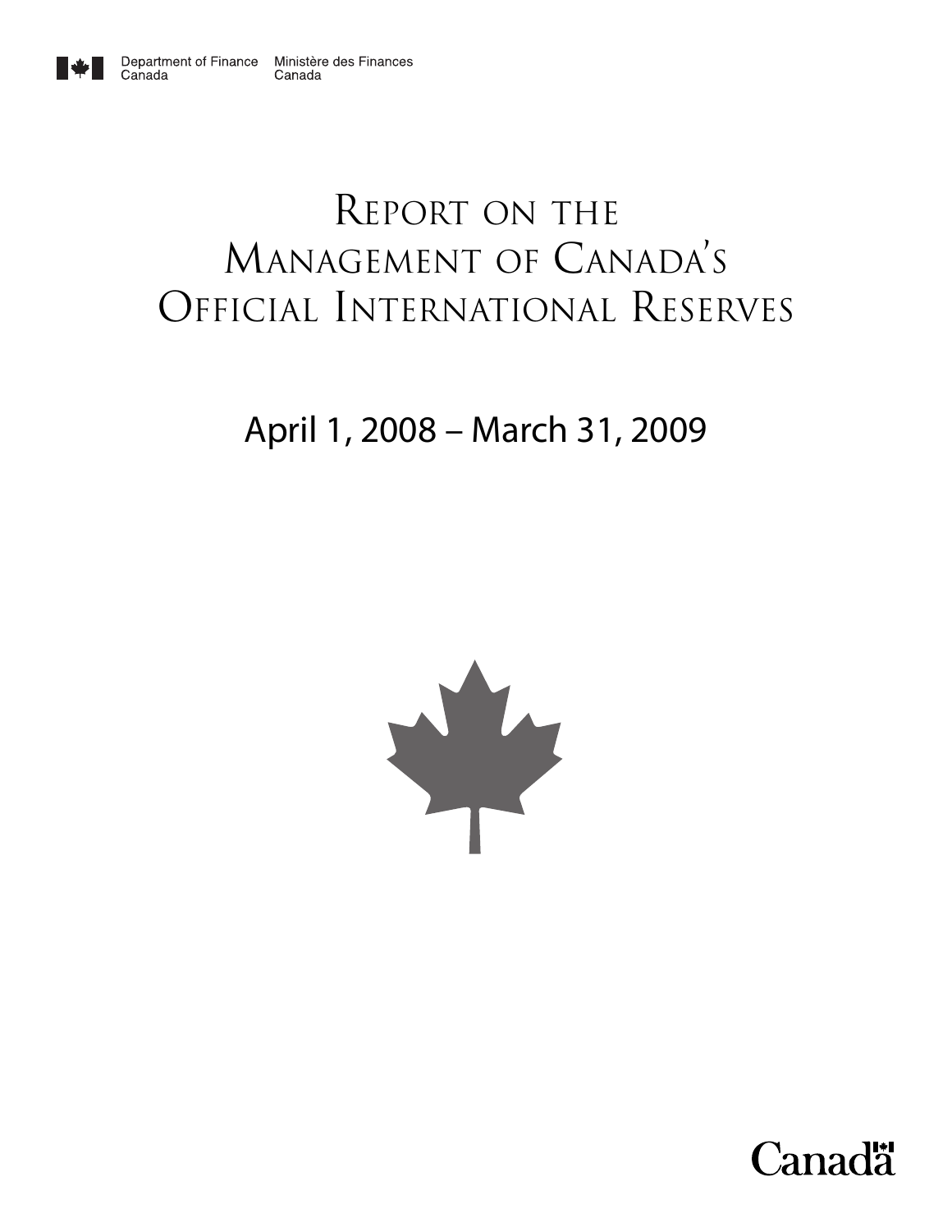Department of Finance Canada | Ministère des Finances Canada

# Report on the Management of Canada's Official International Reserves

## April 1, 2008 – March 31, 2009

Canada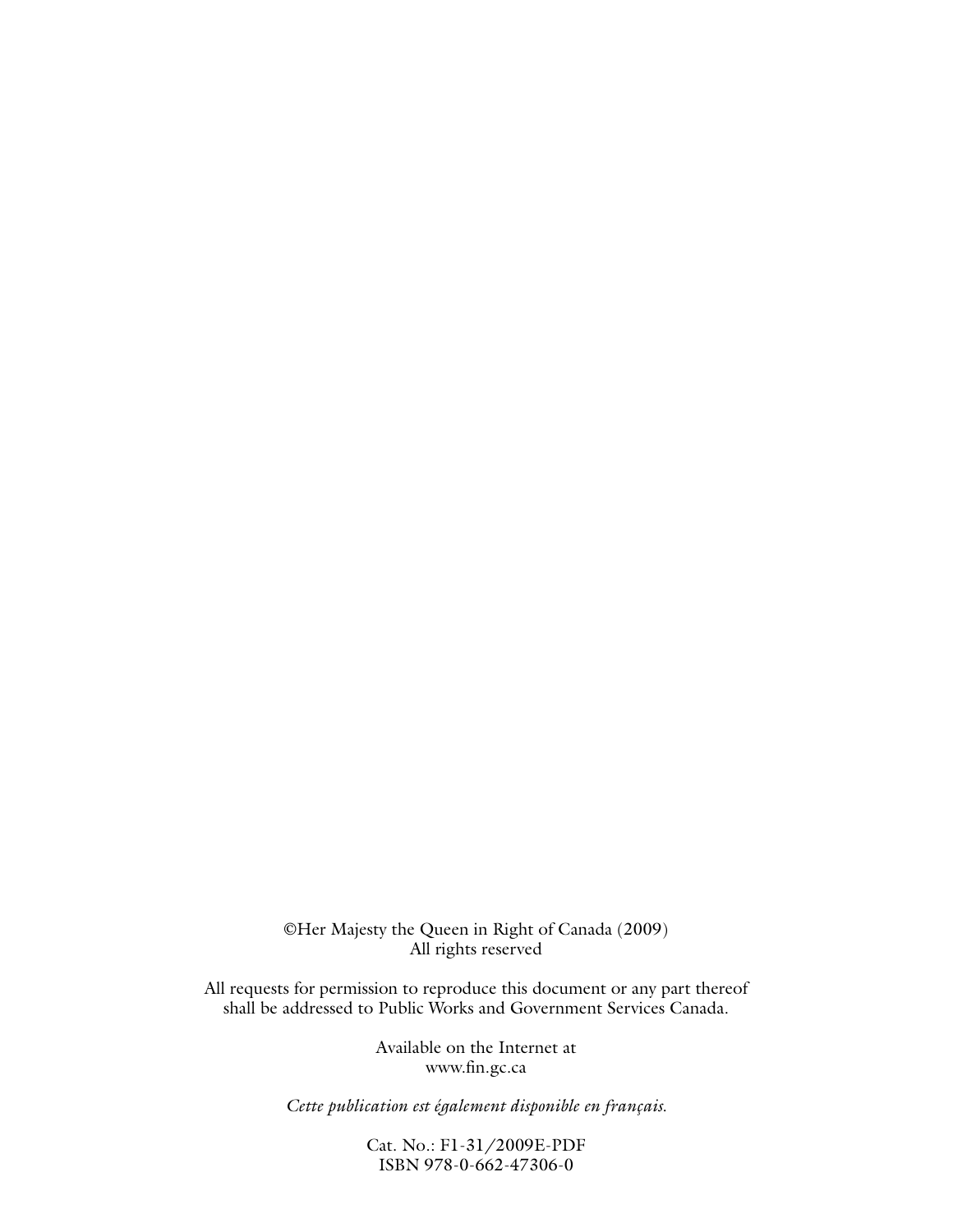©Her Majesty the Queen in Right of Canada (2009)
All rights reserved

All requests for permission to reproduce this document or any part thereof shall be addressed to Public Works and Government Services Canada.

Available on the Internet at
www.fin.gc.ca

*Cette publication est également disponible en français.*

Cat. No.: F1-31/2009E-PDF
ISBN 978-0-662-47306-0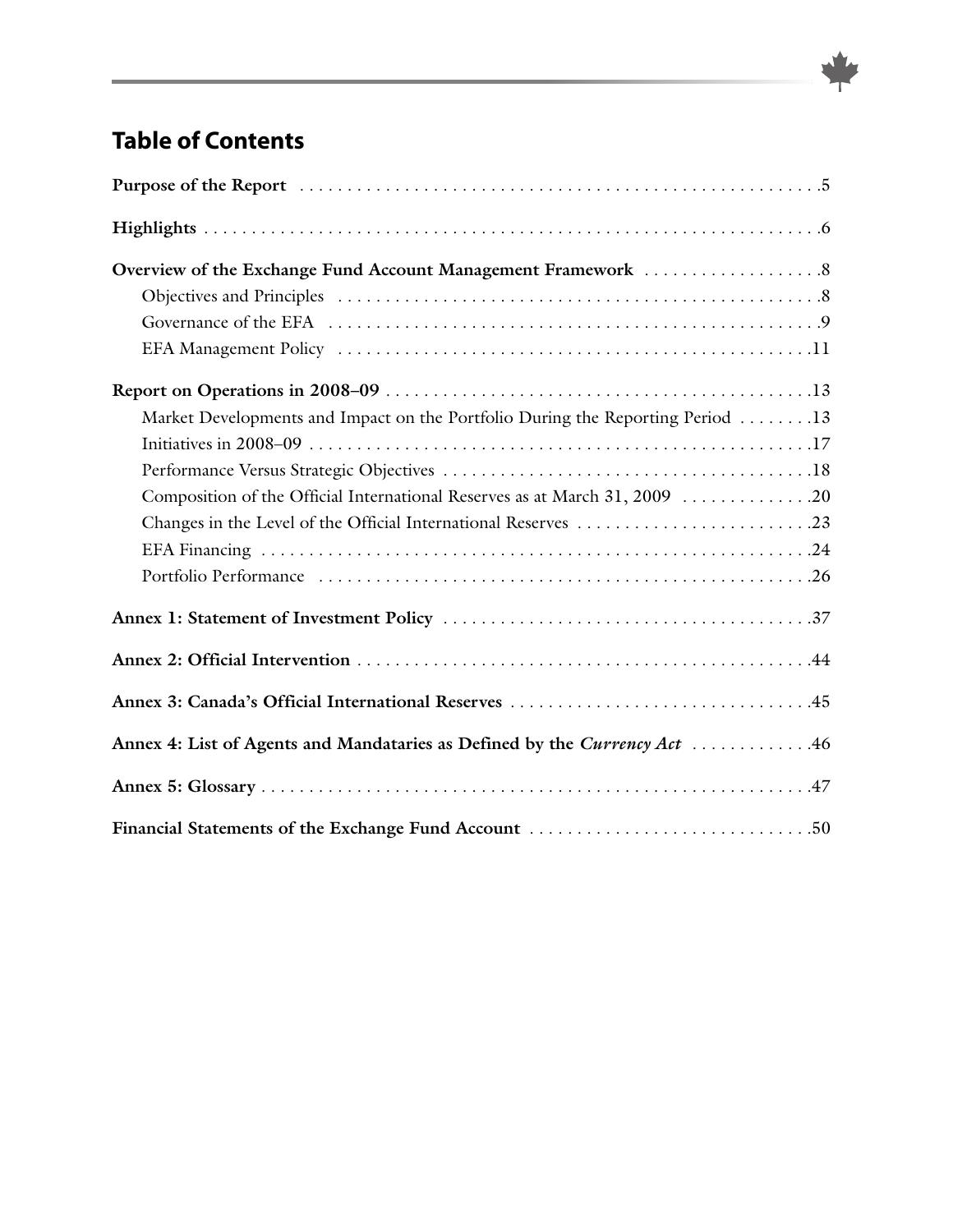## Table of Contents

**Purpose of the Report** .5

**Highlights** .6

**Overview of the Exchange Fund Account Management Framework** .8

- Objectives and Principles .8
- Governance of the EFA .9
- EFA Management Policy .11

**Report on Operations in 2008–09** .13

- Market Developments and Impact on the Portfolio During the Reporting Period .13
- Initiatives in 2008–09 .17
- Performance Versus Strategic Objectives .18
- Composition of the Official International Reserves as at March 31, 2009 .20
- Changes in the Level of the Official International Reserves .23
- EFA Financing .24
- Portfolio Performance .26

**Annex 1: Statement of Investment Policy** .37

**Annex 2: Official Intervention** .44

**Annex 3: Canada's Official International Reserves** .45

**Annex 4: List of Agents and Mandataries as Defined by the *Currency Act*** .46

**Annex 5: Glossary** .47

**Financial Statements of the Exchange Fund Account** .50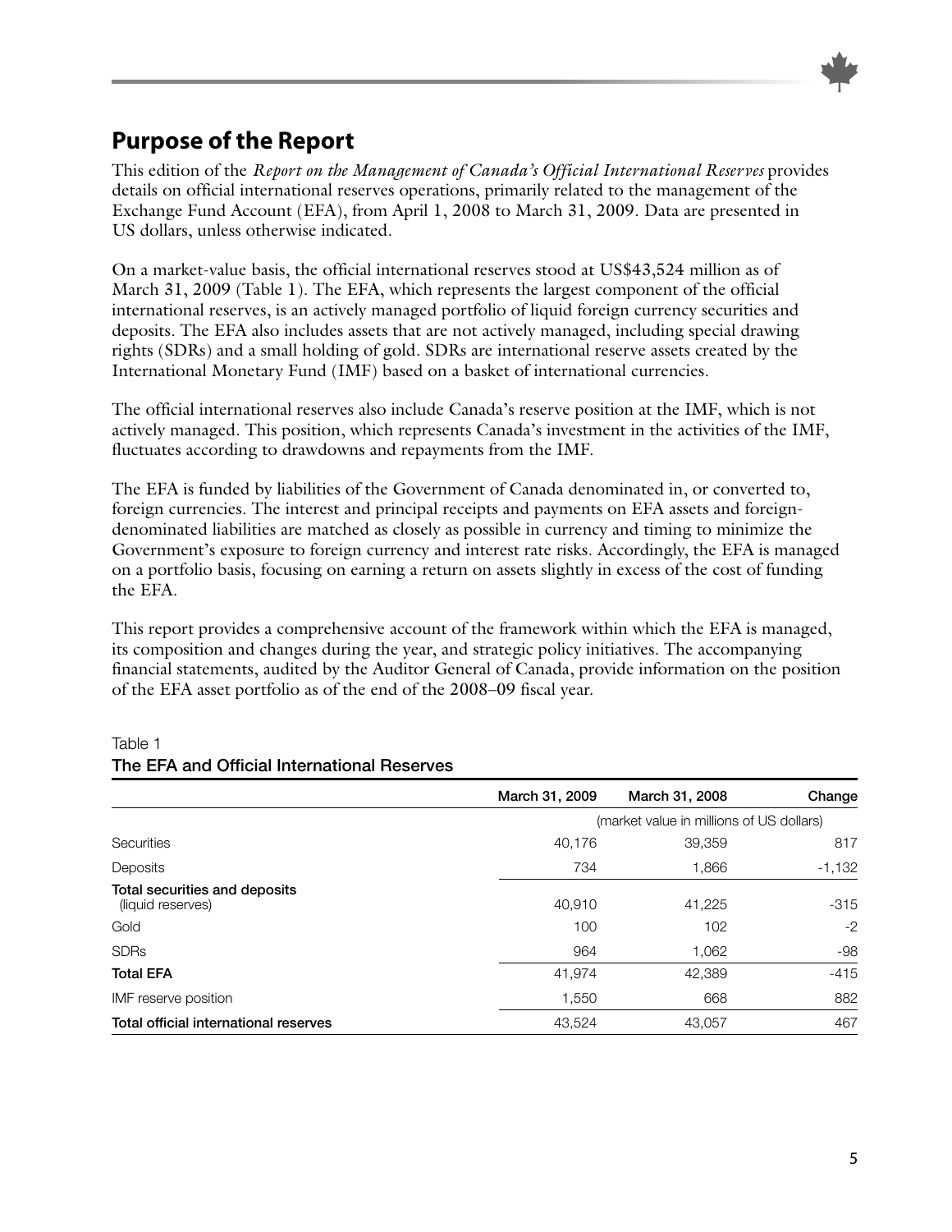## Purpose of the Report

This edition of the *Report on the Management of Canada's Official International Reserves* provides details on official international reserves operations, primarily related to the management of the Exchange Fund Account (EFA), from April 1, 2008 to March 31, 2009. Data are presented in US dollars, unless otherwise indicated.

On a market-value basis, the official international reserves stood at US$43,524 million as of March 31, 2009 (Table 1). The EFA, which represents the largest component of the official international reserves, is an actively managed portfolio of liquid foreign currency securities and deposits. The EFA also includes assets that are not actively managed, including special drawing rights (SDRs) and a small holding of gold. SDRs are international reserve assets created by the International Monetary Fund (IMF) based on a basket of international currencies.

The official international reserves also include Canada's reserve position at the IMF, which is not actively managed. This position, which represents Canada's investment in the activities of the IMF, fluctuates according to drawdowns and repayments from the IMF.

The EFA is funded by liabilities of the Government of Canada denominated in, or converted to, foreign currencies. The interest and principal receipts and payments on EFA assets and foreign-denominated liabilities are matched as closely as possible in currency and timing to minimize the Government's exposure to foreign currency and interest rate risks. Accordingly, the EFA is managed on a portfolio basis, focusing on earning a return on assets slightly in excess of the cost of funding the EFA.

This report provides a comprehensive account of the framework within which the EFA is managed, its composition and changes during the year, and strategic policy initiatives. The accompanying financial statements, audited by the Auditor General of Canada, provide information on the position of the EFA asset portfolio as of the end of the 2008–09 fiscal year.

Table 1
**The EFA and Official International Reserves**

| | March 31, 2009 | March 31, 2008 | Change |
|---|---|---|---|
| | (market value in millions of US dollars) | | |
| Securities | 40,176 | 39,359 | 817 |
| Deposits | 734 | 1,866 | -1,132 |
| **Total securities and deposits** (liquid reserves) | 40,910 | 41,225 | -315 |
| Gold | 100 | 102 | -2 |
| SDRs | 964 | 1,062 | -98 |
| **Total EFA** | 41,974 | 42,389 | -415 |
| IMF reserve position | 1,550 | 668 | 882 |
| **Total official international reserves** | 43,524 | 43,057 | 467 |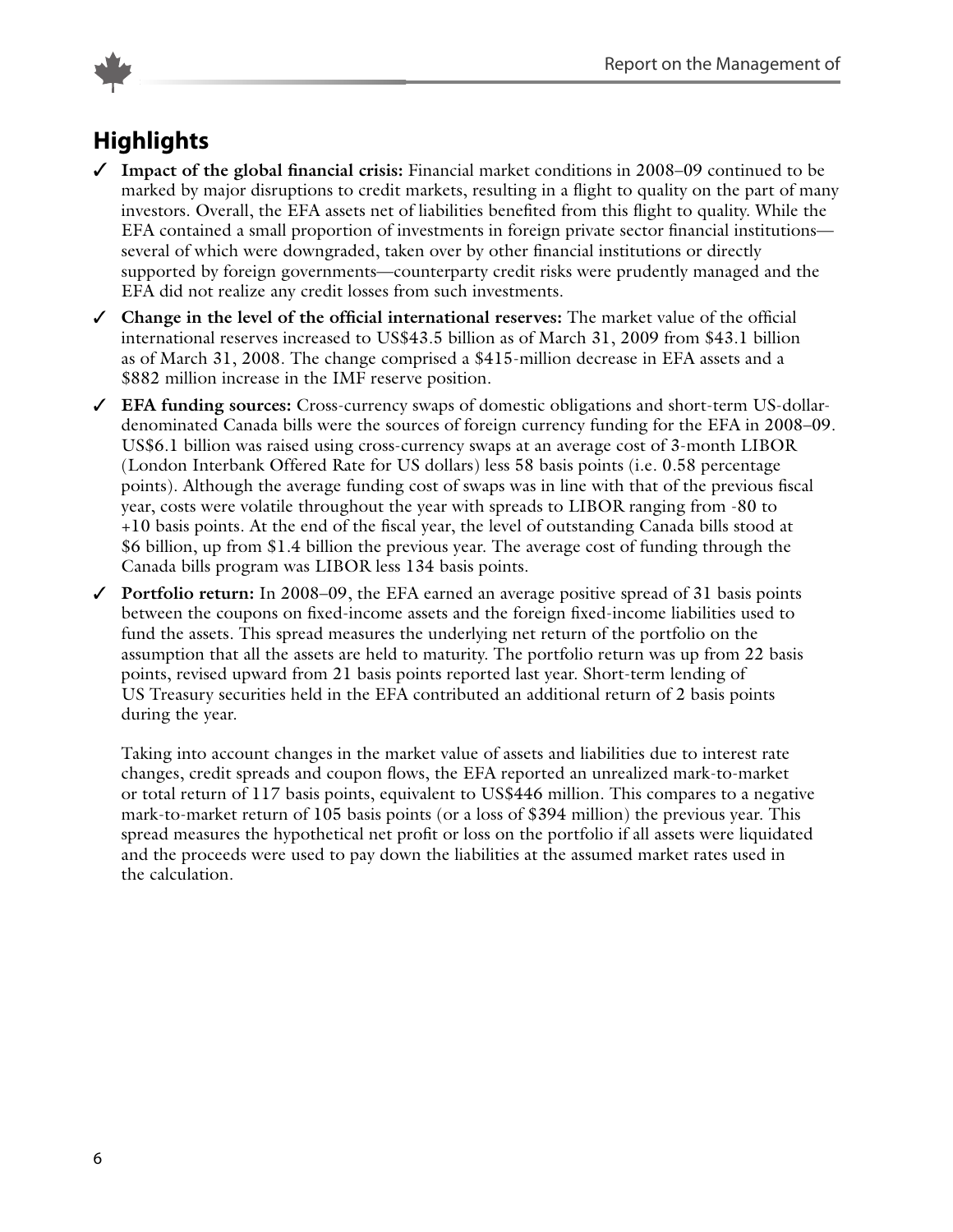## Highlights

- ✓ **Impact of the global financial crisis:** Financial market conditions in 2008–09 continued to be marked by major disruptions to credit markets, resulting in a flight to quality on the part of many investors. Overall, the EFA assets net of liabilities benefited from this flight to quality. While the EFA contained a small proportion of investments in foreign private sector financial institutions—several of which were downgraded, taken over by other financial institutions or directly supported by foreign governments—counterparty credit risks were prudently managed and the EFA did not realize any credit losses from such investments.
- ✓ **Change in the level of the official international reserves:** The market value of the official international reserves increased to US$43.5 billion as of March 31, 2009 from $43.1 billion as of March 31, 2008. The change comprised a $415-million decrease in EFA assets and a $882 million increase in the IMF reserve position.
- ✓ **EFA funding sources:** Cross-currency swaps of domestic obligations and short-term US-dollar-denominated Canada bills were the sources of foreign currency funding for the EFA in 2008–09. US$6.1 billion was raised using cross-currency swaps at an average cost of 3-month LIBOR (London Interbank Offered Rate for US dollars) less 58 basis points (i.e. 0.58 percentage points). Although the average funding cost of swaps was in line with that of the previous fiscal year, costs were volatile throughout the year with spreads to LIBOR ranging from -80 to +10 basis points. At the end of the fiscal year, the level of outstanding Canada bills stood at $6 billion, up from $1.4 billion the previous year. The average cost of funding through the Canada bills program was LIBOR less 134 basis points.
- ✓ **Portfolio return:** In 2008–09, the EFA earned an average positive spread of 31 basis points between the coupons on fixed-income assets and the foreign fixed-income liabilities used to fund the assets. This spread measures the underlying net return of the portfolio on the assumption that all the assets are held to maturity. The portfolio return was up from 22 basis points, revised upward from 21 basis points reported last year. Short-term lending of US Treasury securities held in the EFA contributed an additional return of 2 basis points during the year.

  Taking into account changes in the market value of assets and liabilities due to interest rate changes, credit spreads and coupon flows, the EFA reported an unrealized mark-to-market or total return of 117 basis points, equivalent to US$446 million. This compares to a negative mark-to-market return of 105 basis points (or a loss of $394 million) the previous year. This spread measures the hypothetical net profit or loss on the portfolio if all assets were liquidated and the proceeds were used to pay down the liabilities at the assumed market rates used in the calculation.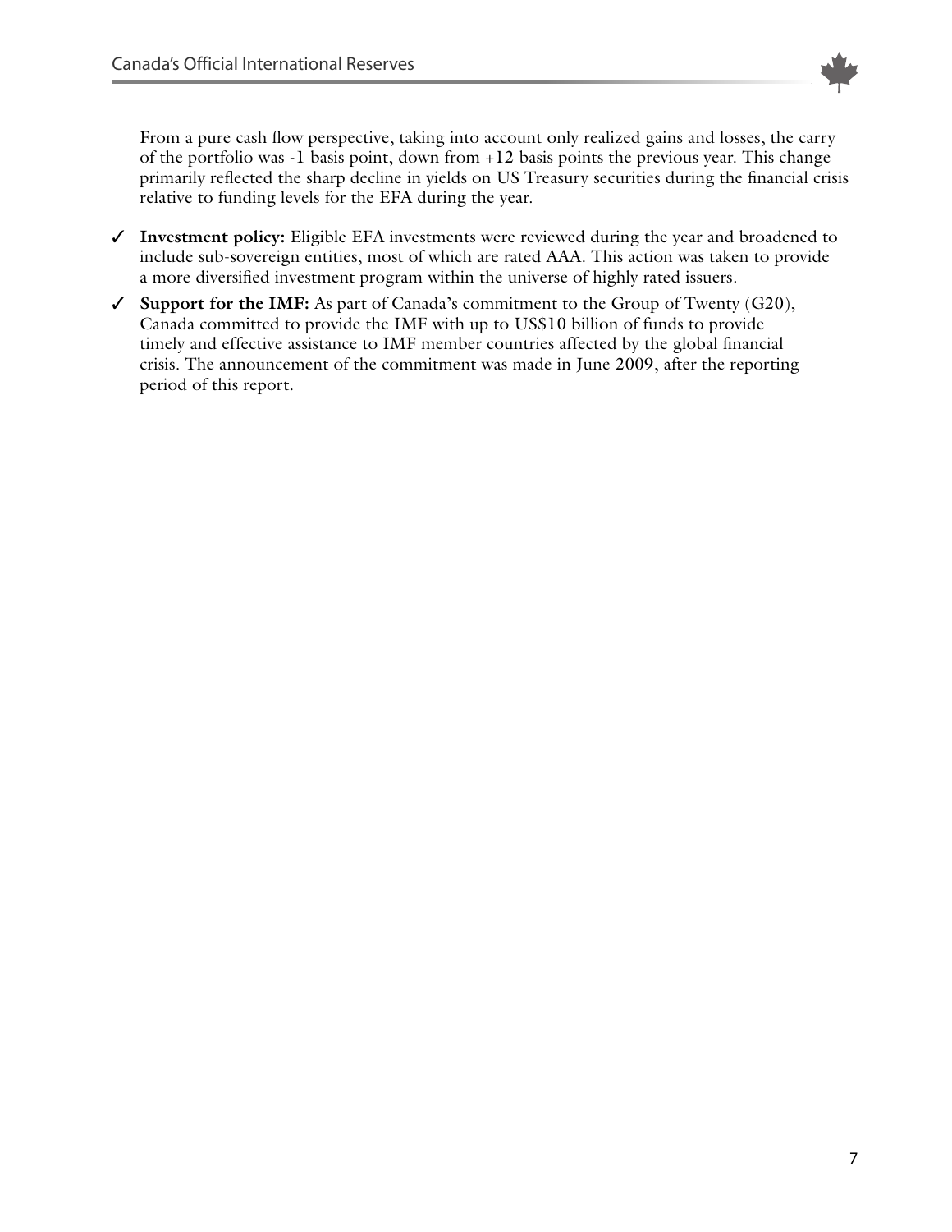From a pure cash flow perspective, taking into account only realized gains and losses, the carry of the portfolio was -1 basis point, down from +12 basis points the previous year. This change primarily reflected the sharp decline in yields on US Treasury securities during the financial crisis relative to funding levels for the EFA during the year.

- ✓ **Investment policy:** Eligible EFA investments were reviewed during the year and broadened to include sub-sovereign entities, most of which are rated AAA. This action was taken to provide a more diversified investment program within the universe of highly rated issuers.
- ✓ **Support for the IMF:** As part of Canada's commitment to the Group of Twenty (G20), Canada committed to provide the IMF with up to US$10 billion of funds to provide timely and effective assistance to IMF member countries affected by the global financial crisis. The announcement of the commitment was made in June 2009, after the reporting period of this report.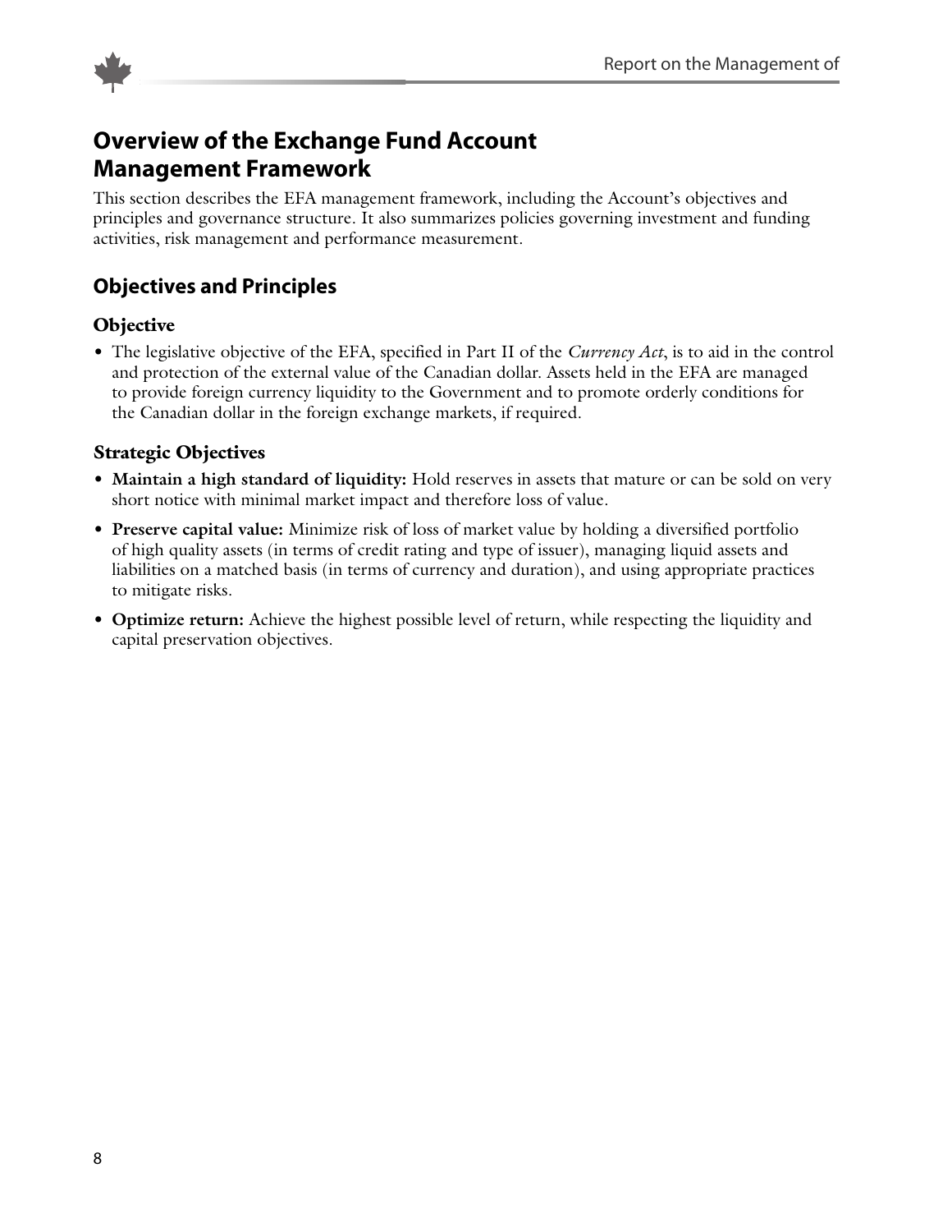## Overview of the Exchange Fund Account Management Framework

This section describes the EFA management framework, including the Account's objectives and principles and governance structure. It also summarizes policies governing investment and funding activities, risk management and performance measurement.

### Objectives and Principles

#### Objective

- The legislative objective of the EFA, specified in Part II of the *Currency Act*, is to aid in the control and protection of the external value of the Canadian dollar. Assets held in the EFA are managed to provide foreign currency liquidity to the Government and to promote orderly conditions for the Canadian dollar in the foreign exchange markets, if required.

#### Strategic Objectives

- **Maintain a high standard of liquidity:** Hold reserves in assets that mature or can be sold on very short notice with minimal market impact and therefore loss of value.
- **Preserve capital value:** Minimize risk of loss of market value by holding a diversified portfolio of high quality assets (in terms of credit rating and type of issuer), managing liquid assets and liabilities on a matched basis (in terms of currency and duration), and using appropriate practices to mitigate risks.
- **Optimize return:** Achieve the highest possible level of return, while respecting the liquidity and capital preservation objectives.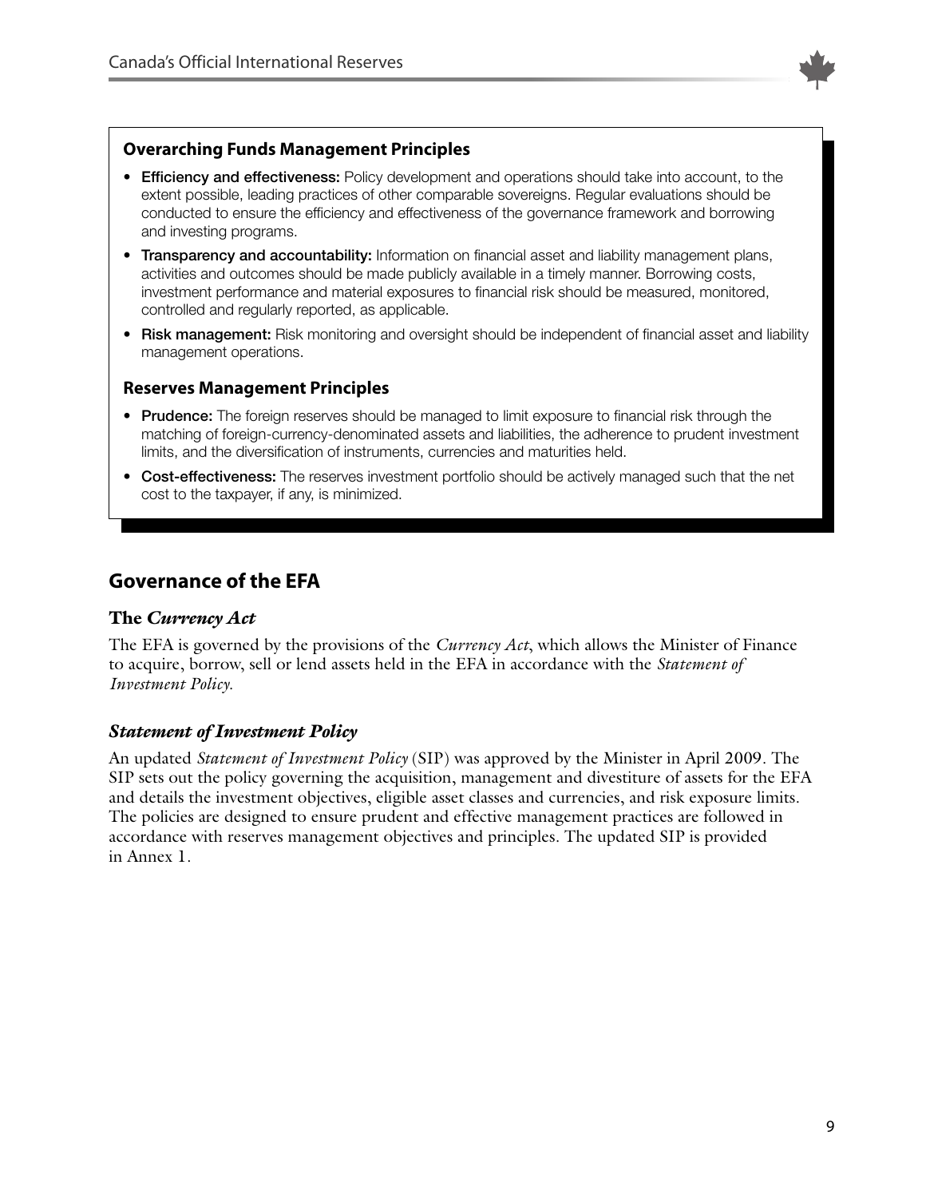### Overarching Funds Management Principles

- **Efficiency and effectiveness:** Policy development and operations should take into account, to the extent possible, leading practices of other comparable sovereigns. Regular evaluations should be conducted to ensure the efficiency and effectiveness of the governance framework and borrowing and investing programs.
- **Transparency and accountability:** Information on financial asset and liability management plans, activities and outcomes should be made publicly available in a timely manner. Borrowing costs, investment performance and material exposures to financial risk should be measured, monitored, controlled and regularly reported, as applicable.
- **Risk management:** Risk monitoring and oversight should be independent of financial asset and liability management operations.

### Reserves Management Principles

- **Prudence:** The foreign reserves should be managed to limit exposure to financial risk through the matching of foreign-currency-denominated assets and liabilities, the adherence to prudent investment limits, and the diversification of instruments, currencies and maturities held.
- **Cost-effectiveness:** The reserves investment portfolio should be actively managed such that the net cost to the taxpayer, if any, is minimized.

## Governance of the EFA

### The *Currency Act*

The EFA is governed by the provisions of the *Currency Act*, which allows the Minister of Finance to acquire, borrow, sell or lend assets held in the EFA in accordance with the *Statement of Investment Policy.*

### *Statement of Investment Policy*

An updated *Statement of Investment Policy* (SIP) was approved by the Minister in April 2009. The SIP sets out the policy governing the acquisition, management and divestiture of assets for the EFA and details the investment objectives, eligible asset classes and currencies, and risk exposure limits. The policies are designed to ensure prudent and effective management practices are followed in accordance with reserves management objectives and principles. The updated SIP is provided in Annex 1.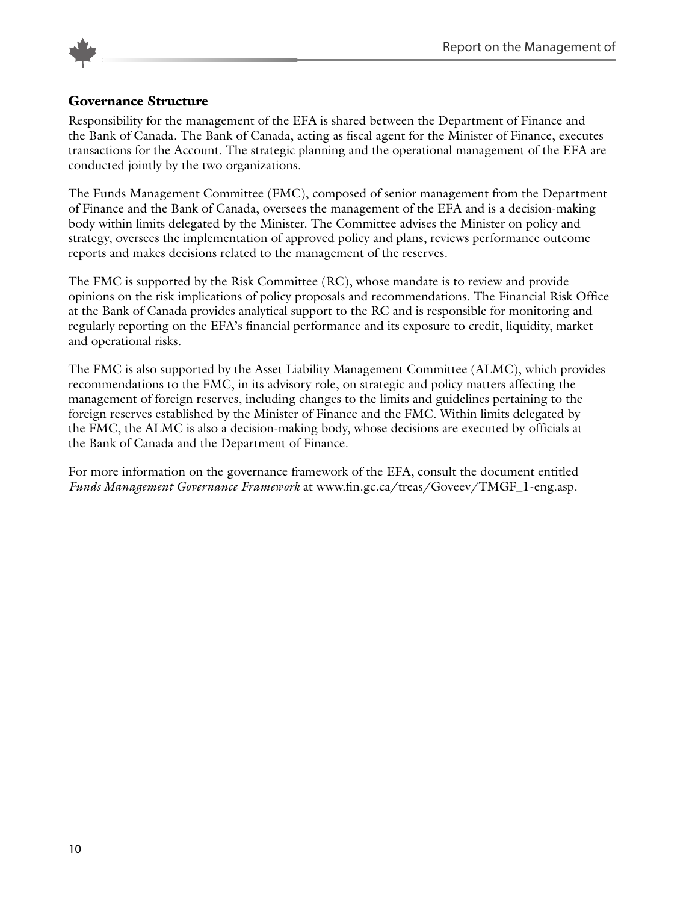## Governance Structure

Responsibility for the management of the EFA is shared between the Department of Finance and the Bank of Canada. The Bank of Canada, acting as fiscal agent for the Minister of Finance, executes transactions for the Account. The strategic planning and the operational management of the EFA are conducted jointly by the two organizations.

The Funds Management Committee (FMC), composed of senior management from the Department of Finance and the Bank of Canada, oversees the management of the EFA and is a decision-making body within limits delegated by the Minister. The Committee advises the Minister on policy and strategy, oversees the implementation of approved policy and plans, reviews performance outcome reports and makes decisions related to the management of the reserves.

The FMC is supported by the Risk Committee (RC), whose mandate is to review and provide opinions on the risk implications of policy proposals and recommendations. The Financial Risk Office at the Bank of Canada provides analytical support to the RC and is responsible for monitoring and regularly reporting on the EFA's financial performance and its exposure to credit, liquidity, market and operational risks.

The FMC is also supported by the Asset Liability Management Committee (ALMC), which provides recommendations to the FMC, in its advisory role, on strategic and policy matters affecting the management of foreign reserves, including changes to the limits and guidelines pertaining to the foreign reserves established by the Minister of Finance and the FMC. Within limits delegated by the FMC, the ALMC is also a decision-making body, whose decisions are executed by officials at the Bank of Canada and the Department of Finance.

For more information on the governance framework of the EFA, consult the document entitled *Funds Management Governance Framework* at www.fin.gc.ca/treas/Goveev/TMGF_1-eng.asp.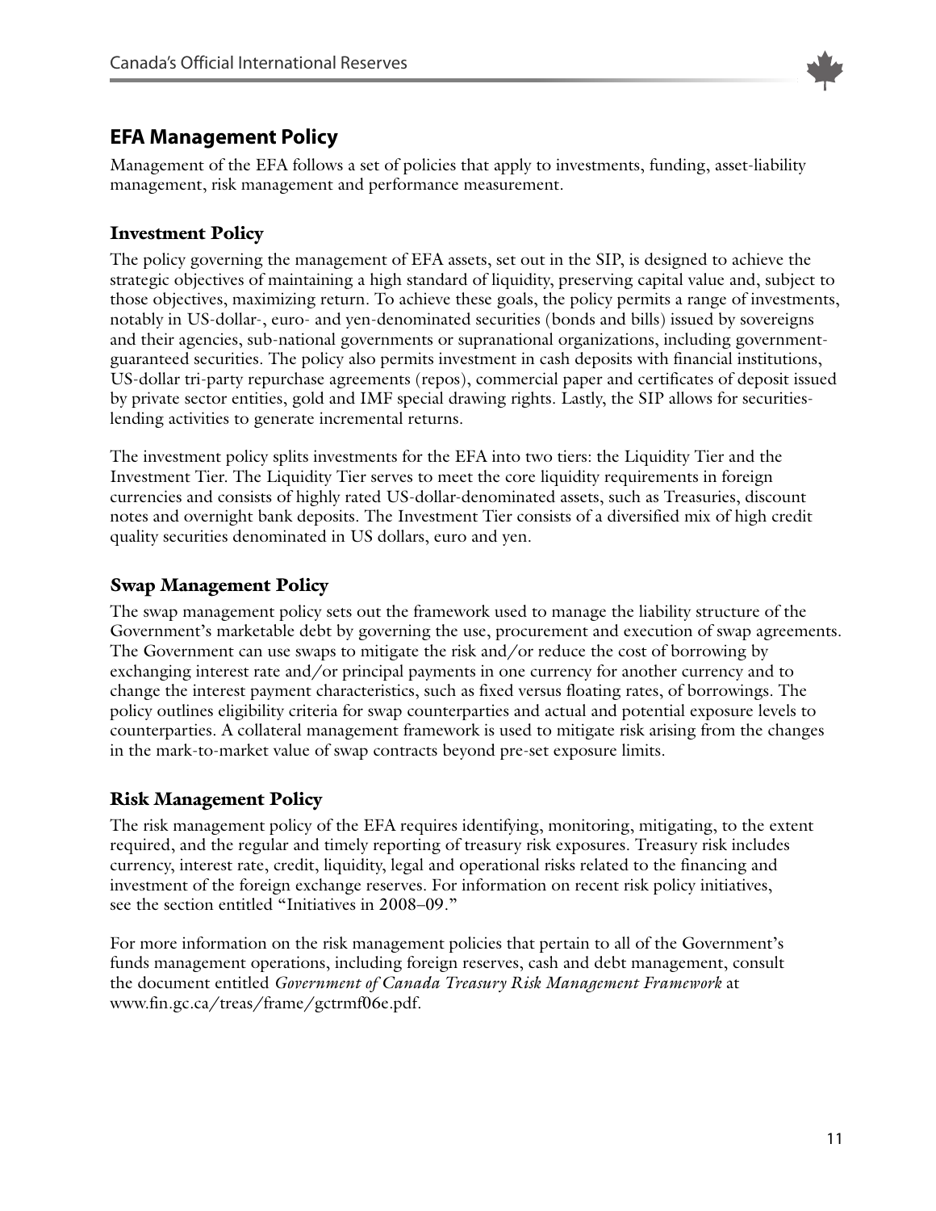## EFA Management Policy

Management of the EFA follows a set of policies that apply to investments, funding, asset-liability management, risk management and performance measurement.

### Investment Policy

The policy governing the management of EFA assets, set out in the SIP, is designed to achieve the strategic objectives of maintaining a high standard of liquidity, preserving capital value and, subject to those objectives, maximizing return. To achieve these goals, the policy permits a range of investments, notably in US-dollar-, euro- and yen-denominated securities (bonds and bills) issued by sovereigns and their agencies, sub-national governments or supranational organizations, including government-guaranteed securities. The policy also permits investment in cash deposits with financial institutions, US-dollar tri-party repurchase agreements (repos), commercial paper and certificates of deposit issued by private sector entities, gold and IMF special drawing rights. Lastly, the SIP allows for securities-lending activities to generate incremental returns.

The investment policy splits investments for the EFA into two tiers: the Liquidity Tier and the Investment Tier. The Liquidity Tier serves to meet the core liquidity requirements in foreign currencies and consists of highly rated US-dollar-denominated assets, such as Treasuries, discount notes and overnight bank deposits. The Investment Tier consists of a diversified mix of high credit quality securities denominated in US dollars, euro and yen.

### Swap Management Policy

The swap management policy sets out the framework used to manage the liability structure of the Government's marketable debt by governing the use, procurement and execution of swap agreements. The Government can use swaps to mitigate the risk and/or reduce the cost of borrowing by exchanging interest rate and/or principal payments in one currency for another currency and to change the interest payment characteristics, such as fixed versus floating rates, of borrowings. The policy outlines eligibility criteria for swap counterparties and actual and potential exposure levels to counterparties. A collateral management framework is used to mitigate risk arising from the changes in the mark-to-market value of swap contracts beyond pre-set exposure limits.

### Risk Management Policy

The risk management policy of the EFA requires identifying, monitoring, mitigating, to the extent required, and the regular and timely reporting of treasury risk exposures. Treasury risk includes currency, interest rate, credit, liquidity, legal and operational risks related to the financing and investment of the foreign exchange reserves. For information on recent risk policy initiatives, see the section entitled "Initiatives in 2008–09."

For more information on the risk management policies that pertain to all of the Government's funds management operations, including foreign reserves, cash and debt management, consult the document entitled *Government of Canada Treasury Risk Management Framework* at www.fin.gc.ca/treas/frame/gctrmf06e.pdf.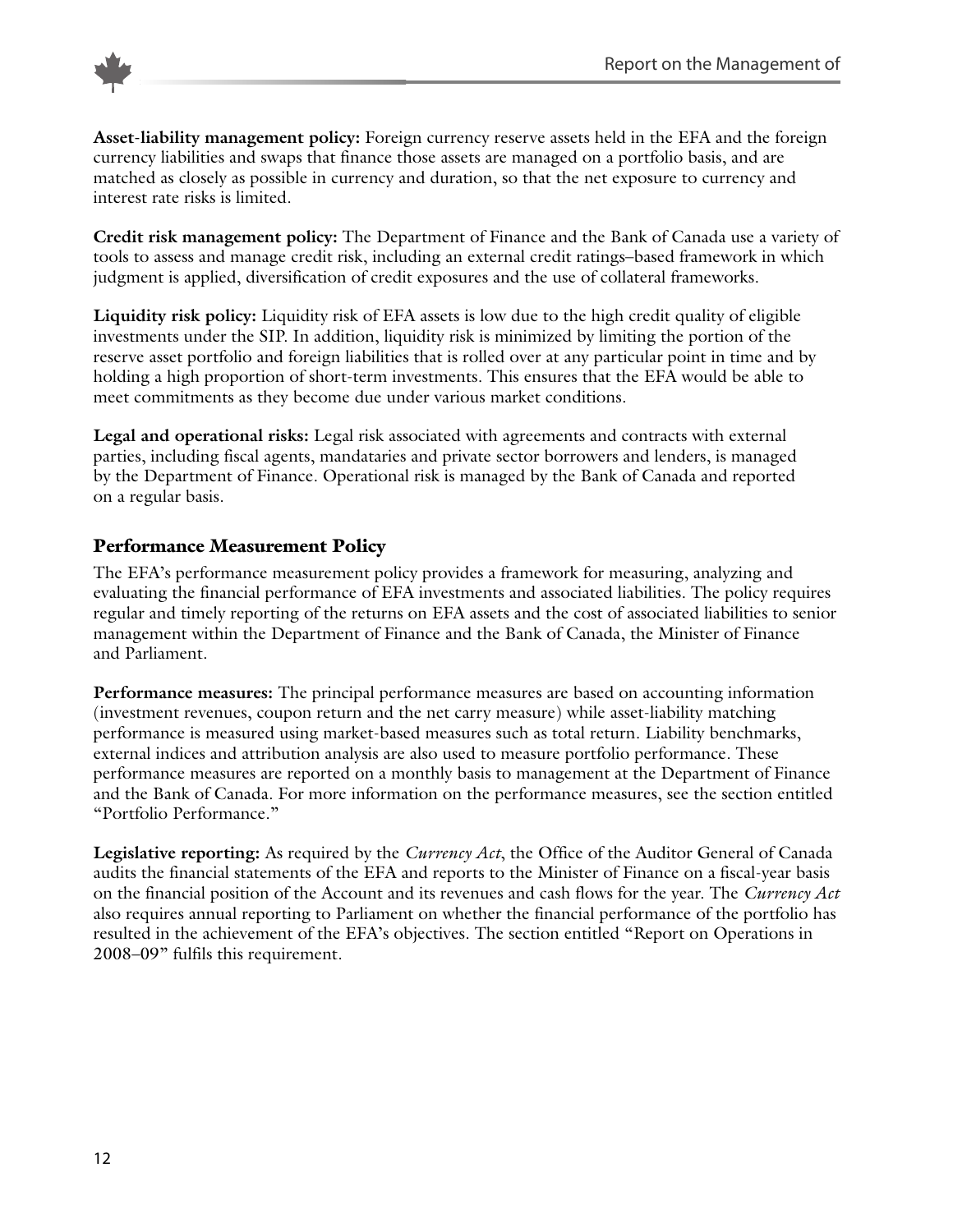**Asset-liability management policy:** Foreign currency reserve assets held in the EFA and the foreign currency liabilities and swaps that finance those assets are managed on a portfolio basis, and are matched as closely as possible in currency and duration, so that the net exposure to currency and interest rate risks is limited.

**Credit risk management policy:** The Department of Finance and the Bank of Canada use a variety of tools to assess and manage credit risk, including an external credit ratings–based framework in which judgment is applied, diversification of credit exposures and the use of collateral frameworks.

**Liquidity risk policy:** Liquidity risk of EFA assets is low due to the high credit quality of eligible investments under the SIP. In addition, liquidity risk is minimized by limiting the portion of the reserve asset portfolio and foreign liabilities that is rolled over at any particular point in time and by holding a high proportion of short-term investments. This ensures that the EFA would be able to meet commitments as they become due under various market conditions.

**Legal and operational risks:** Legal risk associated with agreements and contracts with external parties, including fiscal agents, mandataries and private sector borrowers and lenders, is managed by the Department of Finance. Operational risk is managed by the Bank of Canada and reported on a regular basis.

### Performance Measurement Policy

The EFA's performance measurement policy provides a framework for measuring, analyzing and evaluating the financial performance of EFA investments and associated liabilities. The policy requires regular and timely reporting of the returns on EFA assets and the cost of associated liabilities to senior management within the Department of Finance and the Bank of Canada, the Minister of Finance and Parliament.

**Performance measures:** The principal performance measures are based on accounting information (investment revenues, coupon return and the net carry measure) while asset-liability matching performance is measured using market-based measures such as total return. Liability benchmarks, external indices and attribution analysis are also used to measure portfolio performance. These performance measures are reported on a monthly basis to management at the Department of Finance and the Bank of Canada. For more information on the performance measures, see the section entitled "Portfolio Performance."

**Legislative reporting:** As required by the *Currency Act*, the Office of the Auditor General of Canada audits the financial statements of the EFA and reports to the Minister of Finance on a fiscal-year basis on the financial position of the Account and its revenues and cash flows for the year. The *Currency Act* also requires annual reporting to Parliament on whether the financial performance of the portfolio has resulted in the achievement of the EFA's objectives. The section entitled "Report on Operations in 2008–09" fulfils this requirement.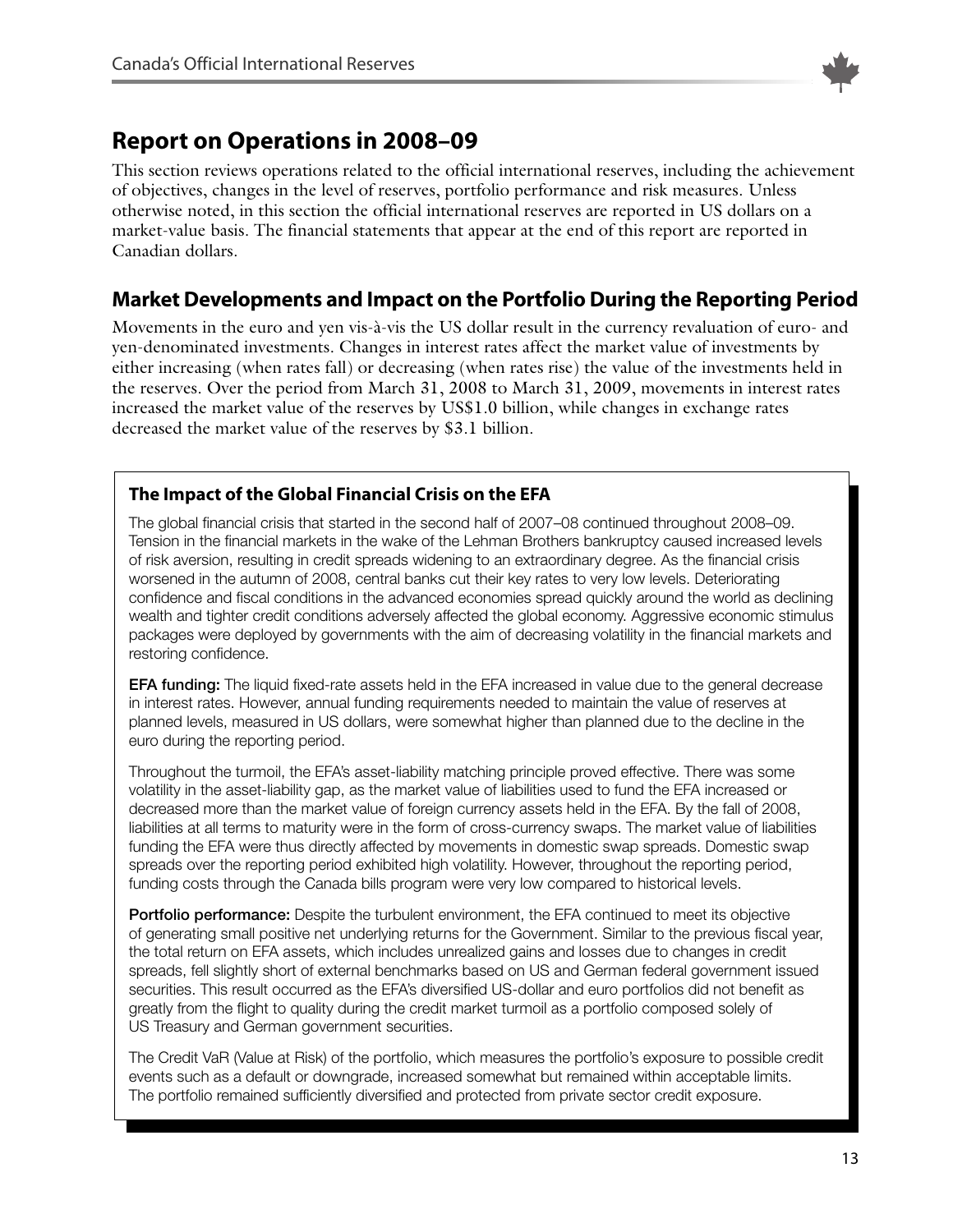## Report on Operations in 2008–09

This section reviews operations related to the official international reserves, including the achievement of objectives, changes in the level of reserves, portfolio performance and risk measures. Unless otherwise noted, in this section the official international reserves are reported in US dollars on a market-value basis. The financial statements that appear at the end of this report are reported in Canadian dollars.

### Market Developments and Impact on the Portfolio During the Reporting Period

Movements in the euro and yen vis-à-vis the US dollar result in the currency revaluation of euro- and yen-denominated investments. Changes in interest rates affect the market value of investments by either increasing (when rates fall) or decreasing (when rates rise) the value of the investments held in the reserves. Over the period from March 31, 2008 to March 31, 2009, movements in interest rates increased the market value of the reserves by US$1.0 billion, while changes in exchange rates decreased the market value of the reserves by $3.1 billion.

#### The Impact of the Global Financial Crisis on the EFA

The global financial crisis that started in the second half of 2007–08 continued throughout 2008–09. Tension in the financial markets in the wake of the Lehman Brothers bankruptcy caused increased levels of risk aversion, resulting in credit spreads widening to an extraordinary degree. As the financial crisis worsened in the autumn of 2008, central banks cut their key rates to very low levels. Deteriorating confidence and fiscal conditions in the advanced economies spread quickly around the world as declining wealth and tighter credit conditions adversely affected the global economy. Aggressive economic stimulus packages were deployed by governments with the aim of decreasing volatility in the financial markets and restoring confidence.

**EFA funding:** The liquid fixed-rate assets held in the EFA increased in value due to the general decrease in interest rates. However, annual funding requirements needed to maintain the value of reserves at planned levels, measured in US dollars, were somewhat higher than planned due to the decline in the euro during the reporting period.

Throughout the turmoil, the EFA's asset-liability matching principle proved effective. There was some volatility in the asset-liability gap, as the market value of liabilities used to fund the EFA increased or decreased more than the market value of foreign currency assets held in the EFA. By the fall of 2008, liabilities at all terms to maturity were in the form of cross-currency swaps. The market value of liabilities funding the EFA were thus directly affected by movements in domestic swap spreads. Domestic swap spreads over the reporting period exhibited high volatility. However, throughout the reporting period, funding costs through the Canada bills program were very low compared to historical levels.

**Portfolio performance:** Despite the turbulent environment, the EFA continued to meet its objective of generating small positive net underlying returns for the Government. Similar to the previous fiscal year, the total return on EFA assets, which includes unrealized gains and losses due to changes in credit spreads, fell slightly short of external benchmarks based on US and German federal government issued securities. This result occurred as the EFA's diversified US-dollar and euro portfolios did not benefit as greatly from the flight to quality during the credit market turmoil as a portfolio composed solely of US Treasury and German government securities.

The Credit VaR (Value at Risk) of the portfolio, which measures the portfolio's exposure to possible credit events such as a default or downgrade, increased somewhat but remained within acceptable limits. The portfolio remained sufficiently diversified and protected from private sector credit exposure.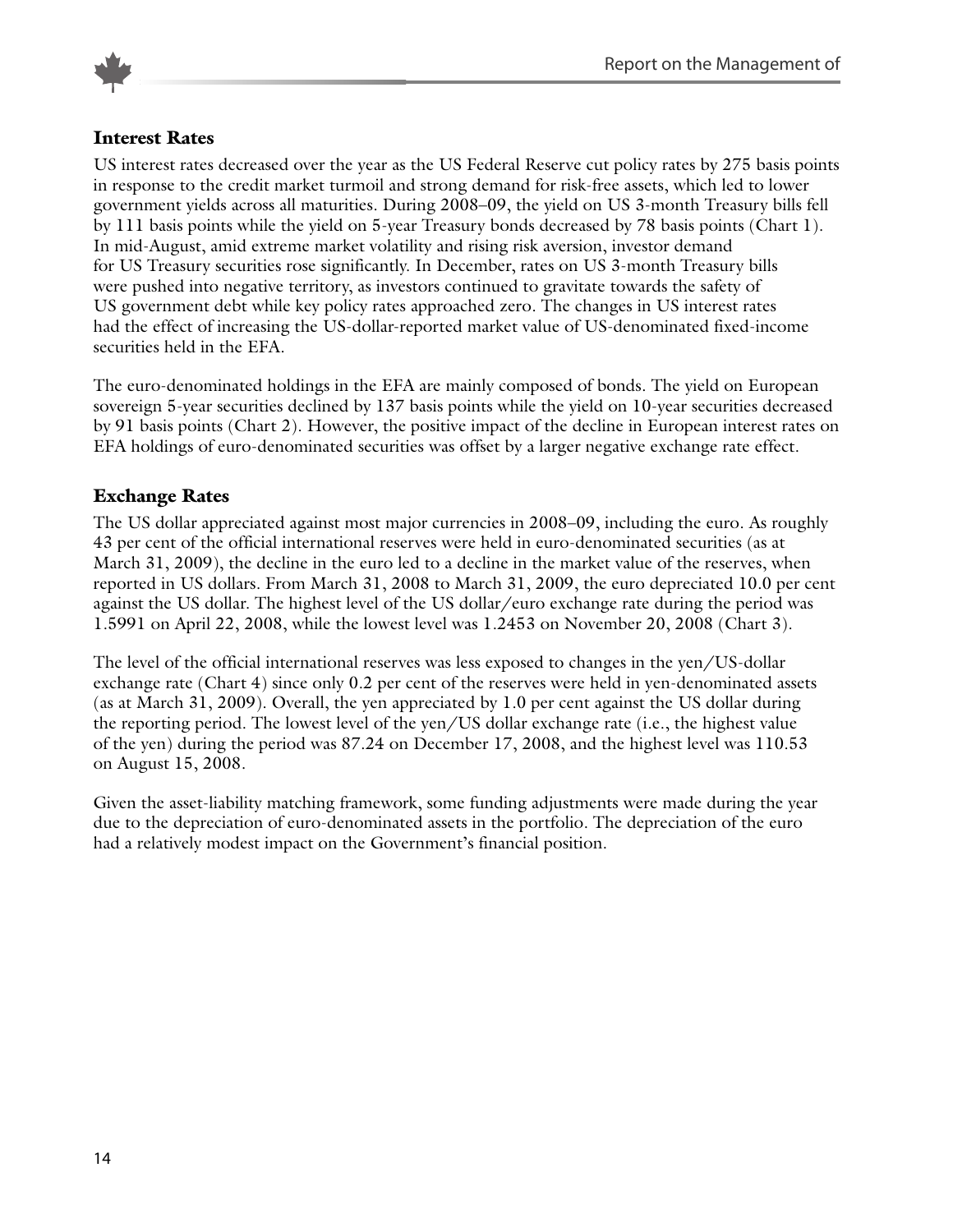## Interest Rates

US interest rates decreased over the year as the US Federal Reserve cut policy rates by 275 basis points in response to the credit market turmoil and strong demand for risk-free assets, which led to lower government yields across all maturities. During 2008–09, the yield on US 3-month Treasury bills fell by 111 basis points while the yield on 5-year Treasury bonds decreased by 78 basis points (Chart 1). In mid-August, amid extreme market volatility and rising risk aversion, investor demand for US Treasury securities rose significantly. In December, rates on US 3-month Treasury bills were pushed into negative territory, as investors continued to gravitate towards the safety of US government debt while key policy rates approached zero. The changes in US interest rates had the effect of increasing the US-dollar-reported market value of US-denominated fixed-income securities held in the EFA.

The euro-denominated holdings in the EFA are mainly composed of bonds. The yield on European sovereign 5-year securities declined by 137 basis points while the yield on 10-year securities decreased by 91 basis points (Chart 2). However, the positive impact of the decline in European interest rates on EFA holdings of euro-denominated securities was offset by a larger negative exchange rate effect.

## Exchange Rates

The US dollar appreciated against most major currencies in 2008–09, including the euro. As roughly 43 per cent of the official international reserves were held in euro-denominated securities (as at March 31, 2009), the decline in the euro led to a decline in the market value of the reserves, when reported in US dollars. From March 31, 2008 to March 31, 2009, the euro depreciated 10.0 per cent against the US dollar. The highest level of the US dollar/euro exchange rate during the period was 1.5991 on April 22, 2008, while the lowest level was 1.2453 on November 20, 2008 (Chart 3).

The level of the official international reserves was less exposed to changes in the yen/US-dollar exchange rate (Chart 4) since only 0.2 per cent of the reserves were held in yen-denominated assets (as at March 31, 2009). Overall, the yen appreciated by 1.0 per cent against the US dollar during the reporting period. The lowest level of the yen/US dollar exchange rate (i.e., the highest value of the yen) during the period was 87.24 on December 17, 2008, and the highest level was 110.53 on August 15, 2008.

Given the asset-liability matching framework, some funding adjustments were made during the year due to the depreciation of euro-denominated assets in the portfolio. The depreciation of the euro had a relatively modest impact on the Government's financial position.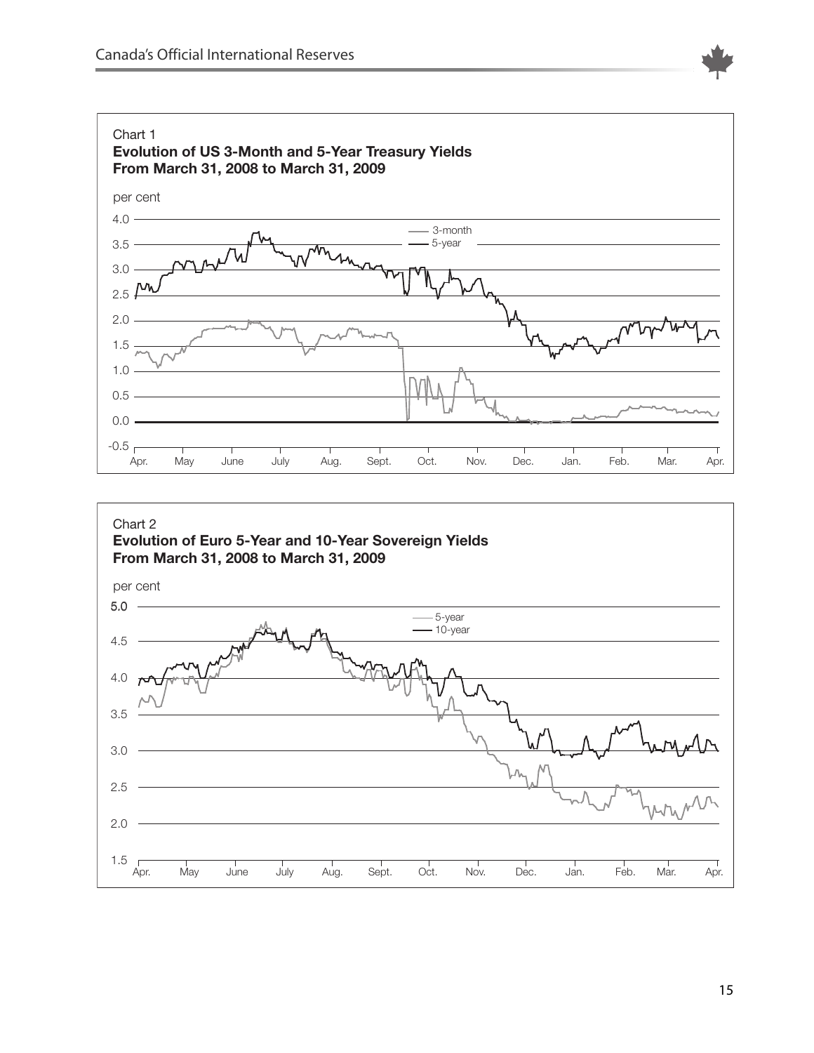Chart 1

**Evolution of US 3-Month and 5-Year Treasury Yields From March 31, 2008 to March 31, 2009**

per cent

4.0
3.5
3.0
2.5
2.0
1.5
1.0
0.5
0.0
-0.5

— 3-month
— 5-year

Apr. May June July Aug. Sept. Oct. Nov. Dec. Jan. Feb. Mar. Apr.

Chart 2

**Evolution of Euro 5-Year and 10-Year Sovereign Yields From March 31, 2008 to March 31, 2009**

per cent

5.0
4.5
4.0
3.5
3.0
2.5
2.0
1.5

— 5-year
— 10-year

Apr. May June July Aug. Sept. Oct. Nov. Dec. Jan. Feb. Mar. Apr.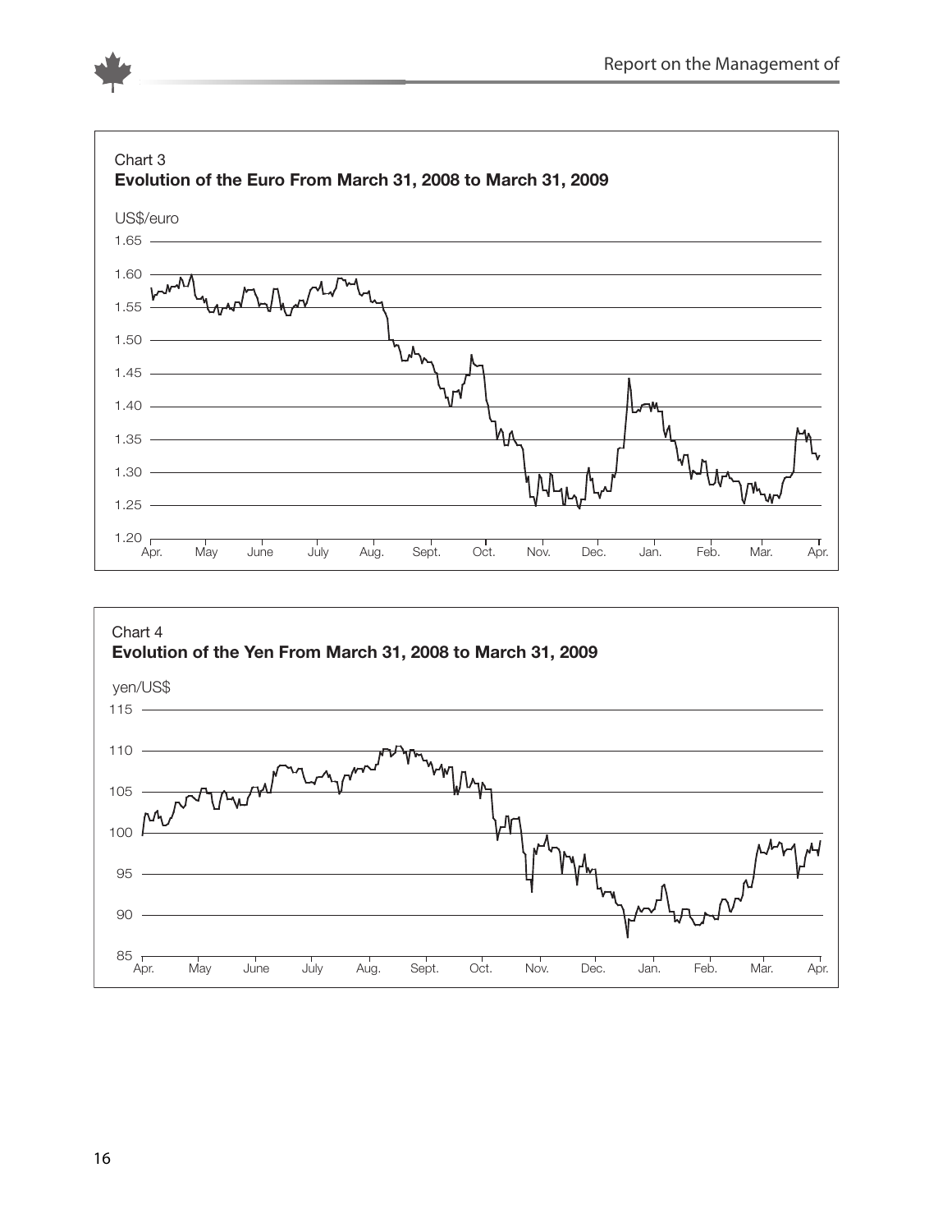Chart 3
**Evolution of the Euro From March 31, 2008 to March 31, 2009**

Chart 4
**Evolution of the Yen From March 31, 2008 to March 31, 2009**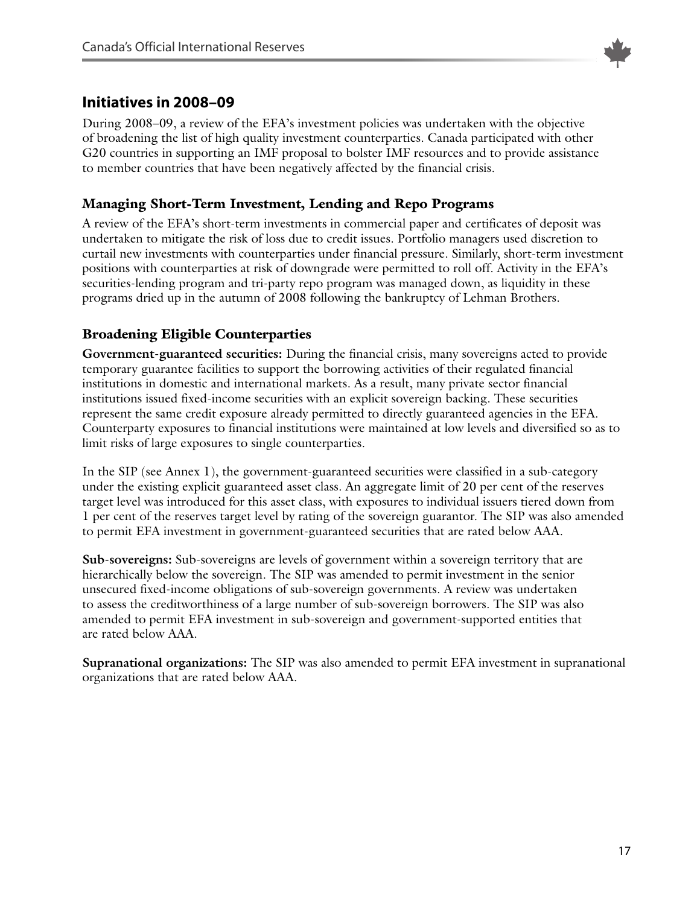## Initiatives in 2008–09

During 2008–09, a review of the EFA's investment policies was undertaken with the objective of broadening the list of high quality investment counterparties. Canada participated with other G20 countries in supporting an IMF proposal to bolster IMF resources and to provide assistance to member countries that have been negatively affected by the financial crisis.

### Managing Short-Term Investment, Lending and Repo Programs

A review of the EFA's short-term investments in commercial paper and certificates of deposit was undertaken to mitigate the risk of loss due to credit issues. Portfolio managers used discretion to curtail new investments with counterparties under financial pressure. Similarly, short-term investment positions with counterparties at risk of downgrade were permitted to roll off. Activity in the EFA's securities-lending program and tri-party repo program was managed down, as liquidity in these programs dried up in the autumn of 2008 following the bankruptcy of Lehman Brothers.

### Broadening Eligible Counterparties

**Government-guaranteed securities:** During the financial crisis, many sovereigns acted to provide temporary guarantee facilities to support the borrowing activities of their regulated financial institutions in domestic and international markets. As a result, many private sector financial institutions issued fixed-income securities with an explicit sovereign backing. These securities represent the same credit exposure already permitted to directly guaranteed agencies in the EFA. Counterparty exposures to financial institutions were maintained at low levels and diversified so as to limit risks of large exposures to single counterparties.

In the SIP (see Annex 1), the government-guaranteed securities were classified in a sub-category under the existing explicit guaranteed asset class. An aggregate limit of 20 per cent of the reserves target level was introduced for this asset class, with exposures to individual issuers tiered down from 1 per cent of the reserves target level by rating of the sovereign guarantor. The SIP was also amended to permit EFA investment in government-guaranteed securities that are rated below AAA.

**Sub-sovereigns:** Sub-sovereigns are levels of government within a sovereign territory that are hierarchically below the sovereign. The SIP was amended to permit investment in the senior unsecured fixed-income obligations of sub-sovereign governments. A review was undertaken to assess the creditworthiness of a large number of sub-sovereign borrowers. The SIP was also amended to permit EFA investment in sub-sovereign and government-supported entities that are rated below AAA.

**Supranational organizations:** The SIP was also amended to permit EFA investment in supranational organizations that are rated below AAA.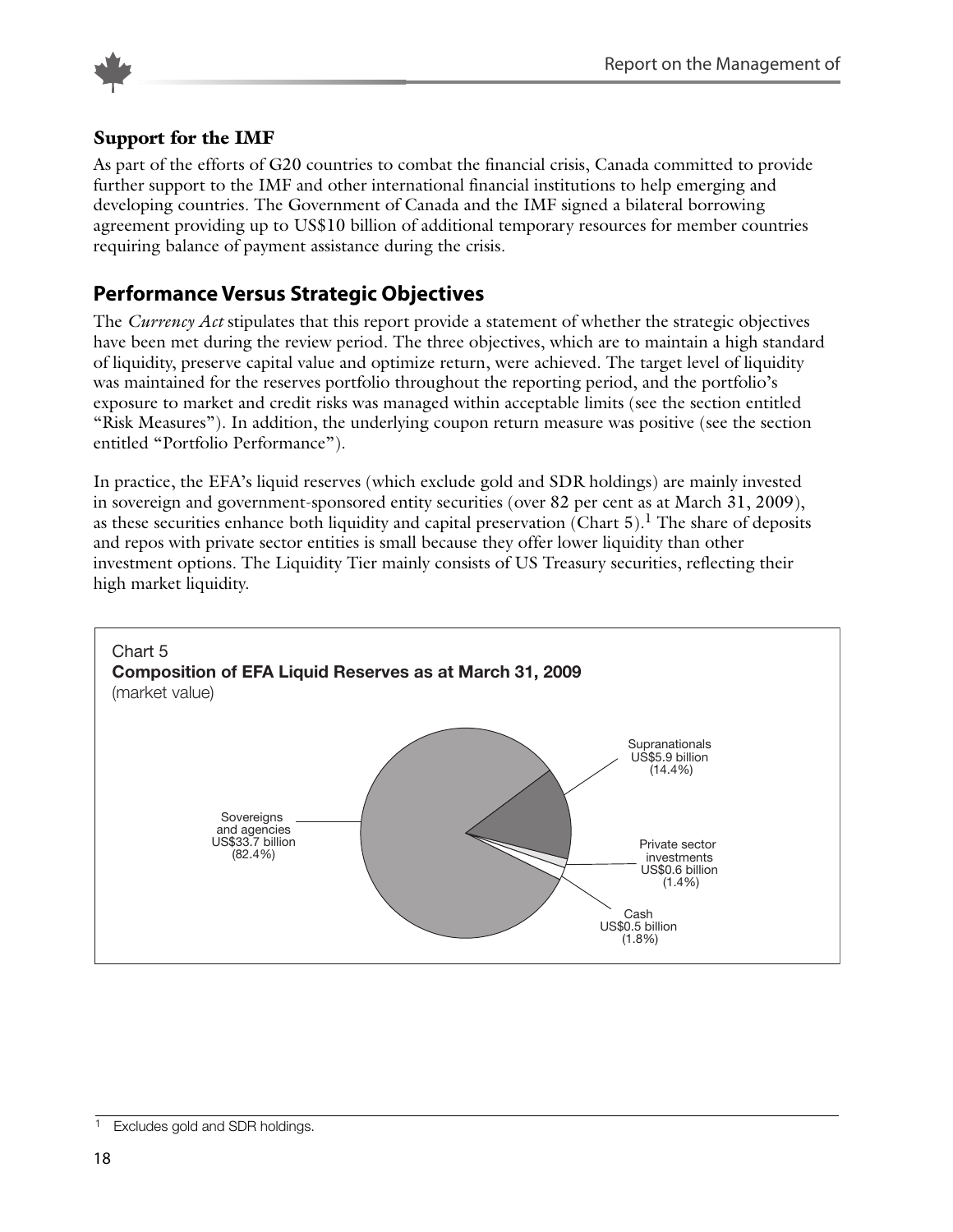### Support for the IMF

As part of the efforts of G20 countries to combat the financial crisis, Canada committed to provide further support to the IMF and other international financial institutions to help emerging and developing countries. The Government of Canada and the IMF signed a bilateral borrowing agreement providing up to US$10 billion of additional temporary resources for member countries requiring balance of payment assistance during the crisis.

## Performance Versus Strategic Objectives

The *Currency Act* stipulates that this report provide a statement of whether the strategic objectives have been met during the review period. The three objectives, which are to maintain a high standard of liquidity, preserve capital value and optimize return, were achieved. The target level of liquidity was maintained for the reserves portfolio throughout the reporting period, and the portfolio's exposure to market and credit risks was managed within acceptable limits (see the section entitled "Risk Measures"). In addition, the underlying coupon return measure was positive (see the section entitled "Portfolio Performance").

In practice, the EFA's liquid reserves (which exclude gold and SDR holdings) are mainly invested in sovereign and government-sponsored entity securities (over 82 per cent as at March 31, 2009), as these securities enhance both liquidity and capital preservation (Chart 5).[1] The share of deposits and repos with private sector entities is small because they offer lower liquidity than other investment options. The Liquidity Tier mainly consists of US Treasury securities, reflecting their high market liquidity.

Chart 5
**Composition of EFA Liquid Reserves as at March 31, 2009**
(market value)

| Category | Value | Share |
|---|---|---|
| Sovereigns and agencies | US$33.7 billion | (82.4%) |
| Supranationals | US$5.9 billion | (14.4%) |
| Private sector investments | US$0.6 billion | (1.4%) |
| Cash | US$0.5 billion | (1.8%) |

[1] Excludes gold and SDR holdings.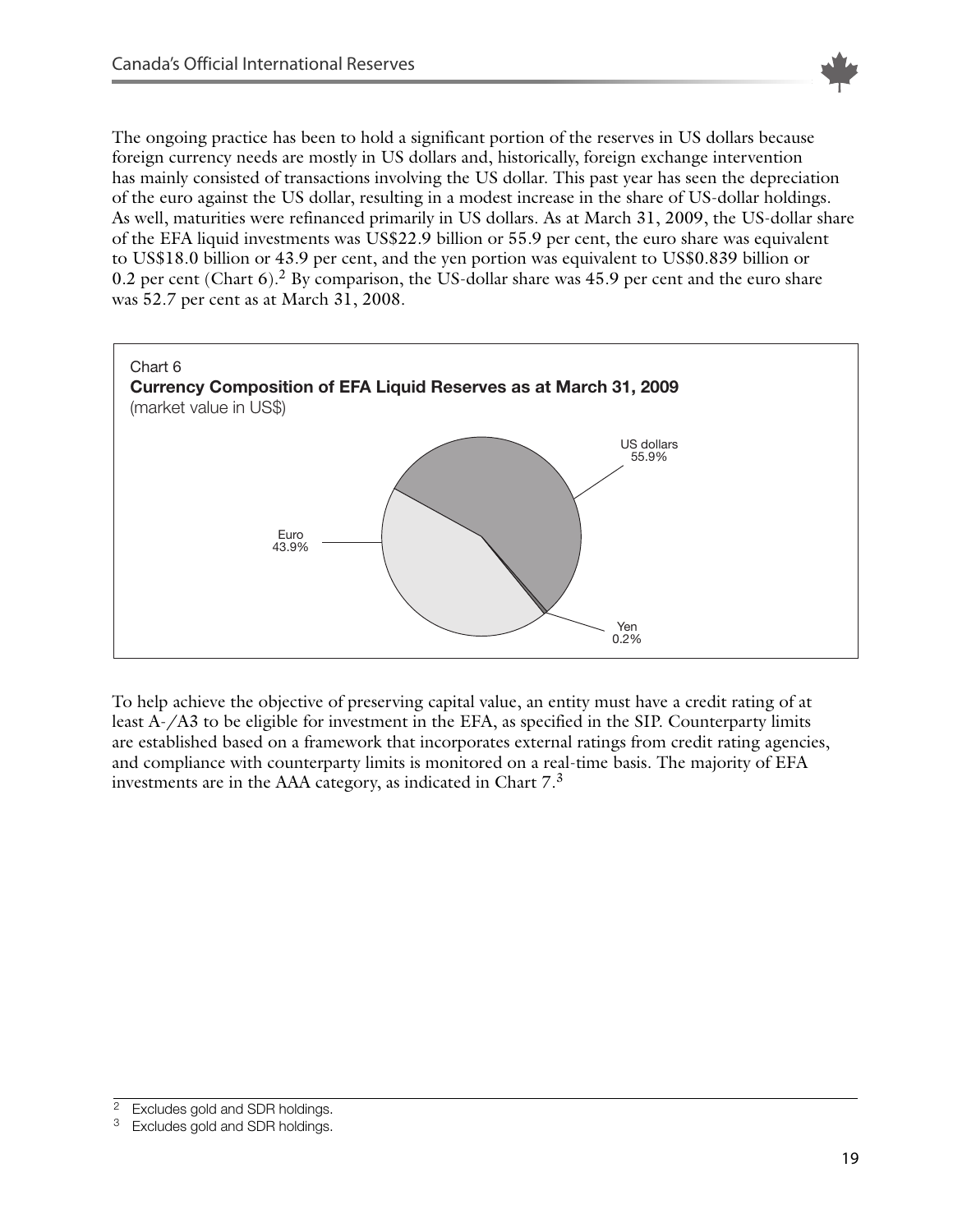The ongoing practice has been to hold a significant portion of the reserves in US dollars because foreign currency needs are mostly in US dollars and, historically, foreign exchange intervention has mainly consisted of transactions involving the US dollar. This past year has seen the depreciation of the euro against the US dollar, resulting in a modest increase in the share of US-dollar holdings. As well, maturities were refinanced primarily in US dollars. As at March 31, 2009, the US-dollar share of the EFA liquid investments was US$22.9 billion or 55.9 per cent, the euro share was equivalent to US$18.0 billion or 43.9 per cent, and the yen portion was equivalent to US$0.839 billion or 0.2 per cent (Chart 6).[2] By comparison, the US-dollar share was 45.9 per cent and the euro share was 52.7 per cent as at March 31, 2008.

Chart 6

**Currency Composition of EFA Liquid Reserves as at March 31, 2009**

(market value in US$)

| Currency | Share |
| --- | --- |
| US dollars | 55.9% |
| Euro | 43.9% |
| Yen | 0.2% |

To help achieve the objective of preserving capital value, an entity must have a credit rating of at least A-/A3 to be eligible for investment in the EFA, as specified in the SIP. Counterparty limits are established based on a framework that incorporates external ratings from credit rating agencies, and compliance with counterparty limits is monitored on a real-time basis. The majority of EFA investments are in the AAA category, as indicated in Chart 7.[3]

---

[2] Excludes gold and SDR holdings.

[3] Excludes gold and SDR holdings.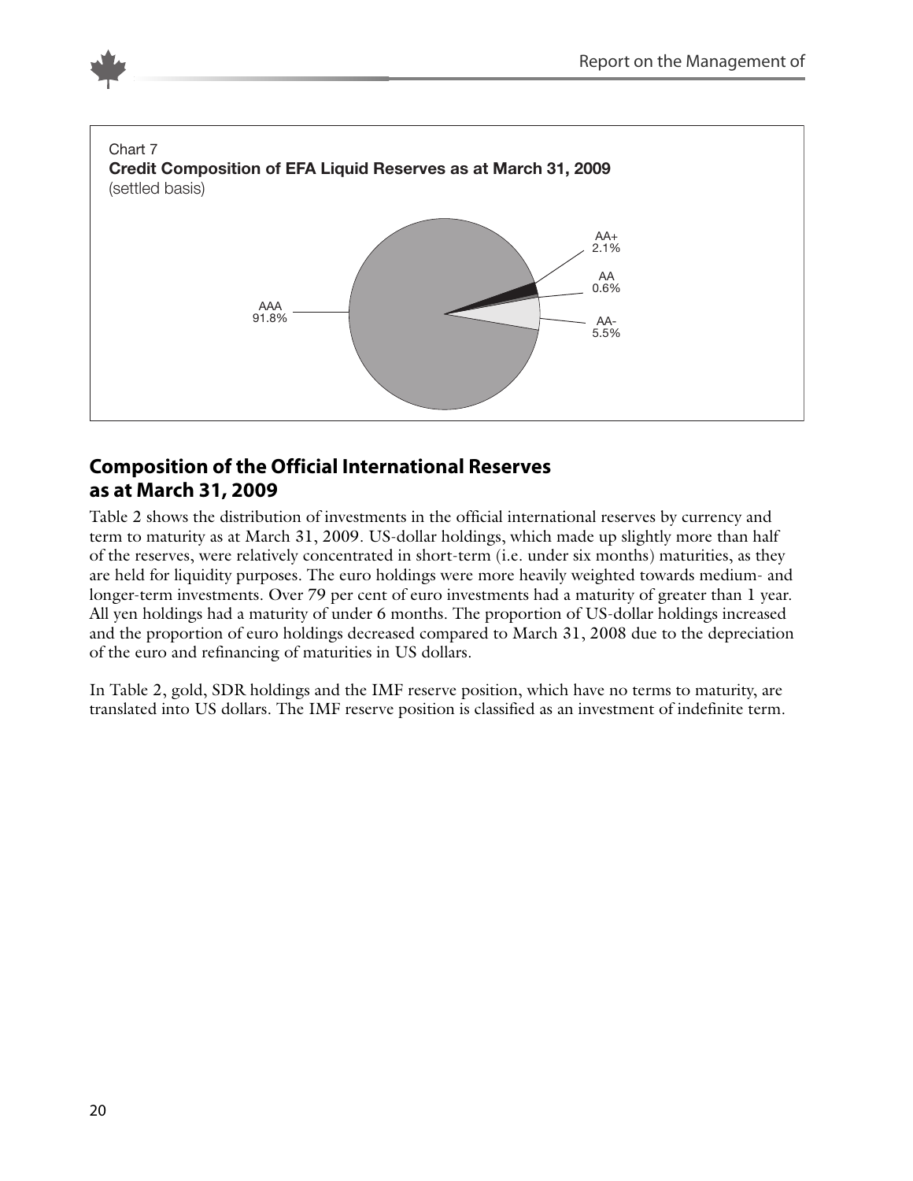Chart 7
**Credit Composition of EFA Liquid Reserves as at March 31, 2009**
(settled basis)

AAA 91.8%
AA+ 2.1%
AA 0.6%
AA- 5.5%

## Composition of the Official International Reserves as at March 31, 2009

Table 2 shows the distribution of investments in the official international reserves by currency and term to maturity as at March 31, 2009. US-dollar holdings, which made up slightly more than half of the reserves, were relatively concentrated in short-term (i.e. under six months) maturities, as they are held for liquidity purposes. The euro holdings were more heavily weighted towards medium- and longer-term investments. Over 79 per cent of euro investments had a maturity of greater than 1 year. All yen holdings had a maturity of under 6 months. The proportion of US-dollar holdings increased and the proportion of euro holdings decreased compared to March 31, 2008 due to the depreciation of the euro and refinancing of maturities in US dollars.

In Table 2, gold, SDR holdings and the IMF reserve position, which have no terms to maturity, are translated into US dollars. The IMF reserve position is classified as an investment of indefinite term.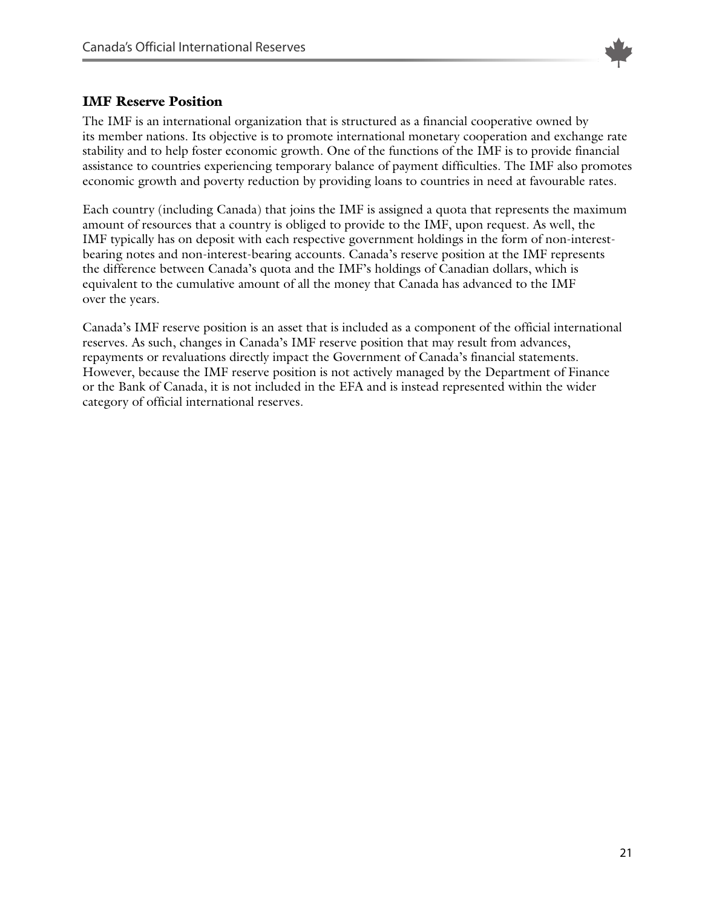## IMF Reserve Position

The IMF is an international organization that is structured as a financial cooperative owned by its member nations. Its objective is to promote international monetary cooperation and exchange rate stability and to help foster economic growth. One of the functions of the IMF is to provide financial assistance to countries experiencing temporary balance of payment difficulties. The IMF also promotes economic growth and poverty reduction by providing loans to countries in need at favourable rates.

Each country (including Canada) that joins the IMF is assigned a quota that represents the maximum amount of resources that a country is obliged to provide to the IMF, upon request. As well, the IMF typically has on deposit with each respective government holdings in the form of non-interest-bearing notes and non-interest-bearing accounts. Canada's reserve position at the IMF represents the difference between Canada's quota and the IMF's holdings of Canadian dollars, which is equivalent to the cumulative amount of all the money that Canada has advanced to the IMF over the years.

Canada's IMF reserve position is an asset that is included as a component of the official international reserves. As such, changes in Canada's IMF reserve position that may result from advances, repayments or revaluations directly impact the Government of Canada's financial statements. However, because the IMF reserve position is not actively managed by the Department of Finance or the Bank of Canada, it is not included in the EFA and is instead represented within the wider category of official international reserves.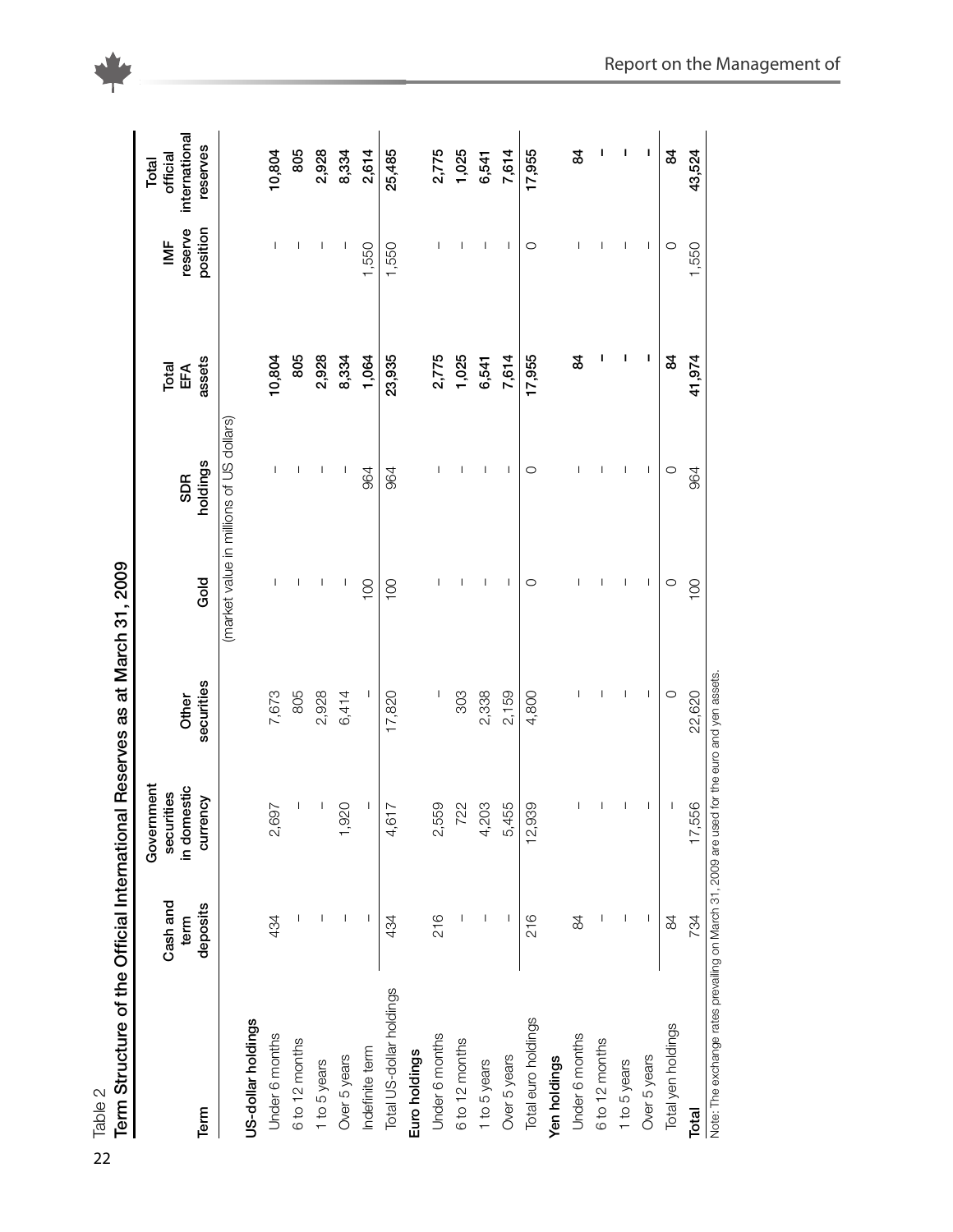Table 2

**Term Structure of the Official International Reserves as at March 31, 2009**

| Term | Cash and term deposits | Government securities in domestic currency | Other securities | Gold | SDR holdings | Total EFA assets | IMF reserve position | Total official international reserves |
|---|---|---|---|---|---|---|---|---|
| | | | | (market value in millions of US dollars) | | | | |
| **US-dollar holdings** | | | | | | | | |
| Under 6 months | 434 | 2,697 | 7,673 | – | – | **10,804** | – | **10,804** |
| 6 to 12 months | – | – | 805 | – | – | **805** | – | **805** |
| 1 to 5 years | – | – | 2,928 | – | – | **2,928** | – | **2,928** |
| Over 5 years | – | 1,920 | 6,414 | – | – | **8,334** | – | **8,334** |
| Indefinite term | – | – | – | 100 | 964 | **1,064** | 1,550 | **2,614** |
| Total US-dollar holdings | 434 | 4,617 | 17,820 | 100 | 964 | **23,935** | 1,550 | **25,485** |
| **Euro holdings** | | | | | | | | |
| Under 6 months | 216 | 2,559 | – | – | – | **2,775** | – | **2,775** |
| 6 to 12 months | – | 722 | 303 | – | – | **1,025** | – | **1,025** |
| 1 to 5 years | – | 4,203 | 2,338 | – | – | **6,541** | – | **6,541** |
| Over 5 years | – | 5,455 | 2,159 | – | – | **7,614** | – | **7,614** |
| Total euro holdings | 216 | 12,939 | 4,800 | 0 | 0 | **17,955** | 0 | **17,955** |
| **Yen holdings** | | | | | | | | |
| Under 6 months | 84 | – | – | – | – | **84** | – | **84** |
| 6 to 12 months | – | – | – | – | – | **–** | – | **–** |
| 1 to 5 years | – | – | – | – | – | **–** | – | **–** |
| Over 5 years | – | – | – | – | – | **–** | – | **–** |
| Total yen holdings | 84 | – | 0 | 0 | 0 | **84** | 0 | **84** |
| **Total** | 734 | 17,556 | 22,620 | 100 | 964 | **41,974** | 1,550 | **43,524** |

Note: The exchange rates prevailing on March 31, 2009 are used for the euro and yen assets.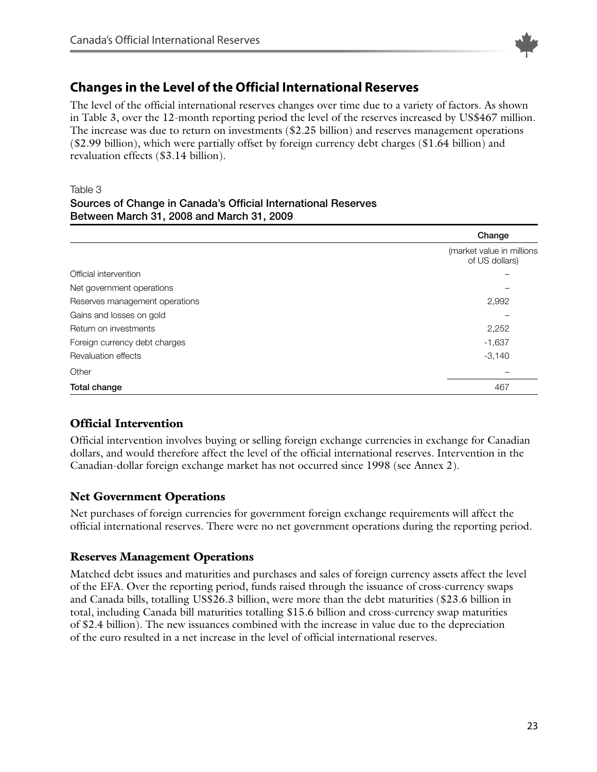## Changes in the Level of the Official International Reserves

The level of the official international reserves changes over time due to a variety of factors. As shown in Table 3, over the 12-month reporting period the level of the reserves increased by US$467 million. The increase was due to return on investments ($2.25 billion) and reserves management operations ($2.99 billion), which were partially offset by foreign currency debt charges ($1.64 billion) and revaluation effects ($3.14 billion).

Table 3
**Sources of Change in Canada's Official International Reserves Between March 31, 2008 and March 31, 2009**

| | Change |
|---|---|
| | (market value in millions of US dollars) |
| Official intervention | – |
| Net government operations | – |
| Reserves management operations | 2,992 |
| Gains and losses on gold | – |
| Return on investments | 2,252 |
| Foreign currency debt charges | -1,637 |
| Revaluation effects | -3,140 |
| Other | – |
| **Total change** | 467 |

### Official Intervention

Official intervention involves buying or selling foreign exchange currencies in exchange for Canadian dollars, and would therefore affect the level of the official international reserves. Intervention in the Canadian-dollar foreign exchange market has not occurred since 1998 (see Annex 2).

### Net Government Operations

Net purchases of foreign currencies for government foreign exchange requirements will affect the official international reserves. There were no net government operations during the reporting period.

### Reserves Management Operations

Matched debt issues and maturities and purchases and sales of foreign currency assets affect the level of the EFA. Over the reporting period, funds raised through the issuance of cross-currency swaps and Canada bills, totalling US$26.3 billion, were more than the debt maturities ($23.6 billion in total, including Canada bill maturities totalling $15.6 billion and cross-currency swap maturities of $2.4 billion). The new issuances combined with the increase in value due to the depreciation of the euro resulted in a net increase in the level of official international reserves.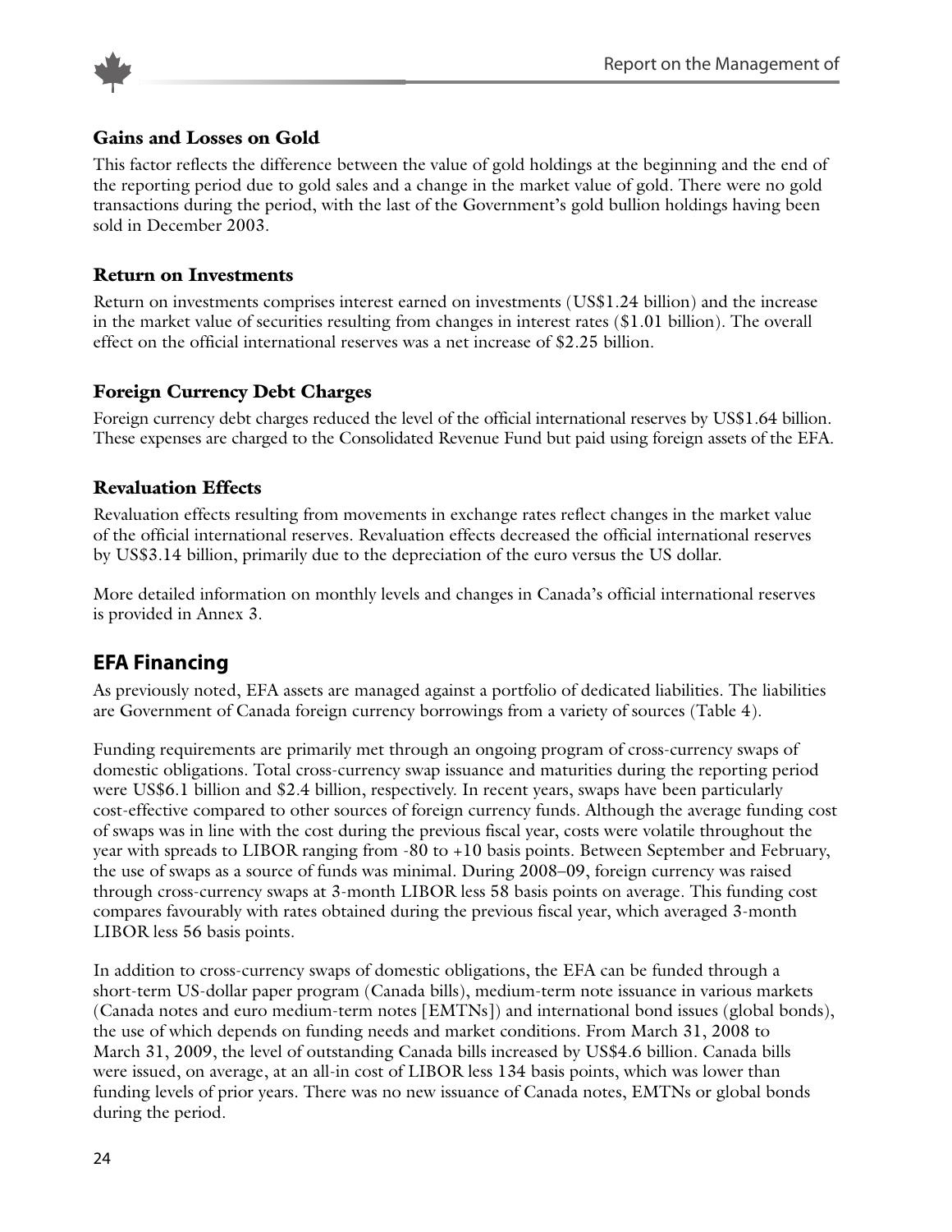### Gains and Losses on Gold

This factor reflects the difference between the value of gold holdings at the beginning and the end of the reporting period due to gold sales and a change in the market value of gold. There were no gold transactions during the period, with the last of the Government's gold bullion holdings having been sold in December 2003.

### Return on Investments

Return on investments comprises interest earned on investments (US$1.24 billion) and the increase in the market value of securities resulting from changes in interest rates ($1.01 billion). The overall effect on the official international reserves was a net increase of $2.25 billion.

### Foreign Currency Debt Charges

Foreign currency debt charges reduced the level of the official international reserves by US$1.64 billion. These expenses are charged to the Consolidated Revenue Fund but paid using foreign assets of the EFA.

### Revaluation Effects

Revaluation effects resulting from movements in exchange rates reflect changes in the market value of the official international reserves. Revaluation effects decreased the official international reserves by US$3.14 billion, primarily due to the depreciation of the euro versus the US dollar.

More detailed information on monthly levels and changes in Canada's official international reserves is provided in Annex 3.

## EFA Financing

As previously noted, EFA assets are managed against a portfolio of dedicated liabilities. The liabilities are Government of Canada foreign currency borrowings from a variety of sources (Table 4).

Funding requirements are primarily met through an ongoing program of cross-currency swaps of domestic obligations. Total cross-currency swap issuance and maturities during the reporting period were US$6.1 billion and $2.4 billion, respectively. In recent years, swaps have been particularly cost-effective compared to other sources of foreign currency funds. Although the average funding cost of swaps was in line with the cost during the previous fiscal year, costs were volatile throughout the year with spreads to LIBOR ranging from -80 to +10 basis points. Between September and February, the use of swaps as a source of funds was minimal. During 2008–09, foreign currency was raised through cross-currency swaps at 3-month LIBOR less 58 basis points on average. This funding cost compares favourably with rates obtained during the previous fiscal year, which averaged 3-month LIBOR less 56 basis points.

In addition to cross-currency swaps of domestic obligations, the EFA can be funded through a short-term US-dollar paper program (Canada bills), medium-term note issuance in various markets (Canada notes and euro medium-term notes [EMTNs]) and international bond issues (global bonds), the use of which depends on funding needs and market conditions. From March 31, 2008 to March 31, 2009, the level of outstanding Canada bills increased by US$4.6 billion. Canada bills were issued, on average, at an all-in cost of LIBOR less 134 basis points, which was lower than funding levels of prior years. There was no new issuance of Canada notes, EMTNs or global bonds during the period.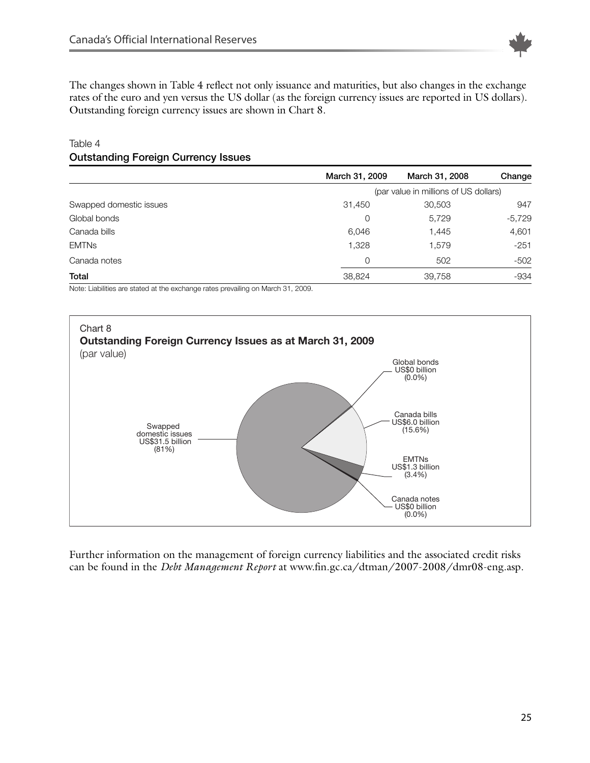The changes shown in Table 4 reflect not only issuance and maturities, but also changes in the exchange rates of the euro and yen versus the US dollar (as the foreign currency issues are reported in US dollars). Outstanding foreign currency issues are shown in Chart 8.

Table 4

**Outstanding Foreign Currency Issues**

| | March 31, 2009 | March 31, 2008 | Change |
|---|---|---|---|
| | (par value in millions of US dollars) | | |
| Swapped domestic issues | 31,450 | 30,503 | 947 |
| Global bonds | 0 | 5,729 | -5,729 |
| Canada bills | 6,046 | 1,445 | 4,601 |
| EMTNs | 1,328 | 1,579 | -251 |
| Canada notes | 0 | 502 | -502 |
| **Total** | 38,824 | 39,758 | -934 |

Note: Liabilities are stated at the exchange rates prevailing on March 31, 2009.

Chart 8

**Outstanding Foreign Currency Issues as at March 31, 2009**

(par value)

- Swapped domestic issues US$31.5 billion (81%)
- Global bonds US$0 billion (0.0%)
- Canada bills US$6.0 billion (15.6%)
- EMTNs US$1.3 billion (3.4%)
- Canada notes US$0 billion (0.0%)

Further information on the management of foreign currency liabilities and the associated credit risks can be found in the *Debt Management Report* at www.fin.gc.ca/dtman/2007-2008/dmr08-eng.asp.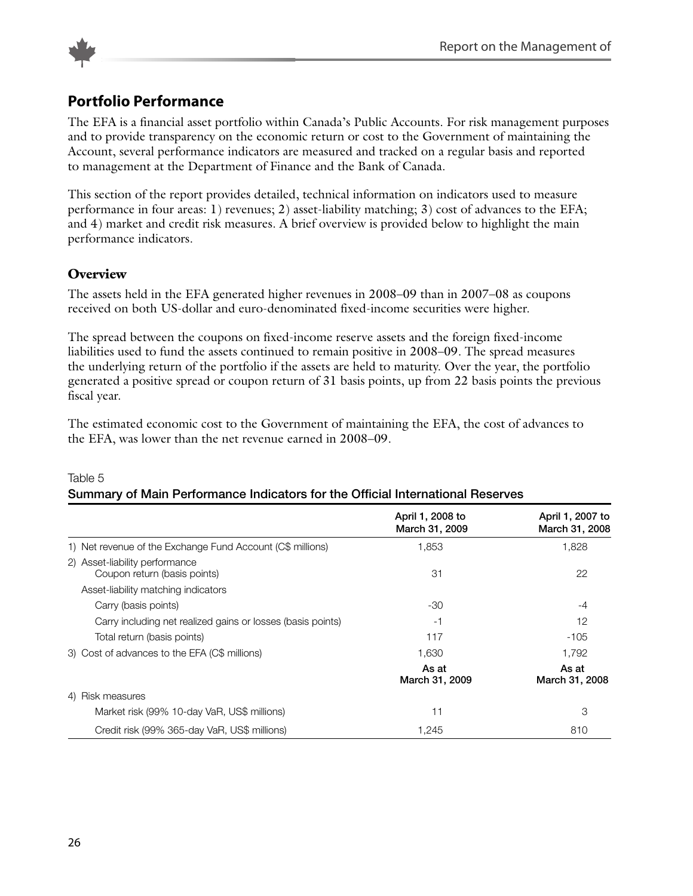## Portfolio Performance

The EFA is a financial asset portfolio within Canada's Public Accounts. For risk management purposes and to provide transparency on the economic return or cost to the Government of maintaining the Account, several performance indicators are measured and tracked on a regular basis and reported to management at the Department of Finance and the Bank of Canada.

This section of the report provides detailed, technical information on indicators used to measure performance in four areas: 1) revenues; 2) asset-liability matching; 3) cost of advances to the EFA; and 4) market and credit risk measures. A brief overview is provided below to highlight the main performance indicators.

### Overview

The assets held in the EFA generated higher revenues in 2008–09 than in 2007–08 as coupons received on both US-dollar and euro-denominated fixed-income securities were higher.

The spread between the coupons on fixed-income reserve assets and the foreign fixed-income liabilities used to fund the assets continued to remain positive in 2008–09. The spread measures the underlying return of the portfolio if the assets are held to maturity. Over the year, the portfolio generated a positive spread or coupon return of 31 basis points, up from 22 basis points the previous fiscal year.

The estimated economic cost to the Government of maintaining the EFA, the cost of advances to the EFA, was lower than the net revenue earned in 2008–09.

Table 5

**Summary of Main Performance Indicators for the Official International Reserves**

| | April 1, 2008 to March 31, 2009 | April 1, 2007 to March 31, 2008 |
|---|---|---|
| 1) Net revenue of the Exchange Fund Account (C$ millions) | 1,853 | 1,828 |
| 2) Asset-liability performance Coupon return (basis points) | 31 | 22 |
| Asset-liability matching indicators | | |
| Carry (basis points) | -30 | -4 |
| Carry including net realized gains or losses (basis points) | -1 | 12 |
| Total return (basis points) | 117 | -105 |
| 3) Cost of advances to the EFA (C$ millions) | 1,630 | 1,792 |
| | **As at March 31, 2009** | **As at March 31, 2008** |
| 4) Risk measures | | |
| Market risk (99% 10-day VaR, US$ millions) | 11 | 3 |
| Credit risk (99% 365-day VaR, US$ millions) | 1,245 | 810 |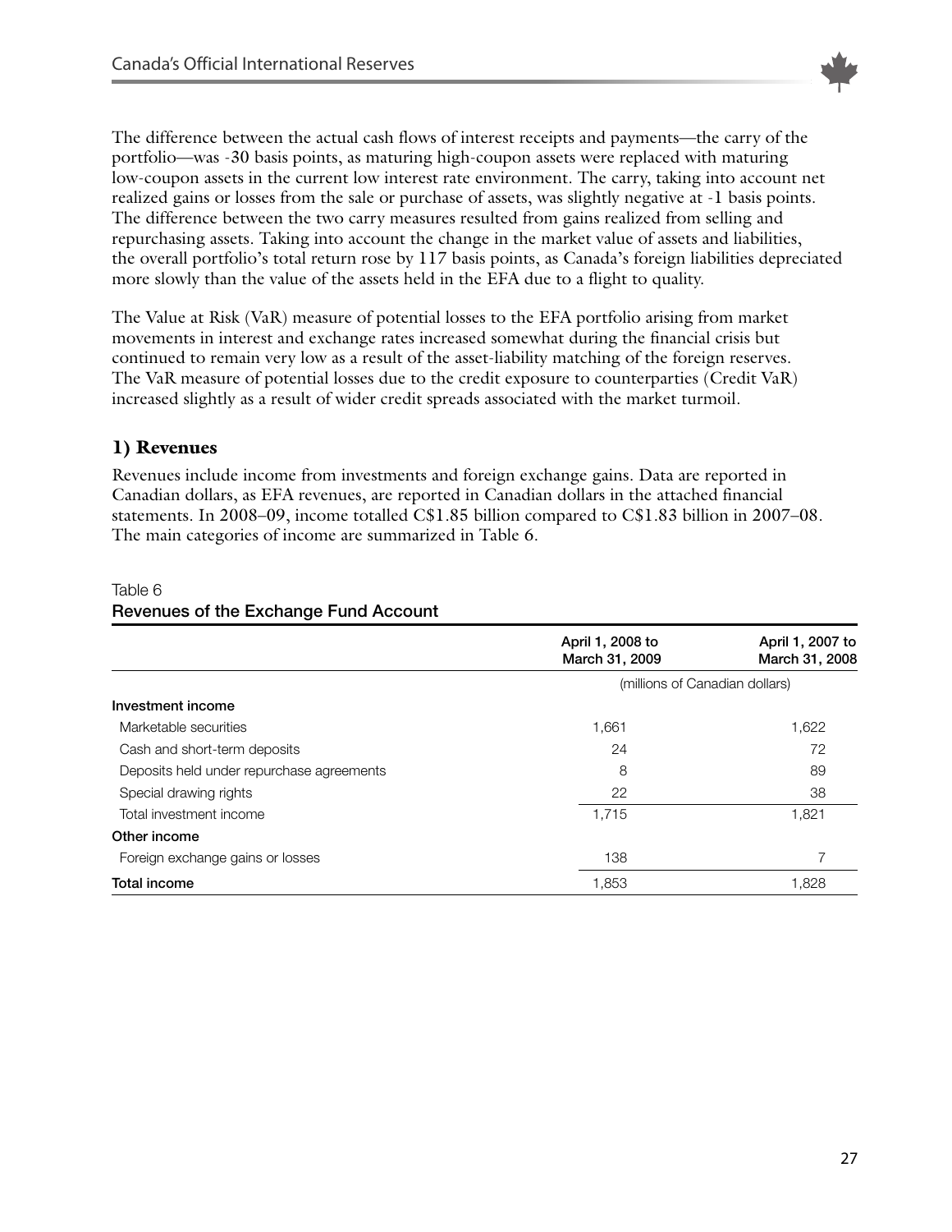The difference between the actual cash flows of interest receipts and payments—the carry of the portfolio—was -30 basis points, as maturing high-coupon assets were replaced with maturing low-coupon assets in the current low interest rate environment. The carry, taking into account net realized gains or losses from the sale or purchase of assets, was slightly negative at -1 basis points. The difference between the two carry measures resulted from gains realized from selling and repurchasing assets. Taking into account the change in the market value of assets and liabilities, the overall portfolio's total return rose by 117 basis points, as Canada's foreign liabilities depreciated more slowly than the value of the assets held in the EFA due to a flight to quality.

The Value at Risk (VaR) measure of potential losses to the EFA portfolio arising from market movements in interest and exchange rates increased somewhat during the financial crisis but continued to remain very low as a result of the asset-liability matching of the foreign reserves. The VaR measure of potential losses due to the credit exposure to counterparties (Credit VaR) increased slightly as a result of wider credit spreads associated with the market turmoil.

## 1) Revenues

Revenues include income from investments and foreign exchange gains. Data are reported in Canadian dollars, as EFA revenues, are reported in Canadian dollars in the attached financial statements. In 2008–09, income totalled C$1.85 billion compared to C$1.83 billion in 2007–08. The main categories of income are summarized in Table 6.

Table 6

**Revenues of the Exchange Fund Account**

| | April 1, 2008 to March 31, 2009 | April 1, 2007 to March 31, 2008 |
|---|---|---|
| | (millions of Canadian dollars) | |
| **Investment income** | | |
| Marketable securities | 1,661 | 1,622 |
| Cash and short-term deposits | 24 | 72 |
| Deposits held under repurchase agreements | 8 | 89 |
| Special drawing rights | 22 | 38 |
| Total investment income | 1,715 | 1,821 |
| **Other income** | | |
| Foreign exchange gains or losses | 138 | 7 |
| **Total income** | 1,853 | 1,828 |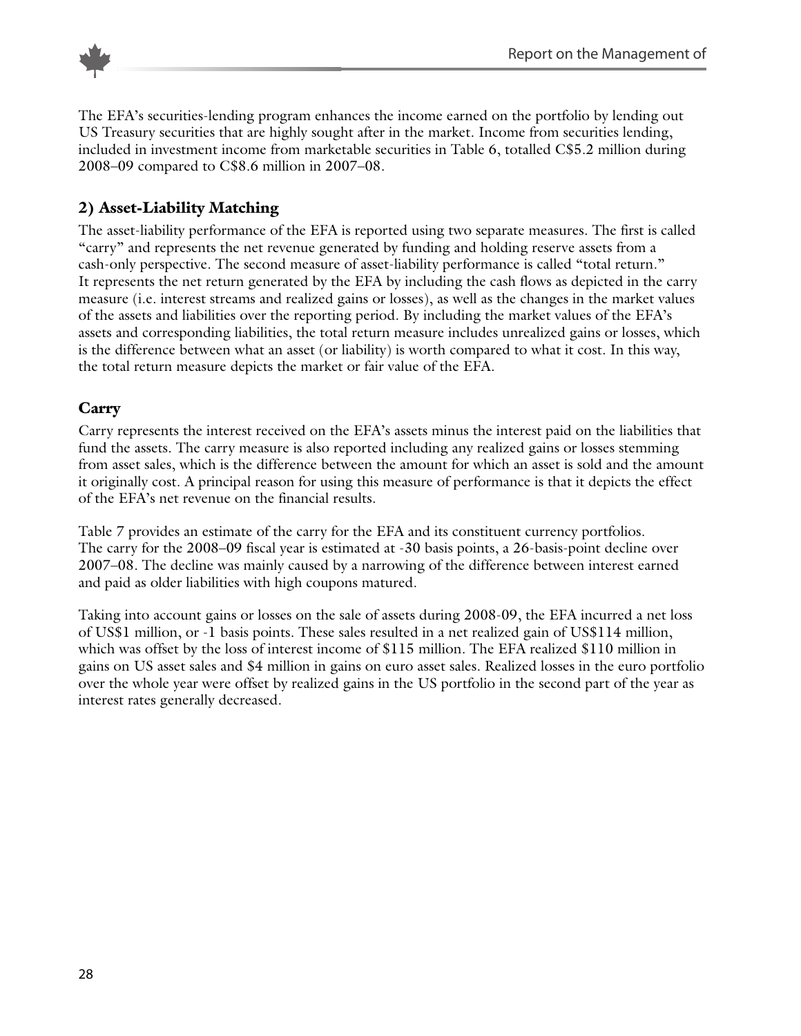The EFA's securities-lending program enhances the income earned on the portfolio by lending out US Treasury securities that are highly sought after in the market. Income from securities lending, included in investment income from marketable securities in Table 6, totalled C$5.2 million during 2008–09 compared to C$8.6 million in 2007–08.

## 2) Asset-Liability Matching

The asset-liability performance of the EFA is reported using two separate measures. The first is called "carry" and represents the net revenue generated by funding and holding reserve assets from a cash-only perspective. The second measure of asset-liability performance is called "total return." It represents the net return generated by the EFA by including the cash flows as depicted in the carry measure (i.e. interest streams and realized gains or losses), as well as the changes in the market values of the assets and liabilities over the reporting period. By including the market values of the EFA's assets and corresponding liabilities, the total return measure includes unrealized gains or losses, which is the difference between what an asset (or liability) is worth compared to what it cost. In this way, the total return measure depicts the market or fair value of the EFA.

### Carry

Carry represents the interest received on the EFA's assets minus the interest paid on the liabilities that fund the assets. The carry measure is also reported including any realized gains or losses stemming from asset sales, which is the difference between the amount for which an asset is sold and the amount it originally cost. A principal reason for using this measure of performance is that it depicts the effect of the EFA's net revenue on the financial results.

Table 7 provides an estimate of the carry for the EFA and its constituent currency portfolios. The carry for the 2008–09 fiscal year is estimated at -30 basis points, a 26-basis-point decline over 2007–08. The decline was mainly caused by a narrowing of the difference between interest earned and paid as older liabilities with high coupons matured.

Taking into account gains or losses on the sale of assets during 2008-09, the EFA incurred a net loss of US$1 million, or -1 basis points. These sales resulted in a net realized gain of US$114 million, which was offset by the loss of interest income of $115 million. The EFA realized $110 million in gains on US asset sales and $4 million in gains on euro asset sales. Realized losses in the euro portfolio over the whole year were offset by realized gains in the US portfolio in the second part of the year as interest rates generally decreased.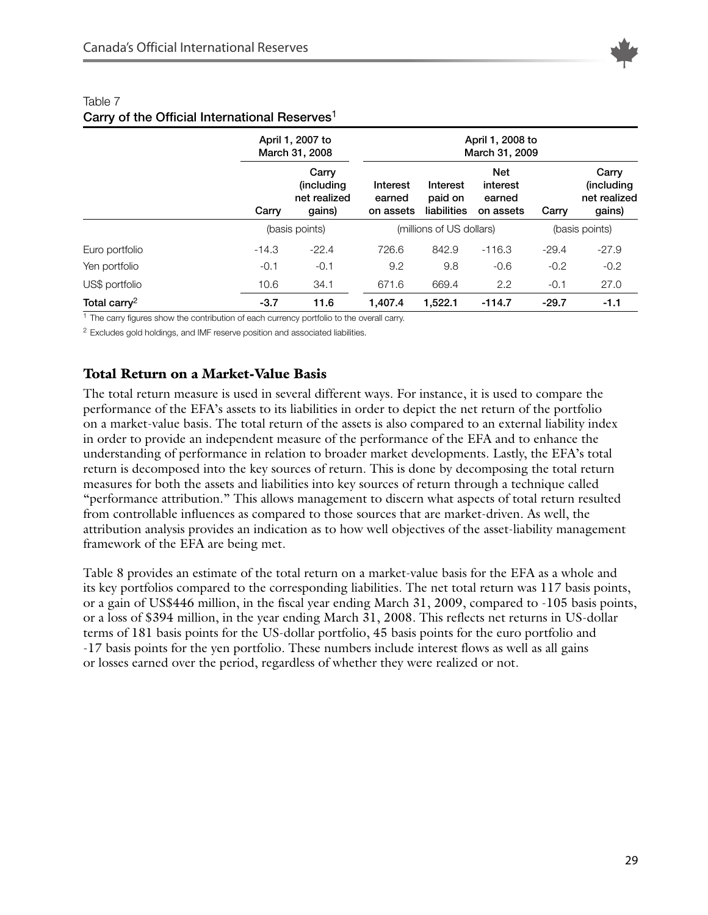Table 7
**Carry of the Official International Reserves**[1]

| | April 1, 2007 to March 31, 2008 | | April 1, 2008 to March 31, 2009 | | | | |
|---|---|---|---|---|---|---|---|
| | Carry | Carry (including net realized gains) | Interest earned on assets | Interest paid on liabilities | Net interest earned on assets | Carry | Carry (including net realized gains) |
| | (basis points) | | (millions of US dollars) | | | (basis points) | |
| Euro portfolio | -14.3 | -22.4 | 726.6 | 842.9 | -116.3 | -29.4 | -27.9 |
| Yen portfolio | -0.1 | -0.1 | 9.2 | 9.8 | -0.6 | -0.2 | -0.2 |
| US$ portfolio | 10.6 | 34.1 | 671.6 | 669.4 | 2.2 | -0.1 | 27.0 |
| **Total carry**[2] | **-3.7** | **11.6** | **1,407.4** | **1,522.1** | **-114.7** | **-29.7** | **-1.1** |

[1] The carry figures show the contribution of each currency portfolio to the overall carry.

[2] Excludes gold holdings, and IMF reserve position and associated liabilities.

## Total Return on a Market-Value Basis

The total return measure is used in several different ways. For instance, it is used to compare the performance of the EFA's assets to its liabilities in order to depict the net return of the portfolio on a market-value basis. The total return of the assets is also compared to an external liability index in order to provide an independent measure of the performance of the EFA and to enhance the understanding of performance in relation to broader market developments. Lastly, the EFA's total return is decomposed into the key sources of return. This is done by decomposing the total return measures for both the assets and liabilities into key sources of return through a technique called "performance attribution." This allows management to discern what aspects of total return resulted from controllable influences as compared to those sources that are market-driven. As well, the attribution analysis provides an indication as to how well objectives of the asset-liability management framework of the EFA are being met.

Table 8 provides an estimate of the total return on a market-value basis for the EFA as a whole and its key portfolios compared to the corresponding liabilities. The net total return was 117 basis points, or a gain of US$446 million, in the fiscal year ending March 31, 2009, compared to -105 basis points, or a loss of $394 million, in the year ending March 31, 2008. This reflects net returns in US-dollar terms of 181 basis points for the US-dollar portfolio, 45 basis points for the euro portfolio and -17 basis points for the yen portfolio. These numbers include interest flows as well as all gains or losses earned over the period, regardless of whether they were realized or not.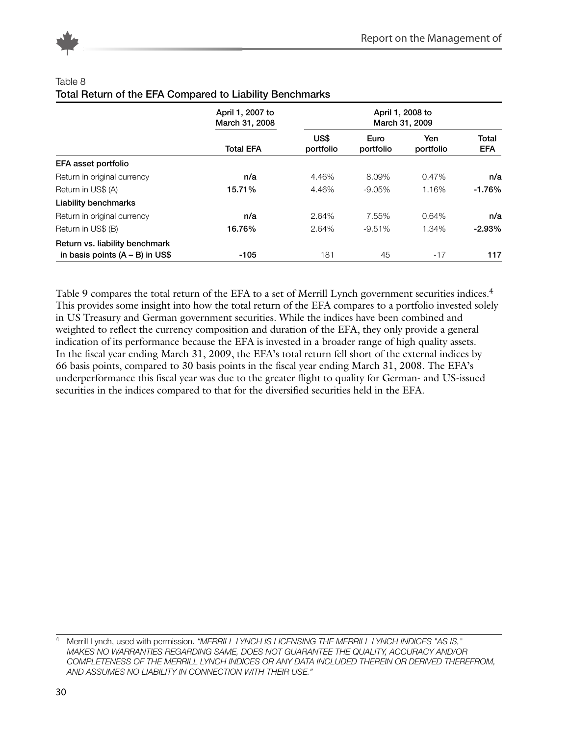Table 8

**Total Return of the EFA Compared to Liability Benchmarks**

| | April 1, 2007 to March 31, 2008 | April 1, 2008 to March 31, 2009 | | | |
|---|---|---|---|---|---|
| | **Total EFA** | **US$ portfolio** | **Euro portfolio** | **Yen portfolio** | **Total EFA** |
| **EFA asset portfolio** | | | | | |
| Return in original currency | **n/a** | 4.46% | 8.09% | 0.47% | **n/a** |
| Return in US$ (A) | **15.71%** | 4.46% | -9.05% | 1.16% | **-1.76%** |
| **Liability benchmarks** | | | | | |
| Return in original currency | **n/a** | 2.64% | 7.55% | 0.64% | **n/a** |
| Return in US$ (B) | **16.76%** | 2.64% | -9.51% | 1.34% | **-2.93%** |
| **Return vs. liability benchmark in basis points (A – B) in US$** | **-105** | 181 | 45 | -17 | **117** |

Table 9 compares the total return of the EFA to a set of Merrill Lynch government securities indices.[4] This provides some insight into how the total return of the EFA compares to a portfolio invested solely in US Treasury and German government securities. While the indices have been combined and weighted to reflect the currency composition and duration of the EFA, they only provide a general indication of its performance because the EFA is invested in a broader range of high quality assets. In the fiscal year ending March 31, 2009, the EFA's total return fell short of the external indices by 66 basis points, compared to 30 basis points in the fiscal year ending March 31, 2008. The EFA's underperformance this fiscal year was due to the greater flight to quality for German- and US-issued securities in the indices compared to that for the diversified securities held in the EFA.

[4] Merrill Lynch, used with permission. *"MERRILL LYNCH IS LICENSING THE MERRILL LYNCH INDICES "AS IS," MAKES NO WARRANTIES REGARDING SAME, DOES NOT GUARANTEE THE QUALITY, ACCURACY AND/OR COMPLETENESS OF THE MERRILL LYNCH INDICES OR ANY DATA INCLUDED THEREIN OR DERIVED THEREFROM, AND ASSUMES NO LIABILITY IN CONNECTION WITH THEIR USE."*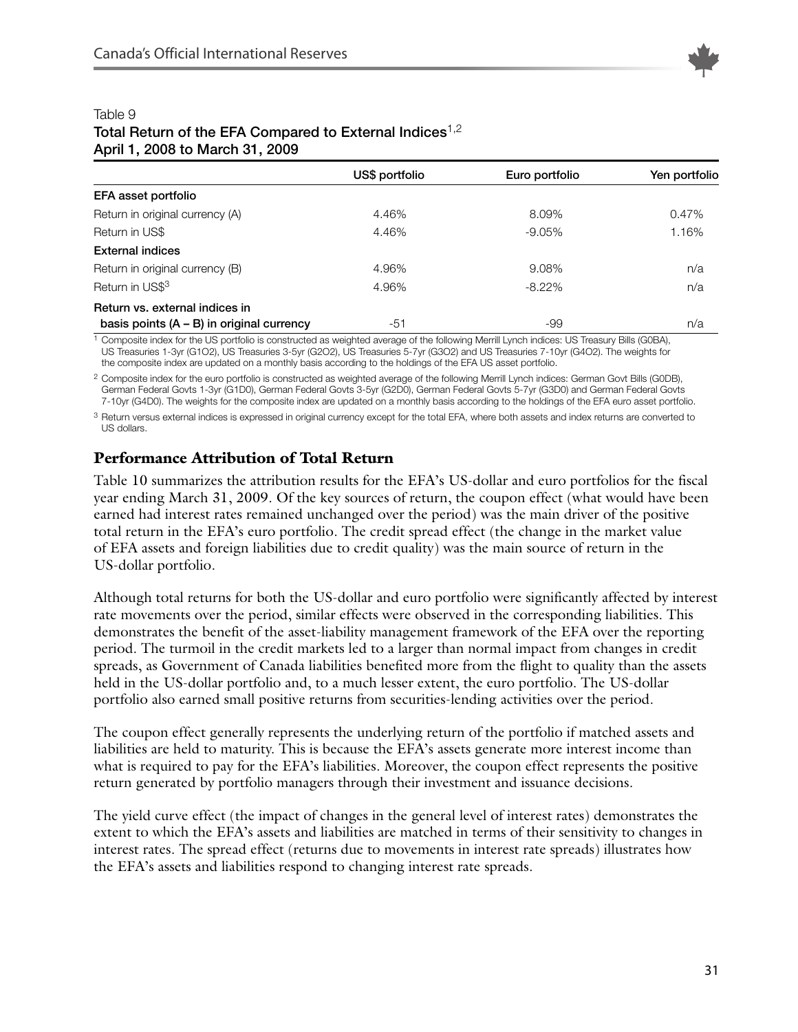Table 9

**Total Return of the EFA Compared to External Indices[1,2]**

**April 1, 2008 to March 31, 2009**

| | US$ portfolio | Euro portfolio | Yen portfolio |
|---|---|---|---|
| **EFA asset portfolio** | | | |
| Return in original currency (A) | 4.46% | 8.09% | 0.47% |
| Return in US$ | 4.46% | -9.05% | 1.16% |
| **External indices** | | | |
| Return in original currency (B) | 4.96% | 9.08% | n/a |
| Return in US$[3] | 4.96% | -8.22% | n/a |
| **Return vs. external indices in basis points (A – B) in original currency** | -51 | -99 | n/a |

[1] Composite index for the US portfolio is constructed as weighted average of the following Merrill Lynch indices: US Treasury Bills (G0BA), US Treasuries 1-3yr (G1O2), US Treasuries 3-5yr (G2O2), US Treasuries 5-7yr (G3O2) and US Treasuries 7-10yr (G4O2). The weights for the composite index are updated on a monthly basis according to the holdings of the EFA US asset portfolio.

[2] Composite index for the euro portfolio is constructed as weighted average of the following Merrill Lynch indices: German Govt Bills (G0DB), German Federal Govts 1-3yr (G1D0), German Federal Govts 3-5yr (G2D0), German Federal Govts 5-7yr (G3D0) and German Federal Govts 7-10yr (G4D0). The weights for the composite index are updated on a monthly basis according to the holdings of the EFA euro asset portfolio.

[3] Return versus external indices is expressed in original currency except for the total EFA, where both assets and index returns are converted to US dollars.

## Performance Attribution of Total Return

Table 10 summarizes the attribution results for the EFA's US-dollar and euro portfolios for the fiscal year ending March 31, 2009. Of the key sources of return, the coupon effect (what would have been earned had interest rates remained unchanged over the period) was the main driver of the positive total return in the EFA's euro portfolio. The credit spread effect (the change in the market value of EFA assets and foreign liabilities due to credit quality) was the main source of return in the US-dollar portfolio.

Although total returns for both the US-dollar and euro portfolio were significantly affected by interest rate movements over the period, similar effects were observed in the corresponding liabilities. This demonstrates the benefit of the asset-liability management framework of the EFA over the reporting period. The turmoil in the credit markets led to a larger than normal impact from changes in credit spreads, as Government of Canada liabilities benefited more from the flight to quality than the assets held in the US-dollar portfolio and, to a much lesser extent, the euro portfolio. The US-dollar portfolio also earned small positive returns from securities-lending activities over the period.

The coupon effect generally represents the underlying return of the portfolio if matched assets and liabilities are held to maturity. This is because the EFA's assets generate more interest income than what is required to pay for the EFA's liabilities. Moreover, the coupon effect represents the positive return generated by portfolio managers through their investment and issuance decisions.

The yield curve effect (the impact of changes in the general level of interest rates) demonstrates the extent to which the EFA's assets and liabilities are matched in terms of their sensitivity to changes in interest rates. The spread effect (returns due to movements in interest rate spreads) illustrates how the EFA's assets and liabilities respond to changing interest rate spreads.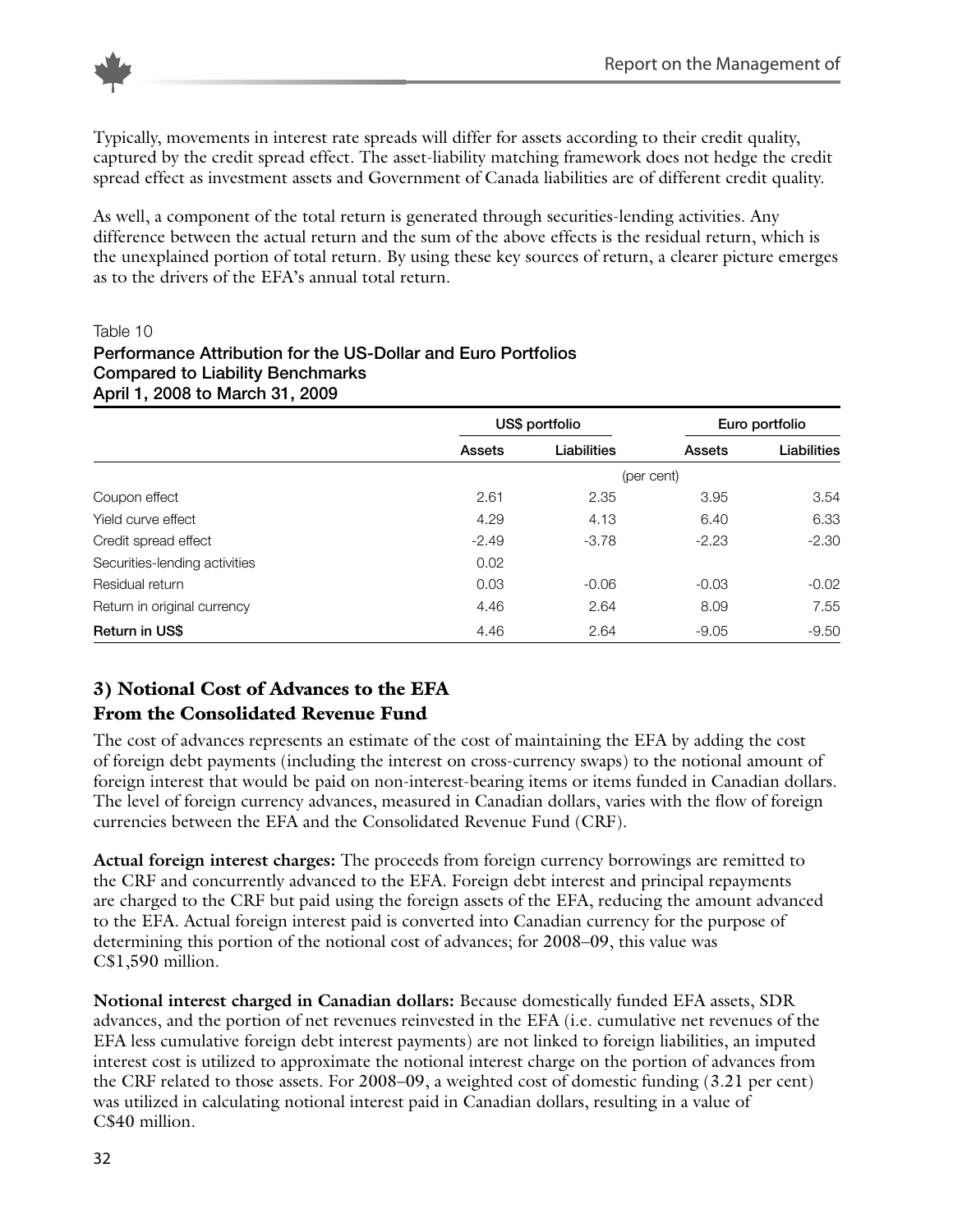Typically, movements in interest rate spreads will differ for assets according to their credit quality, captured by the credit spread effect. The asset-liability matching framework does not hedge the credit spread effect as investment assets and Government of Canada liabilities are of different credit quality.

As well, a component of the total return is generated through securities-lending activities. Any difference between the actual return and the sum of the above effects is the residual return, which is the unexplained portion of total return. By using these key sources of return, a clearer picture emerges as to the drivers of the EFA's annual total return.

Table 10
**Performance Attribution for the US-Dollar and Euro Portfolios Compared to Liability Benchmarks April 1, 2008 to March 31, 2009**

| | US$ portfolio | | Euro portfolio | |
|---|---|---|---|---|
| | Assets | Liabilities | Assets | Liabilities |
| | (per cent) | | | |
| Coupon effect | 2.61 | 2.35 | 3.95 | 3.54 |
| Yield curve effect | 4.29 | 4.13 | 6.40 | 6.33 |
| Credit spread effect | -2.49 | -3.78 | -2.23 | -2.30 |
| Securities-lending activities | 0.02 | | | |
| Residual return | 0.03 | -0.06 | -0.03 | -0.02 |
| Return in original currency | 4.46 | 2.64 | 8.09 | 7.55 |
| **Return in US$** | 4.46 | 2.64 | -9.05 | -9.50 |

## 3) Notional Cost of Advances to the EFA From the Consolidated Revenue Fund

The cost of advances represents an estimate of the cost of maintaining the EFA by adding the cost of foreign debt payments (including the interest on cross-currency swaps) to the notional amount of foreign interest that would be paid on non-interest-bearing items or items funded in Canadian dollars. The level of foreign currency advances, measured in Canadian dollars, varies with the flow of foreign currencies between the EFA and the Consolidated Revenue Fund (CRF).

**Actual foreign interest charges:** The proceeds from foreign currency borrowings are remitted to the CRF and concurrently advanced to the EFA. Foreign debt interest and principal repayments are charged to the CRF but paid using the foreign assets of the EFA, reducing the amount advanced to the EFA. Actual foreign interest paid is converted into Canadian currency for the purpose of determining this portion of the notional cost of advances; for 2008–09, this value was C$1,590 million.

**Notional interest charged in Canadian dollars:** Because domestically funded EFA assets, SDR advances, and the portion of net revenues reinvested in the EFA (i.e. cumulative net revenues of the EFA less cumulative foreign debt interest payments) are not linked to foreign liabilities, an imputed interest cost is utilized to approximate the notional interest charge on the portion of advances from the CRF related to those assets. For 2008–09, a weighted cost of domestic funding (3.21 per cent) was utilized in calculating notional interest paid in Canadian dollars, resulting in a value of C$40 million.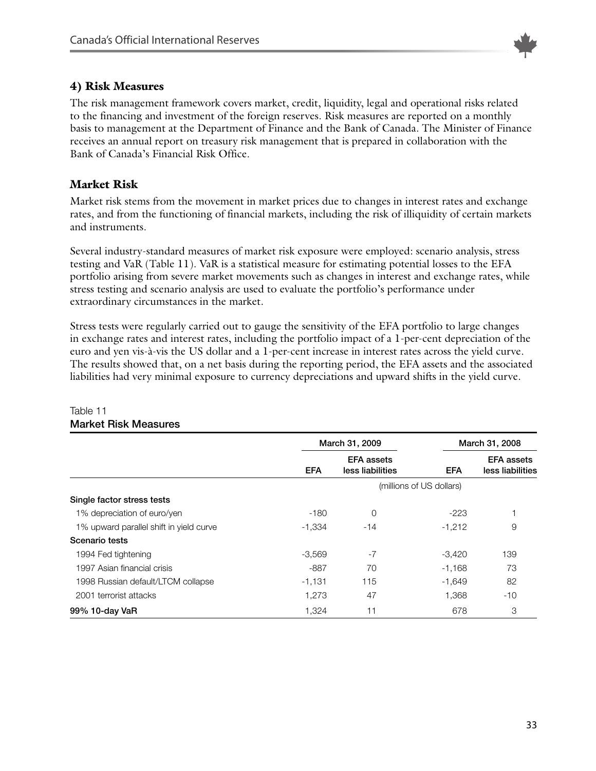## 4) Risk Measures

The risk management framework covers market, credit, liquidity, legal and operational risks related to the financing and investment of the foreign reserves. Risk measures are reported on a monthly basis to management at the Department of Finance and the Bank of Canada. The Minister of Finance receives an annual report on treasury risk management that is prepared in collaboration with the Bank of Canada's Financial Risk Office.

## Market Risk

Market risk stems from the movement in market prices due to changes in interest rates and exchange rates, and from the functioning of financial markets, including the risk of illiquidity of certain markets and instruments.

Several industry-standard measures of market risk exposure were employed: scenario analysis, stress testing and VaR (Table 11). VaR is a statistical measure for estimating potential losses to the EFA portfolio arising from severe market movements such as changes in interest and exchange rates, while stress testing and scenario analysis are used to evaluate the portfolio's performance under extraordinary circumstances in the market.

Stress tests were regularly carried out to gauge the sensitivity of the EFA portfolio to large changes in exchange rates and interest rates, including the portfolio impact of a 1-per-cent depreciation of the euro and yen vis-à-vis the US dollar and a 1-per-cent increase in interest rates across the yield curve. The results showed that, on a net basis during the reporting period, the EFA assets and the associated liabilities had very minimal exposure to currency depreciations and upward shifts in the yield curve.

Table 11
**Market Risk Measures**

| | March 31, 2009 | | March 31, 2008 | |
|---|---|---|---|---|
| | EFA | EFA assets less liabilities | EFA | EFA assets less liabilities |
| | (millions of US dollars) | | | |
| **Single factor stress tests** | | | | |
| 1% depreciation of euro/yen | -180 | 0 | -223 | 1 |
| 1% upward parallel shift in yield curve | -1,334 | -14 | -1,212 | 9 |
| **Scenario tests** | | | | |
| 1994 Fed tightening | -3,569 | -7 | -3,420 | 139 |
| 1997 Asian financial crisis | -887 | 70 | -1,168 | 73 |
| 1998 Russian default/LTCM collapse | -1,131 | 115 | -1,649 | 82 |
| 2001 terrorist attacks | 1,273 | 47 | 1,368 | -10 |
| **99% 10-day VaR** | 1,324 | 11 | 678 | 3 |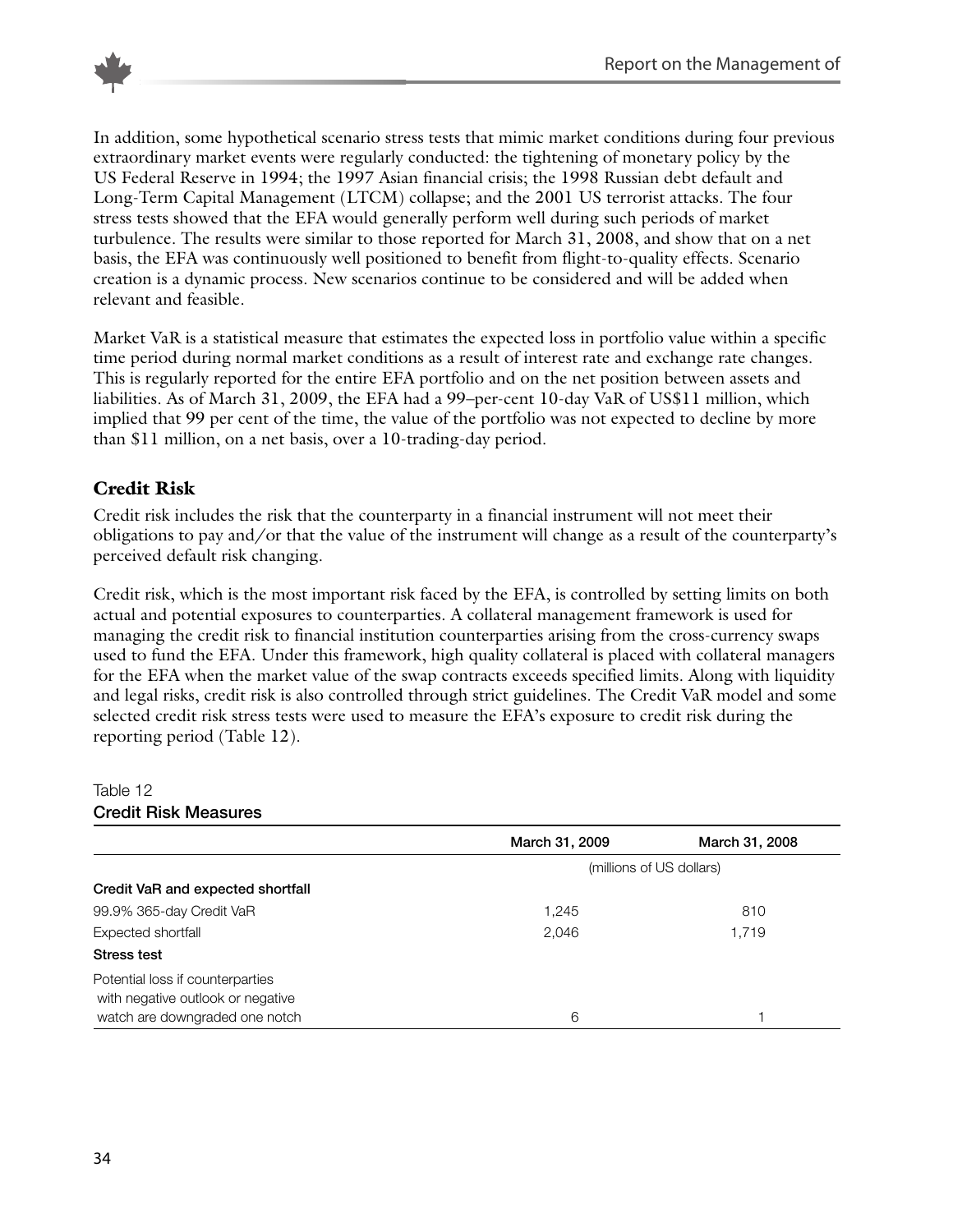In addition, some hypothetical scenario stress tests that mimic market conditions during four previous extraordinary market events were regularly conducted: the tightening of monetary policy by the US Federal Reserve in 1994; the 1997 Asian financial crisis; the 1998 Russian debt default and Long-Term Capital Management (LTCM) collapse; and the 2001 US terrorist attacks. The four stress tests showed that the EFA would generally perform well during such periods of market turbulence. The results were similar to those reported for March 31, 2008, and show that on a net basis, the EFA was continuously well positioned to benefit from flight-to-quality effects. Scenario creation is a dynamic process. New scenarios continue to be considered and will be added when relevant and feasible.

Market VaR is a statistical measure that estimates the expected loss in portfolio value within a specific time period during normal market conditions as a result of interest rate and exchange rate changes. This is regularly reported for the entire EFA portfolio and on the net position between assets and liabilities. As of March 31, 2009, the EFA had a 99–per-cent 10-day VaR of US$11 million, which implied that 99 per cent of the time, the value of the portfolio was not expected to decline by more than $11 million, on a net basis, over a 10-trading-day period.

## Credit Risk

Credit risk includes the risk that the counterparty in a financial instrument will not meet their obligations to pay and/or that the value of the instrument will change as a result of the counterparty's perceived default risk changing.

Credit risk, which is the most important risk faced by the EFA, is controlled by setting limits on both actual and potential exposures to counterparties. A collateral management framework is used for managing the credit risk to financial institution counterparties arising from the cross-currency swaps used to fund the EFA. Under this framework, high quality collateral is placed with collateral managers for the EFA when the market value of the swap contracts exceeds specified limits. Along with liquidity and legal risks, credit risk is also controlled through strict guidelines. The Credit VaR model and some selected credit risk stress tests were used to measure the EFA's exposure to credit risk during the reporting period (Table 12).

Table 12
**Credit Risk Measures**

| | March 31, 2009 | March 31, 2008 |
|---|---|---|
| | (millions of US dollars) | |
| **Credit VaR and expected shortfall** | | |
| 99.9% 365-day Credit VaR | 1,245 | 810 |
| Expected shortfall | 2,046 | 1,719 |
| **Stress test** | | |
| Potential loss if counterparties with negative outlook or negative watch are downgraded one notch | 6 | 1 |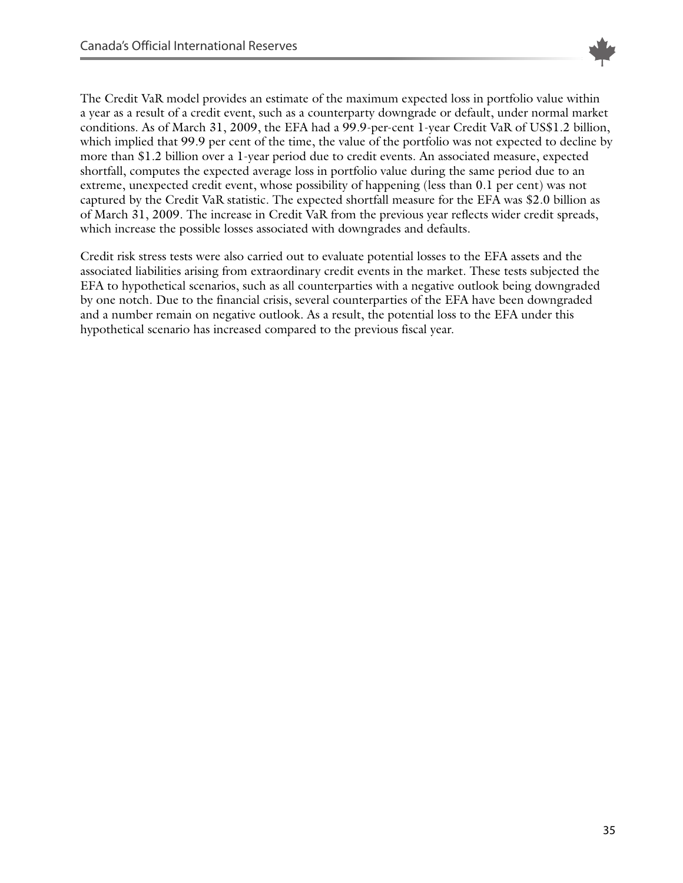The Credit VaR model provides an estimate of the maximum expected loss in portfolio value within a year as a result of a credit event, such as a counterparty downgrade or default, under normal market conditions. As of March 31, 2009, the EFA had a 99.9-per-cent 1-year Credit VaR of US$1.2 billion, which implied that 99.9 per cent of the time, the value of the portfolio was not expected to decline by more than $1.2 billion over a 1-year period due to credit events. An associated measure, expected shortfall, computes the expected average loss in portfolio value during the same period due to an extreme, unexpected credit event, whose possibility of happening (less than 0.1 per cent) was not captured by the Credit VaR statistic. The expected shortfall measure for the EFA was $2.0 billion as of March 31, 2009. The increase in Credit VaR from the previous year reflects wider credit spreads, which increase the possible losses associated with downgrades and defaults.

Credit risk stress tests were also carried out to evaluate potential losses to the EFA assets and the associated liabilities arising from extraordinary credit events in the market. These tests subjected the EFA to hypothetical scenarios, such as all counterparties with a negative outlook being downgraded by one notch. Due to the financial crisis, several counterparties of the EFA have been downgraded and a number remain on negative outlook. As a result, the potential loss to the EFA under this hypothetical scenario has increased compared to the previous fiscal year.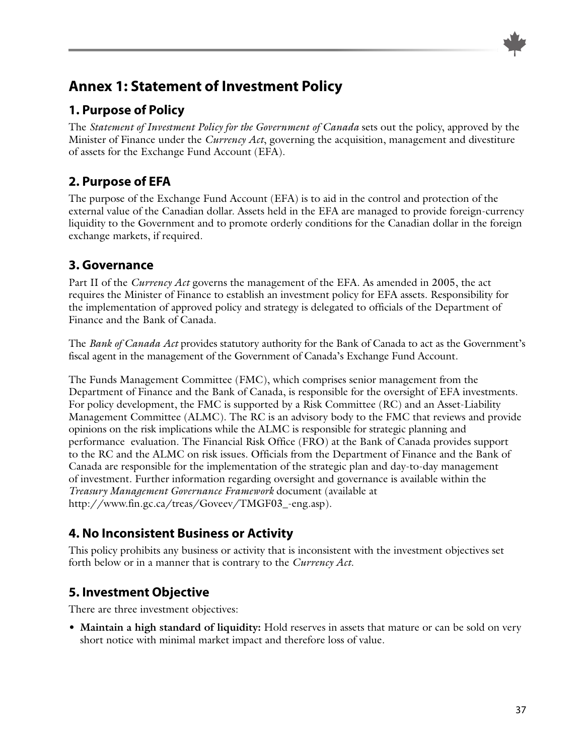# Annex 1: Statement of Investment Policy

## 1. Purpose of Policy

The *Statement of Investment Policy for the Government of Canada* sets out the policy, approved by the Minister of Finance under the *Currency Act*, governing the acquisition, management and divestiture of assets for the Exchange Fund Account (EFA).

## 2. Purpose of EFA

The purpose of the Exchange Fund Account (EFA) is to aid in the control and protection of the external value of the Canadian dollar. Assets held in the EFA are managed to provide foreign-currency liquidity to the Government and to promote orderly conditions for the Canadian dollar in the foreign exchange markets, if required.

## 3. Governance

Part II of the *Currency Act* governs the management of the EFA. As amended in 2005, the act requires the Minister of Finance to establish an investment policy for EFA assets. Responsibility for the implementation of approved policy and strategy is delegated to officials of the Department of Finance and the Bank of Canada.

The *Bank of Canada Act* provides statutory authority for the Bank of Canada to act as the Government's fiscal agent in the management of the Government of Canada's Exchange Fund Account.

The Funds Management Committee (FMC), which comprises senior management from the Department of Finance and the Bank of Canada, is responsible for the oversight of EFA investments. For policy development, the FMC is supported by a Risk Committee (RC) and an Asset-Liability Management Committee (ALMC). The RC is an advisory body to the FMC that reviews and provide opinions on the risk implications while the ALMC is responsible for strategic planning and performance evaluation. The Financial Risk Office (FRO) at the Bank of Canada provides support to the RC and the ALMC on risk issues. Officials from the Department of Finance and the Bank of Canada are responsible for the implementation of the strategic plan and day-to-day management of investment. Further information regarding oversight and governance is available within the *Treasury Management Governance Framework* document (available at http://www.fin.gc.ca/treas/Goveev/TMGF03_-eng.asp).

## 4. No Inconsistent Business or Activity

This policy prohibits any business or activity that is inconsistent with the investment objectives set forth below or in a manner that is contrary to the *Currency Act*.

## 5. Investment Objective

There are three investment objectives:

- **Maintain a high standard of liquidity:** Hold reserves in assets that mature or can be sold on very short notice with minimal market impact and therefore loss of value.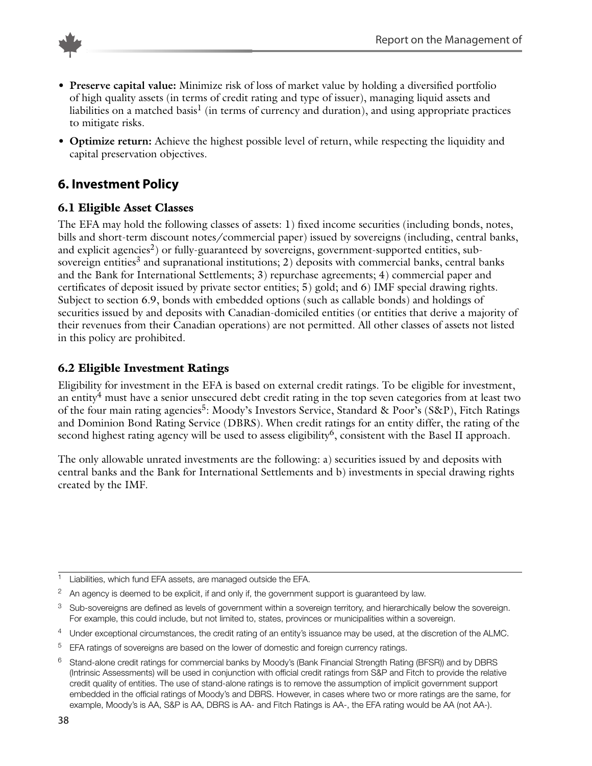- **Preserve capital value:** Minimize risk of loss of market value by holding a diversified portfolio of high quality assets (in terms of credit rating and type of issuer), managing liquid assets and liabilities on a matched basis[1] (in terms of currency and duration), and using appropriate practices to mitigate risks.
- **Optimize return:** Achieve the highest possible level of return, while respecting the liquidity and capital preservation objectives.

## 6. Investment Policy

### 6.1 Eligible Asset Classes

The EFA may hold the following classes of assets: 1) fixed income securities (including bonds, notes, bills and short-term discount notes/commercial paper) issued by sovereigns (including, central banks, and explicit agencies[2]) or fully-guaranteed by sovereigns, government-supported entities, sub-sovereign entities[3] and supranational institutions; 2) deposits with commercial banks, central banks and the Bank for International Settlements; 3) repurchase agreements; 4) commercial paper and certificates of deposit issued by private sector entities; 5) gold; and 6) IMF special drawing rights. Subject to section 6.9, bonds with embedded options (such as callable bonds) and holdings of securities issued by and deposits with Canadian-domiciled entities (or entities that derive a majority of their revenues from their Canadian operations) are not permitted. All other classes of assets not listed in this policy are prohibited.

### 6.2 Eligible Investment Ratings

Eligibility for investment in the EFA is based on external credit ratings. To be eligible for investment, an entity[4] must have a senior unsecured debt credit rating in the top seven categories from at least two of the four main rating agencies[5]: Moody's Investors Service, Standard & Poor's (S&P), Fitch Ratings and Dominion Bond Rating Service (DBRS). When credit ratings for an entity differ, the rating of the second highest rating agency will be used to assess eligibility[6], consistent with the Basel II approach.

The only allowable unrated investments are the following: a) securities issued by and deposits with central banks and the Bank for International Settlements and b) investments in special drawing rights created by the IMF.

---

[1] Liabilities, which fund EFA assets, are managed outside the EFA.

[2] An agency is deemed to be explicit, if and only if, the government support is guaranteed by law.

[3] Sub-sovereigns are defined as levels of government within a sovereign territory, and hierarchically below the sovereign. For example, this could include, but not limited to, states, provinces or municipalities within a sovereign.

[4] Under exceptional circumstances, the credit rating of an entity's issuance may be used, at the discretion of the ALMC.

[5] EFA ratings of sovereigns are based on the lower of domestic and foreign currency ratings.

[6] Stand-alone credit ratings for commercial banks by Moody's (Bank Financial Strength Rating (BFSR)) and by DBRS (Intrinsic Assessments) will be used in conjunction with official credit ratings from S&P and Fitch to provide the relative credit quality of entities. The use of stand-alone ratings is to remove the assumption of implicit government support embedded in the official ratings of Moody's and DBRS. However, in cases where two or more ratings are the same, for example, Moody's is AA, S&P is AA, DBRS is AA- and Fitch Ratings is AA-, the EFA rating would be AA (not AA-).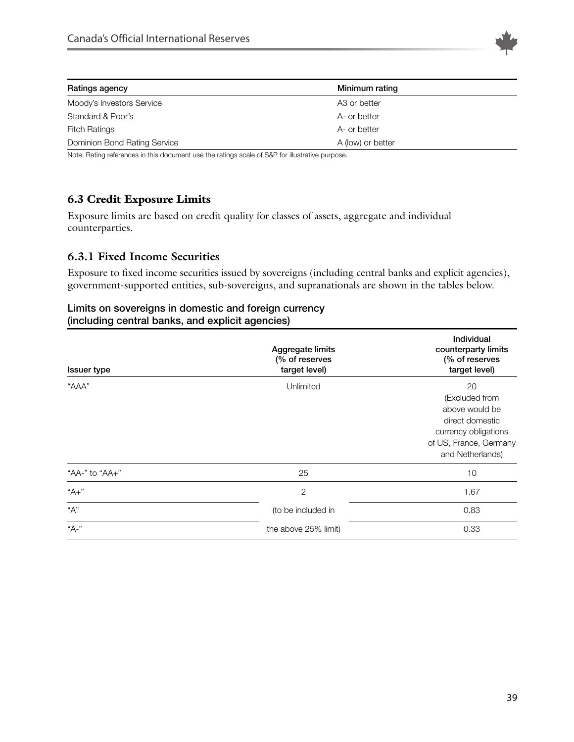| Ratings agency | Minimum rating |
| --- | --- |
| Moody's Investors Service | A3 or better |
| Standard & Poor's | A- or better |
| Fitch Ratings | A- or better |
| Dominion Bond Rating Service | A (low) or better |

Note: Rating references in this document use the ratings scale of S&P for illustrative purpose.

### 6.3 Credit Exposure Limits

Exposure limits are based on credit quality for classes of assets, aggregate and individual counterparties.

#### 6.3.1 Fixed Income Securities

Exposure to fixed income securities issued by sovereigns (including central banks and explicit agencies), government-supported entities, sub-sovereigns, and supranationals are shown in the tables below.

**Limits on sovereigns in domestic and foreign currency (including central banks, and explicit agencies)**

| Issuer type | Aggregate limits (% of reserves target level) | Individual counterparty limits (% of reserves target level) |
| --- | --- | --- |
| "AAA" | Unlimited | 20 (Excluded from above would be direct domestic currency obligations of US, France, Germany and Netherlands) |
| "AA-" to "AA+" | 25 | 10 |
| "A+" | 2 (to be included in the above 25% limit) | 1.67 |
| "A" | | 0.83 |
| "A-" | | 0.33 |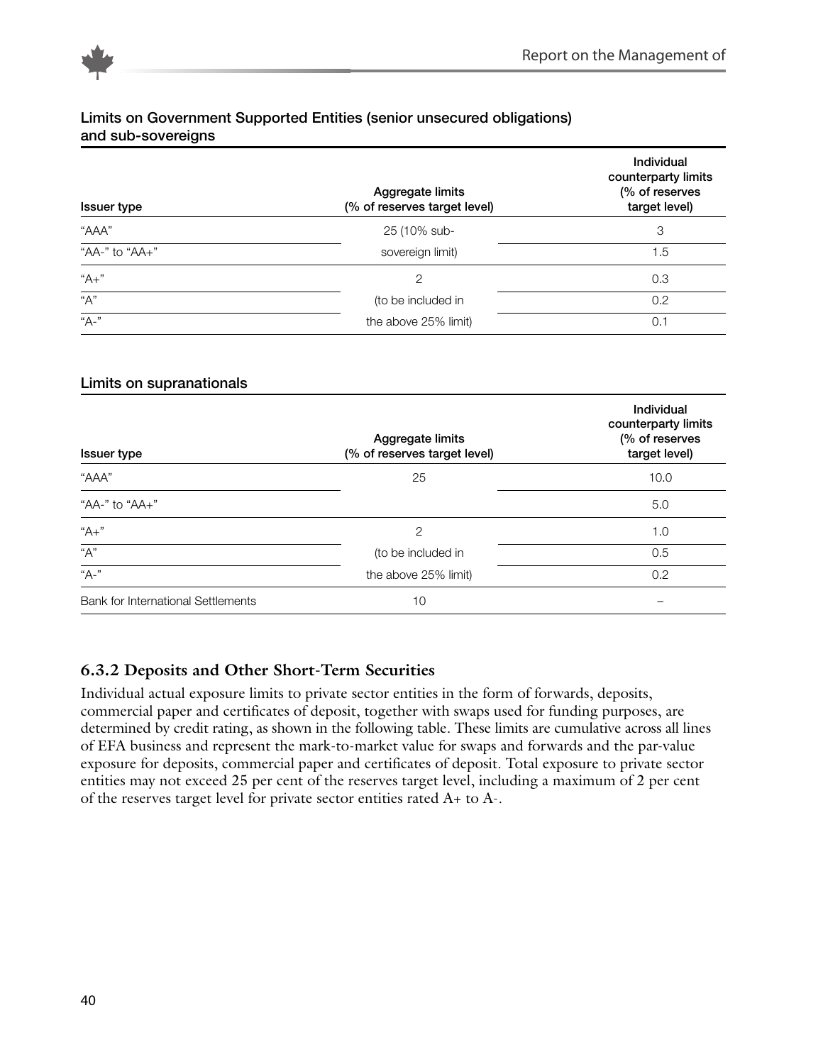Limits on Government Supported Entities (senior unsecured obligations) and sub-sovereigns

| Issuer type | Aggregate limits (% of reserves target level) | Individual counterparty limits (% of reserves target level) |
|---|---|---|
| "AAA" | 25 (10% sub-sovereign limit) | 3 |
| "AA-" to "AA+" | | 1.5 |
| "A+" | 2 (to be included in the above 25% limit) | 0.3 |
| "A" | | 0.2 |
| "A-" | | 0.1 |

Limits on supranationals

| Issuer type | Aggregate limits (% of reserves target level) | Individual counterparty limits (% of reserves target level) |
|---|---|---|
| "AAA" | 25 | 10.0 |
| "AA-" to "AA+" | | 5.0 |
| "A+" | 2 (to be included in the above 25% limit) | 1.0 |
| "A" | | 0.5 |
| "A-" | | 0.2 |
| Bank for International Settlements | 10 | – |

### 6.3.2 Deposits and Other Short-Term Securities

Individual actual exposure limits to private sector entities in the form of forwards, deposits, commercial paper and certificates of deposit, together with swaps used for funding purposes, are determined by credit rating, as shown in the following table. These limits are cumulative across all lines of EFA business and represent the mark-to-market value for swaps and forwards and the par-value exposure for deposits, commercial paper and certificates of deposit. Total exposure to private sector entities may not exceed 25 per cent of the reserves target level, including a maximum of 2 per cent of the reserves target level for private sector entities rated A+ to A-.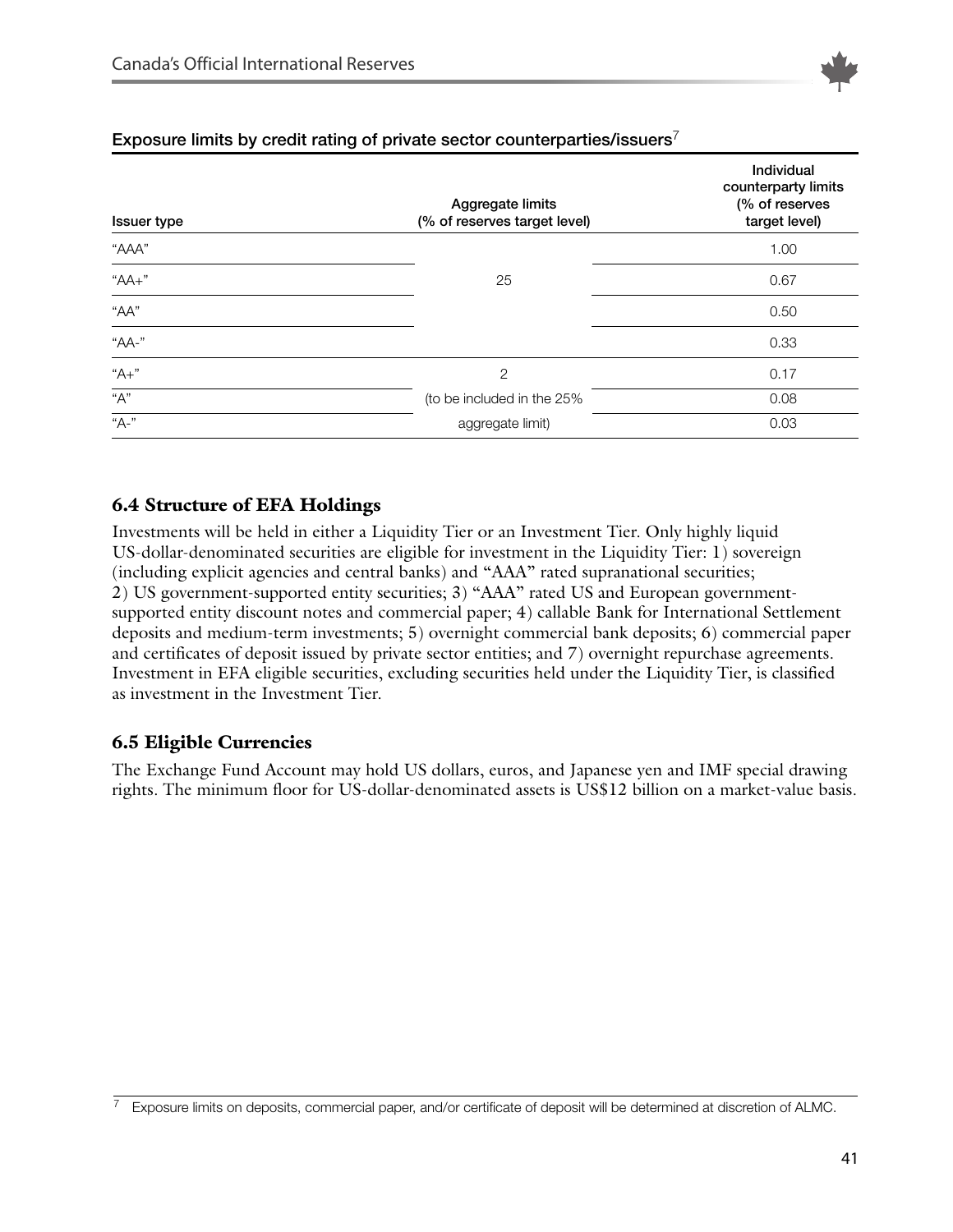**Exposure limits by credit rating of private sector counterparties/issuers**[7]

| Issuer type | Aggregate limits (% of reserves target level) | Individual counterparty limits (% of reserves target level) |
|---|---|---|
| "AAA" | 25 | 1.00 |
| "AA+" | | 0.67 |
| "AA" | | 0.50 |
| "AA-" | | 0.33 |
| "A+" | 2 (to be included in the 25% aggregate limit) | 0.17 |
| "A" | | 0.08 |
| "A-" | | 0.03 |

### 6.4 Structure of EFA Holdings

Investments will be held in either a Liquidity Tier or an Investment Tier. Only highly liquid US-dollar-denominated securities are eligible for investment in the Liquidity Tier: 1) sovereign (including explicit agencies and central banks) and "AAA" rated supranational securities; 2) US government-supported entity securities; 3) "AAA" rated US and European government-supported entity discount notes and commercial paper; 4) callable Bank for International Settlement deposits and medium-term investments; 5) overnight commercial bank deposits; 6) commercial paper and certificates of deposit issued by private sector entities; and 7) overnight repurchase agreements. Investment in EFA eligible securities, excluding securities held under the Liquidity Tier, is classified as investment in the Investment Tier.

### 6.5 Eligible Currencies

The Exchange Fund Account may hold US dollars, euros, and Japanese yen and IMF special drawing rights. The minimum floor for US-dollar-denominated assets is US$12 billion on a market-value basis.

[7] Exposure limits on deposits, commercial paper, and/or certificate of deposit will be determined at discretion of ALMC.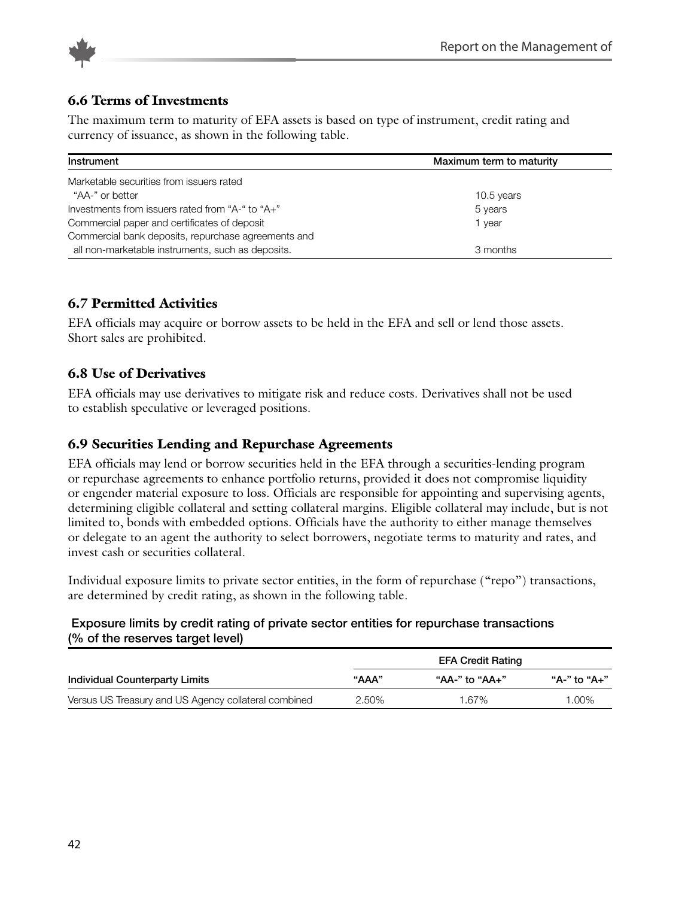## 6.6 Terms of Investments

The maximum term to maturity of EFA assets is based on type of instrument, credit rating and currency of issuance, as shown in the following table.

| Instrument | Maximum term to maturity |
|---|---|
| Marketable securities from issuers rated "AA-" or better | 10.5 years |
| Investments from issuers rated from "A-" to "A+" | 5 years |
| Commercial paper and certificates of deposit | 1 year |
| Commercial bank deposits, repurchase agreements and all non-marketable instruments, such as deposits. | 3 months |

## 6.7 Permitted Activities

EFA officials may acquire or borrow assets to be held in the EFA and sell or lend those assets. Short sales are prohibited.

## 6.8 Use of Derivatives

EFA officials may use derivatives to mitigate risk and reduce costs. Derivatives shall not be used to establish speculative or leveraged positions.

## 6.9 Securities Lending and Repurchase Agreements

EFA officials may lend or borrow securities held in the EFA through a securities-lending program or repurchase agreements to enhance portfolio returns, provided it does not compromise liquidity or engender material exposure to loss. Officials are responsible for appointing and supervising agents, determining eligible collateral and setting collateral margins. Eligible collateral may include, but is not limited to, bonds with embedded options. Officials have the authority to either manage themselves or delegate to an agent the authority to select borrowers, negotiate terms to maturity and rates, and invest cash or securities collateral.

Individual exposure limits to private sector entities, in the form of repurchase ("repo") transactions, are determined by credit rating, as shown in the following table.

**Exposure limits by credit rating of private sector entities for repurchase transactions (% of the reserves target level)**

| | EFA Credit Rating | | |
|---|---|---|---|
| **Individual Counterparty Limits** | **"AAA"** | **"AA-" to "AA+"** | **"A-" to "A+"** |
| Versus US Treasury and US Agency collateral combined | 2.50% | 1.67% | 1.00% |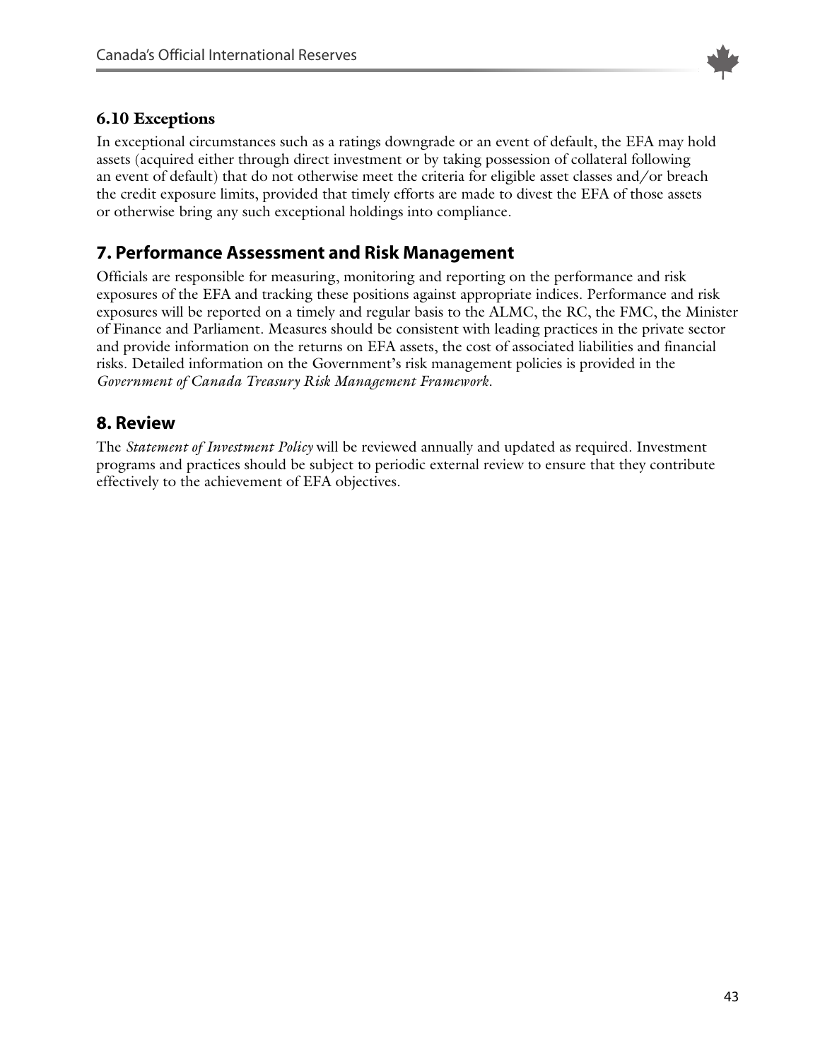### 6.10 Exceptions

In exceptional circumstances such as a ratings downgrade or an event of default, the EFA may hold assets (acquired either through direct investment or by taking possession of collateral following an event of default) that do not otherwise meet the criteria for eligible asset classes and/or breach the credit exposure limits, provided that timely efforts are made to divest the EFA of those assets or otherwise bring any such exceptional holdings into compliance.

## 7. Performance Assessment and Risk Management

Officials are responsible for measuring, monitoring and reporting on the performance and risk exposures of the EFA and tracking these positions against appropriate indices. Performance and risk exposures will be reported on a timely and regular basis to the ALMC, the RC, the FMC, the Minister of Finance and Parliament. Measures should be consistent with leading practices in the private sector and provide information on the returns on EFA assets, the cost of associated liabilities and financial risks. Detailed information on the Government's risk management policies is provided in the *Government of Canada Treasury Risk Management Framework*.

## 8. Review

The *Statement of Investment Policy* will be reviewed annually and updated as required. Investment programs and practices should be subject to periodic external review to ensure that they contribute effectively to the achievement of EFA objectives.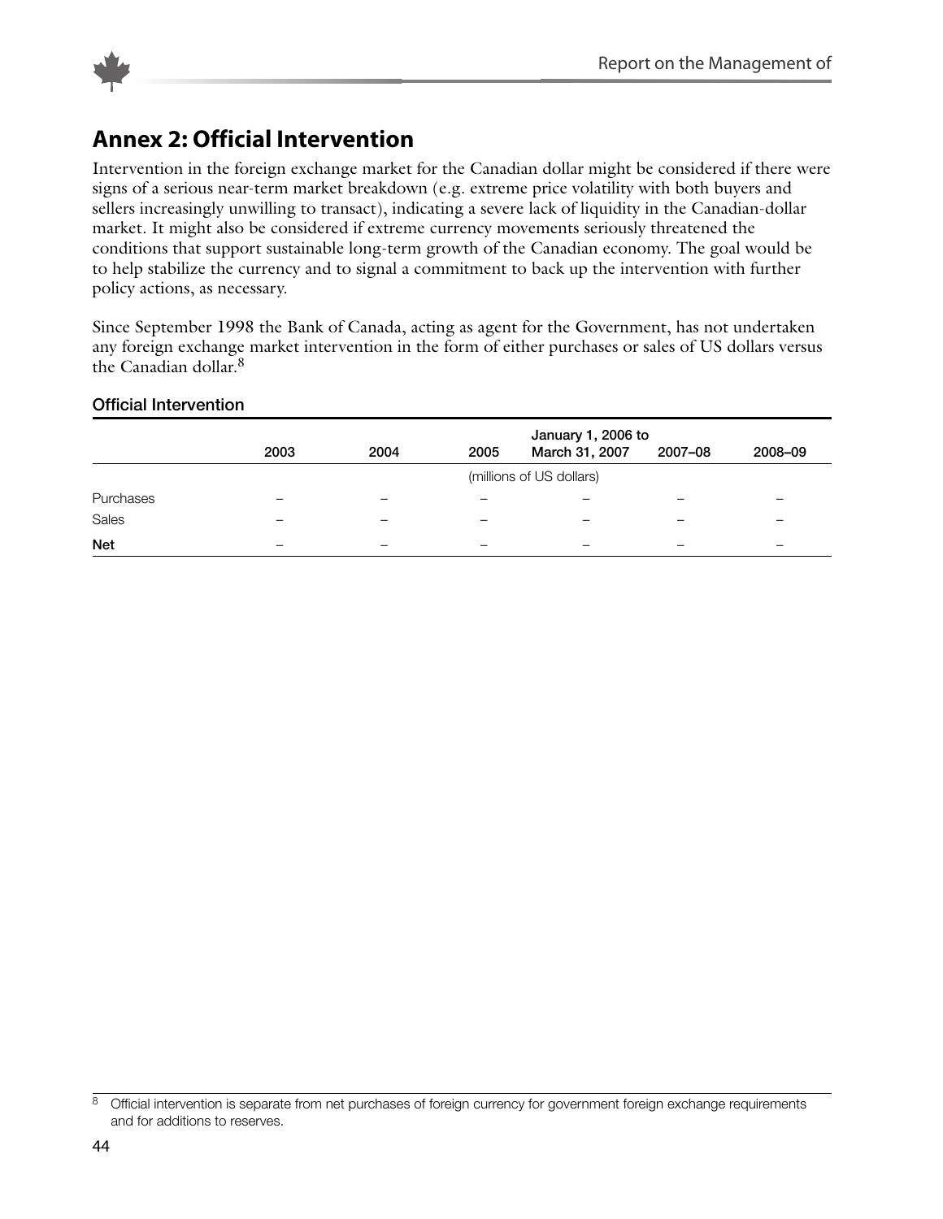## Annex 2: Official Intervention

Intervention in the foreign exchange market for the Canadian dollar might be considered if there were signs of a serious near-term market breakdown (e.g. extreme price volatility with both buyers and sellers increasingly unwilling to transact), indicating a severe lack of liquidity in the Canadian-dollar market. It might also be considered if extreme currency movements seriously threatened the conditions that support sustainable long-term growth of the Canadian economy. The goal would be to help stabilize the currency and to signal a commitment to back up the intervention with further policy actions, as necessary.

Since September 1998 the Bank of Canada, acting as agent for the Government, has not undertaken any foreign exchange market intervention in the form of either purchases or sales of US dollars versus the Canadian dollar.[8]

**Official Intervention**

| | 2003 | 2004 | 2005 | January 1, 2006 to March 31, 2007 | 2007–08 | 2008–09 |
|---|---|---|---|---|---|---|
| | | | (millions of US dollars) | | | |
| Purchases | – | – | – | – | – | – |
| Sales | – | – | – | – | – | – |
| **Net** | – | – | – | – | – | – |

[8] Official intervention is separate from net purchases of foreign currency for government foreign exchange requirements and for additions to reserves.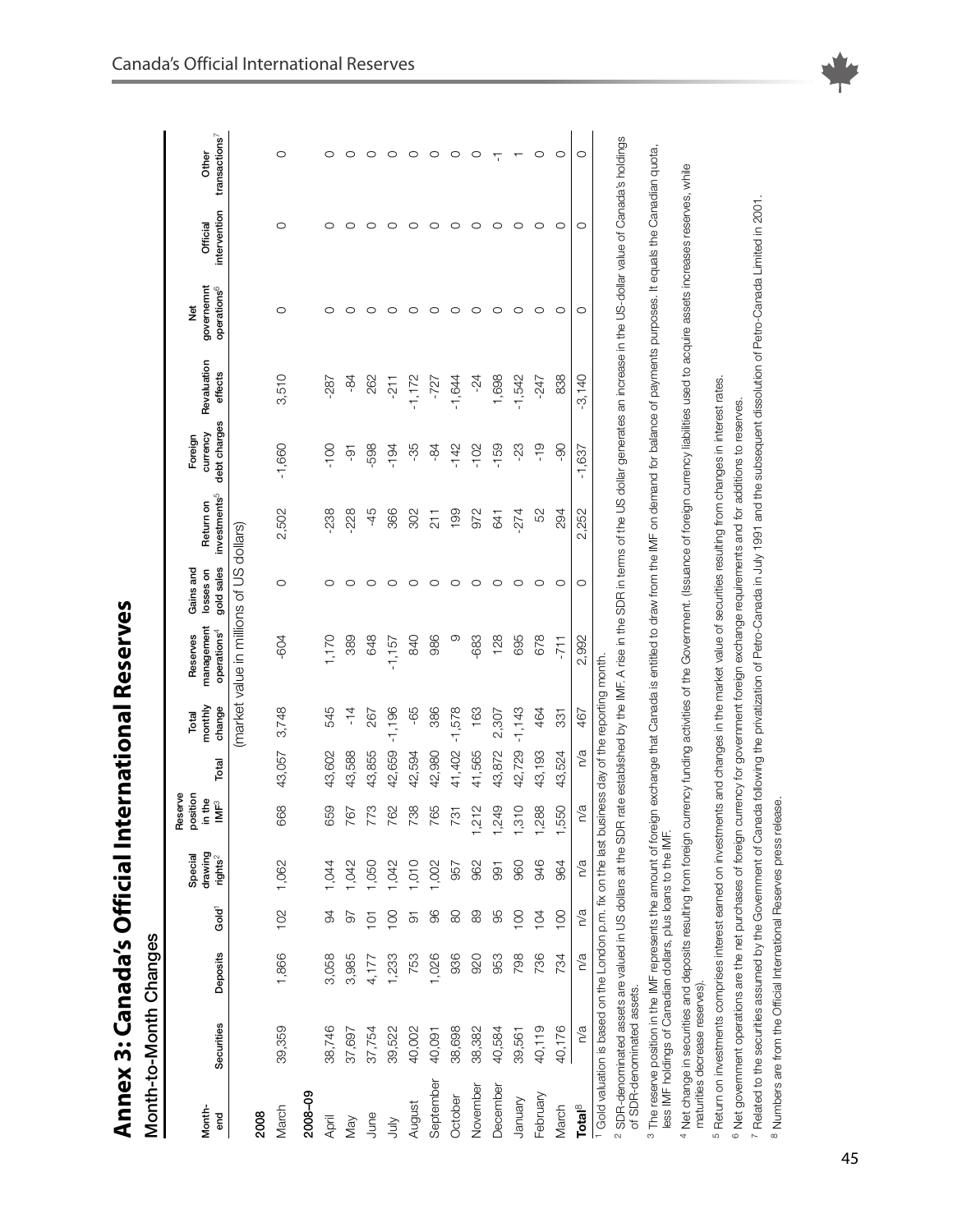# Annex 3: Canada's Official International Reserves

## Month-to-Month Changes

| Month-end | Securities | Deposits | Gold[1] | Special drawing rights[2] | Reserve position in the IMF[3] | Total | Total monthly change | Reserves management operations[4] | Gains and losses on gold sales | Return on investments[5] | Foreign currency debt charges | Revaluation effects | Net governemnt operations[6] | Official intervention | Other transactions[7] |
|---|---|---|---|---|---|---|---|---|---|---|---|---|---|---|---|
| | | | | | | | (market value in millions of US dollars) | | | | | | | | |
| **2008** | | | | | | | | | | | | | | | |
| March | 39,359 | 1,866 | 102 | 1,062 | 668 | 43,057 | 3,748 | -604 | 0 | 2,502 | -1,660 | 3,510 | 0 | 0 | 0 |
| **2008–09** | | | | | | | | | | | | | | | |
| April | 38,746 | 3,058 | 94 | 1,044 | 659 | 43,602 | 545 | 1,170 | 0 | -238 | -100 | -287 | 0 | 0 | 0 |
| May | 37,697 | 3,985 | 97 | 1,042 | 767 | 43,588 | -14 | 389 | 0 | -228 | -91 | -84 | 0 | 0 | 0 |
| June | 37,754 | 4,177 | 101 | 1,050 | 773 | 43,855 | 267 | 648 | 0 | -45 | -598 | 262 | 0 | 0 | 0 |
| July | 39,522 | 1,233 | 100 | 1,042 | 762 | 42,659 | -1,196 | -1,157 | 0 | 366 | -194 | -211 | 0 | 0 | 0 |
| August | 40,002 | 753 | 91 | 1,010 | 738 | 42,594 | -65 | 840 | 0 | 302 | -35 | -1,172 | 0 | 0 | 0 |
| September | 40,091 | 1,026 | 96 | 1,002 | 765 | 42,980 | 386 | 986 | 0 | 211 | -84 | -727 | 0 | 0 | 0 |
| October | 38,698 | 936 | 80 | 957 | 731 | 41,402 | -1,578 | 9 | 0 | 199 | -142 | -1,644 | 0 | 0 | 0 |
| November | 38,382 | 920 | 89 | 962 | 1,212 | 41,565 | 163 | -683 | 0 | 972 | -102 | -24 | 0 | 0 | 0 |
| December | 40,584 | 953 | 95 | 991 | 1,249 | 43,872 | 2,307 | 128 | 0 | 641 | -159 | 1,698 | 0 | 0 | -1 |
| January | 39,561 | 798 | 100 | 960 | 1,310 | 42,729 | -1,143 | 695 | 0 | -274 | -23 | -1,542 | 0 | 0 | 1 |
| February | 40,119 | 736 | 104 | 946 | 1,288 | 43,193 | 464 | 678 | 0 | 52 | -19 | -247 | 0 | 0 | 0 |
| March | 40,176 | 734 | 100 | 964 | 1,550 | 43,524 | 331 | -711 | 0 | 294 | -90 | 838 | 0 | 0 | 0 |
| **Total**[8] | n/a | n/a | n/a | n/a | n/a | n/a | 467 | 2,992 | 0 | 2,252 | -1,637 | -3,140 | 0 | 0 | 0 |

[1] Gold valuation is based on the London p.m. fix on the last business day of the reporting month.

[2] SDR-denominated assets are valued in US dollars at the SDR rate established by the IMF. A rise in the SDR in terms of the US dollar generates an increase in the US-dollar value of Canada's holdings of SDR-denominated assets.

[3] The reserve position in the IMF represents the amount of foreign exchange that Canada is entitled to draw from the IMF on demand for balance of payments purposes. It equals the Canadian quota, less IMF holdings of Canadian dollars, plus loans to the IMF.

[4] Net change in securities and deposits resulting from foreign currency funding activities of the Government. (Issuance of foreign currency liabilities used to acquire assets increases reserves, while maturities decrease reserves).

[5] Return on investments comprises interest earned on investments and changes in the market value of securities resulting from changes in interest rates.

[6] Net government operations are the net purchases of foreign currency for government foreign exchange requirements and for additions to reserves.

[7] Related to the securities assumed by the Government of Canada following the privatization of Petro-Canada in July 1991 and the subsequent dissolution of Petro-Canada Limited in 2001.

[8] Numbers are from the Official International Reserves press release.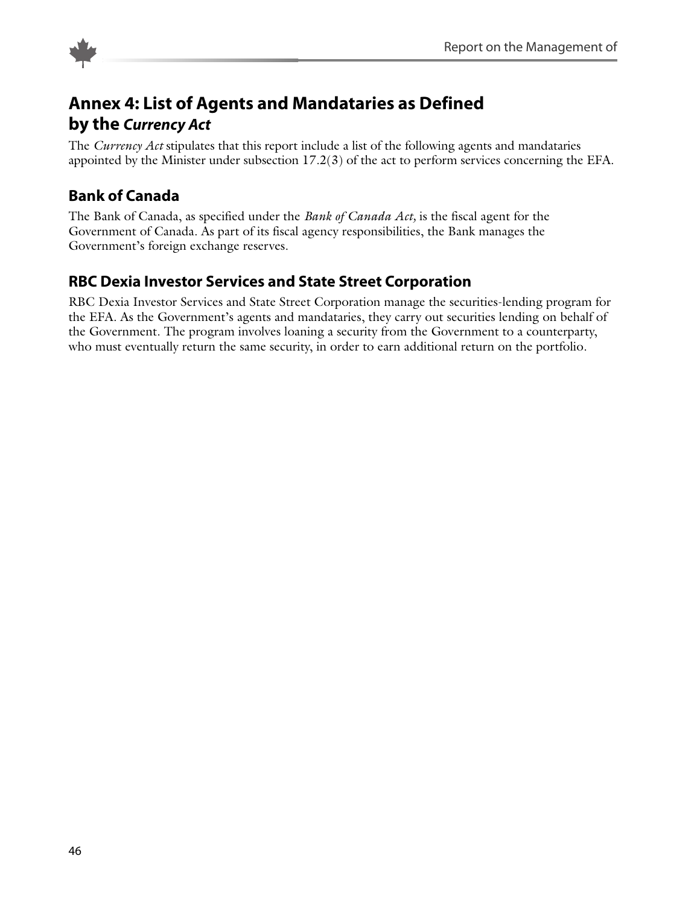# Annex 4: List of Agents and Mandataries as Defined by the *Currency Act*

The *Currency Act* stipulates that this report include a list of the following agents and mandataries appointed by the Minister under subsection 17.2(3) of the act to perform services concerning the EFA.

## Bank of Canada

The Bank of Canada, as specified under the *Bank of Canada Act,* is the fiscal agent for the Government of Canada. As part of its fiscal agency responsibilities, the Bank manages the Government's foreign exchange reserves.

## RBC Dexia Investor Services and State Street Corporation

RBC Dexia Investor Services and State Street Corporation manage the securities-lending program for the EFA. As the Government's agents and mandataries, they carry out securities lending on behalf of the Government. The program involves loaning a security from the Government to a counterparty, who must eventually return the same security, in order to earn additional return on the portfolio.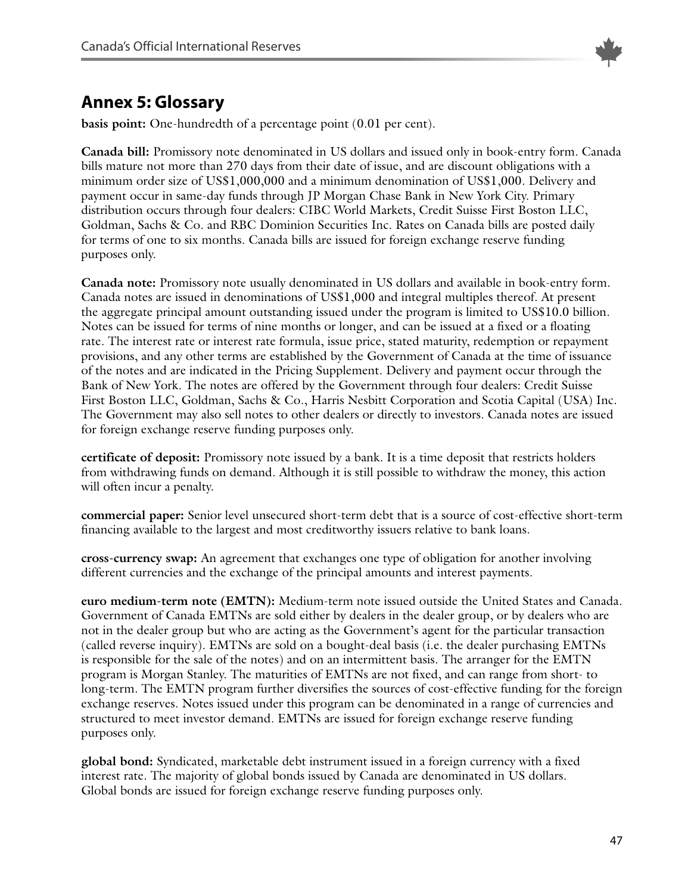## Annex 5: Glossary

**basis point:** One-hundredth of a percentage point (0.01 per cent).

**Canada bill:** Promissory note denominated in US dollars and issued only in book-entry form. Canada bills mature not more than 270 days from their date of issue, and are discount obligations with a minimum order size of US$1,000,000 and a minimum denomination of US$1,000. Delivery and payment occur in same-day funds through JP Morgan Chase Bank in New York City. Primary distribution occurs through four dealers: CIBC World Markets, Credit Suisse First Boston LLC, Goldman, Sachs & Co. and RBC Dominion Securities Inc. Rates on Canada bills are posted daily for terms of one to six months. Canada bills are issued for foreign exchange reserve funding purposes only.

**Canada note:** Promissory note usually denominated in US dollars and available in book-entry form. Canada notes are issued in denominations of US$1,000 and integral multiples thereof. At present the aggregate principal amount outstanding issued under the program is limited to US$10.0 billion. Notes can be issued for terms of nine months or longer, and can be issued at a fixed or a floating rate. The interest rate or interest rate formula, issue price, stated maturity, redemption or repayment provisions, and any other terms are established by the Government of Canada at the time of issuance of the notes and are indicated in the Pricing Supplement. Delivery and payment occur through the Bank of New York. The notes are offered by the Government through four dealers: Credit Suisse First Boston LLC, Goldman, Sachs & Co., Harris Nesbitt Corporation and Scotia Capital (USA) Inc. The Government may also sell notes to other dealers or directly to investors. Canada notes are issued for foreign exchange reserve funding purposes only.

**certificate of deposit:** Promissory note issued by a bank. It is a time deposit that restricts holders from withdrawing funds on demand. Although it is still possible to withdraw the money, this action will often incur a penalty.

**commercial paper:** Senior level unsecured short-term debt that is a source of cost-effective short-term financing available to the largest and most creditworthy issuers relative to bank loans.

**cross-currency swap:** An agreement that exchanges one type of obligation for another involving different currencies and the exchange of the principal amounts and interest payments.

**euro medium-term note (EMTN):** Medium-term note issued outside the United States and Canada. Government of Canada EMTNs are sold either by dealers in the dealer group, or by dealers who are not in the dealer group but who are acting as the Government's agent for the particular transaction (called reverse inquiry). EMTNs are sold on a bought-deal basis (i.e. the dealer purchasing EMTNs is responsible for the sale of the notes) and on an intermittent basis. The arranger for the EMTN program is Morgan Stanley. The maturities of EMTNs are not fixed, and can range from short- to long-term. The EMTN program further diversifies the sources of cost-effective funding for the foreign exchange reserves. Notes issued under this program can be denominated in a range of currencies and structured to meet investor demand. EMTNs are issued for foreign exchange reserve funding purposes only.

**global bond:** Syndicated, marketable debt instrument issued in a foreign currency with a fixed interest rate. The majority of global bonds issued by Canada are denominated in US dollars. Global bonds are issued for foreign exchange reserve funding purposes only.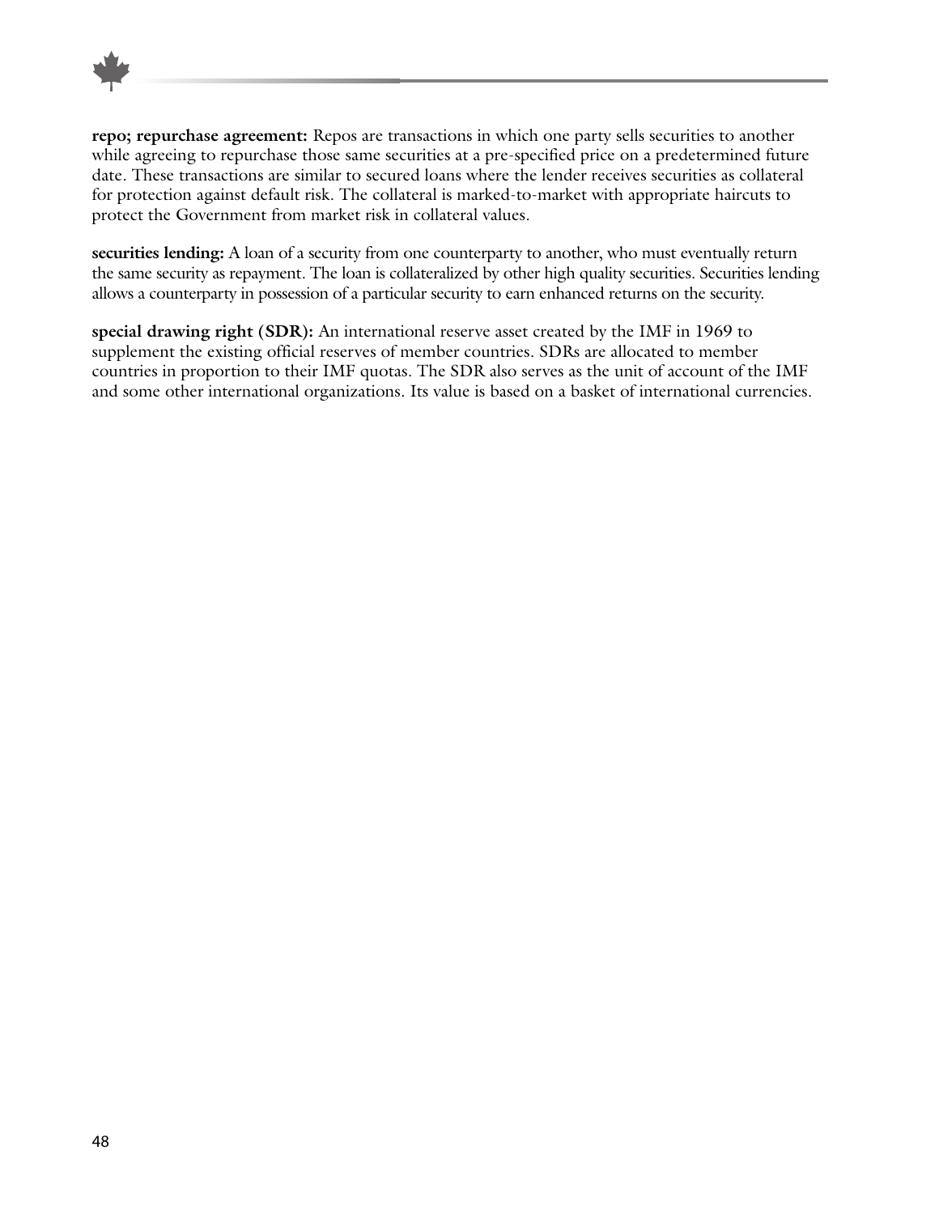**repo; repurchase agreement:** Repos are transactions in which one party sells securities to another while agreeing to repurchase those same securities at a pre-specified price on a predetermined future date. These transactions are similar to secured loans where the lender receives securities as collateral for protection against default risk. The collateral is marked-to-market with appropriate haircuts to protect the Government from market risk in collateral values.

**securities lending:** A loan of a security from one counterparty to another, who must eventually return the same security as repayment. The loan is collateralized by other high quality securities. Securities lending allows a counterparty in possession of a particular security to earn enhanced returns on the security.

**special drawing right (SDR):** An international reserve asset created by the IMF in 1969 to supplement the existing official reserves of member countries. SDRs are allocated to member countries in proportion to their IMF quotas. The SDR also serves as the unit of account of the IMF and some other international organizations. Its value is based on a basket of international currencies.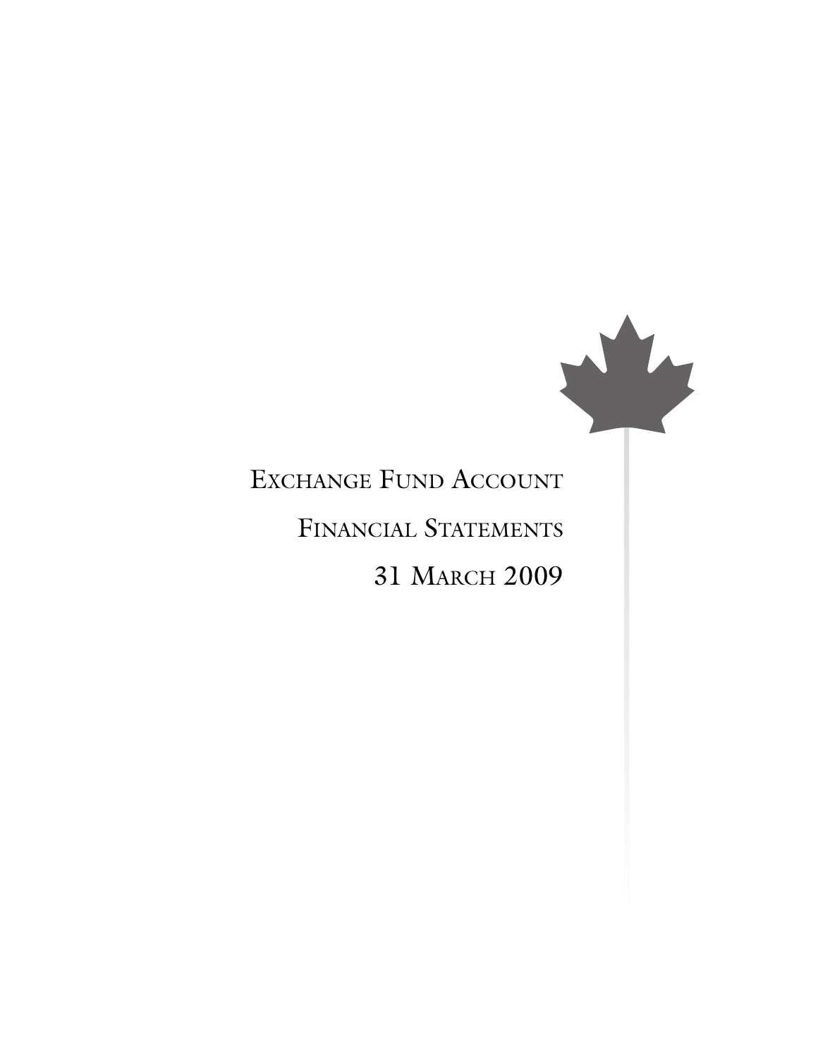# Exchange Fund Account

## Financial Statements

## 31 March 2009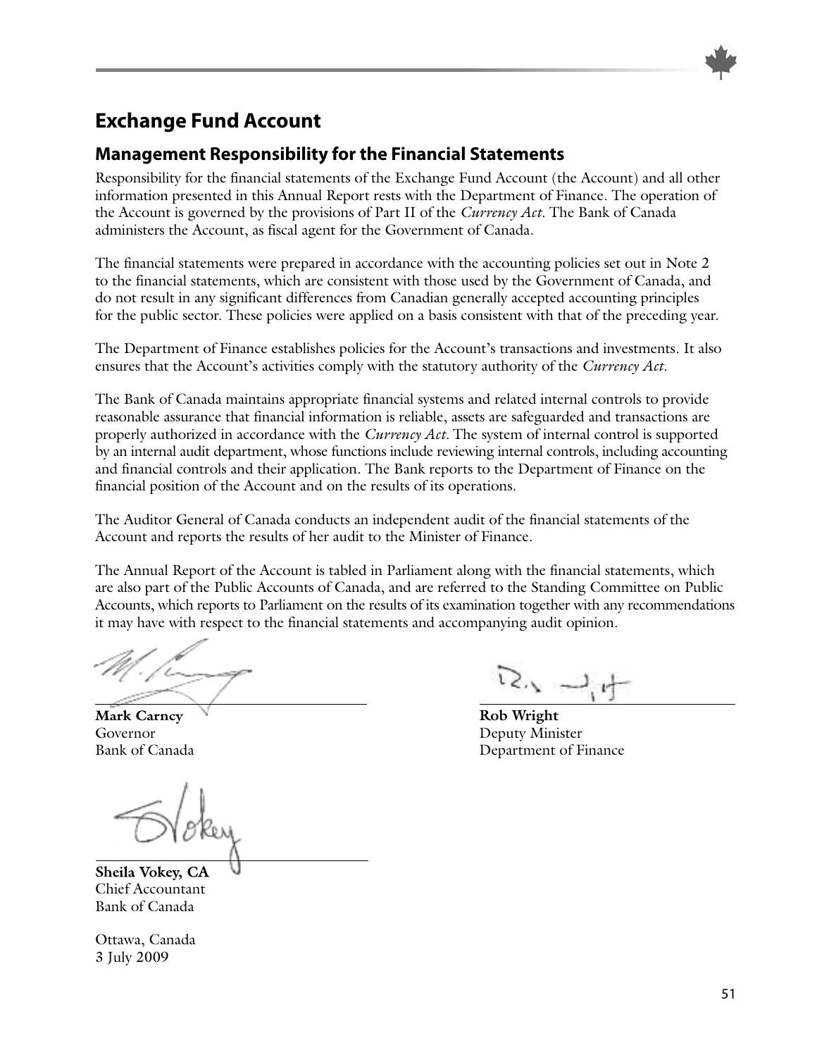# Exchange Fund Account

## Management Responsibility for the Financial Statements

Responsibility for the financial statements of the Exchange Fund Account (the Account) and all other information presented in this Annual Report rests with the Department of Finance. The operation of the Account is governed by the provisions of Part II of the *Currency Act*. The Bank of Canada administers the Account, as fiscal agent for the Government of Canada.

The financial statements were prepared in accordance with the accounting policies set out in Note 2 to the financial statements, which are consistent with those used by the Government of Canada, and do not result in any significant differences from Canadian generally accepted accounting principles for the public sector. These policies were applied on a basis consistent with that of the preceding year.

The Department of Finance establishes policies for the Account's transactions and investments. It also ensures that the Account's activities comply with the statutory authority of the *Currency Act*.

The Bank of Canada maintains appropriate financial systems and related internal controls to provide reasonable assurance that financial information is reliable, assets are safeguarded and transactions are properly authorized in accordance with the *Currency Act*. The system of internal control is supported by an internal audit department, whose functions include reviewing internal controls, including accounting and financial controls and their application. The Bank reports to the Department of Finance on the financial position of the Account and on the results of its operations.

The Auditor General of Canada conducts an independent audit of the financial statements of the Account and reports the results of her audit to the Minister of Finance.

The Annual Report of the Account is tabled in Parliament along with the financial statements, which are also part of the Public Accounts of Canada, and are referred to the Standing Committee on Public Accounts, which reports to Parliament on the results of its examination together with any recommendations it may have with respect to the financial statements and accompanying audit opinion.

**Mark Carney**
Governor
Bank of Canada

**Rob Wright**
Deputy Minister
Department of Finance

**Sheila Vokey, CA**
Chief Accountant
Bank of Canada

Ottawa, Canada
3 July 2009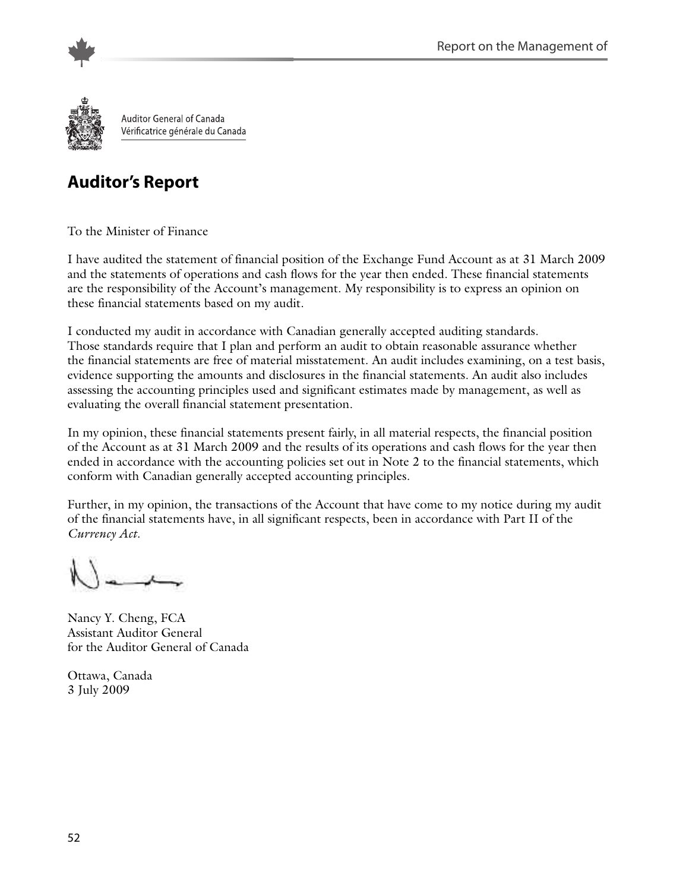Auditor General of Canada
Vérificatrice générale du Canada

## Auditor's Report

To the Minister of Finance

I have audited the statement of financial position of the Exchange Fund Account as at 31 March 2009 and the statements of operations and cash flows for the year then ended. These financial statements are the responsibility of the Account's management. My responsibility is to express an opinion on these financial statements based on my audit.

I conducted my audit in accordance with Canadian generally accepted auditing standards. Those standards require that I plan and perform an audit to obtain reasonable assurance whether the financial statements are free of material misstatement. An audit includes examining, on a test basis, evidence supporting the amounts and disclosures in the financial statements. An audit also includes assessing the accounting principles used and significant estimates made by management, as well as evaluating the overall financial statement presentation.

In my opinion, these financial statements present fairly, in all material respects, the financial position of the Account as at 31 March 2009 and the results of its operations and cash flows for the year then ended in accordance with the accounting policies set out in Note 2 to the financial statements, which conform with Canadian generally accepted accounting principles.

Further, in my opinion, the transactions of the Account that have come to my notice during my audit of the financial statements have, in all significant respects, been in accordance with Part II of the *Currency Act*.

Nancy Y. Cheng, FCA
Assistant Auditor General
for the Auditor General of Canada

Ottawa, Canada
3 July 2009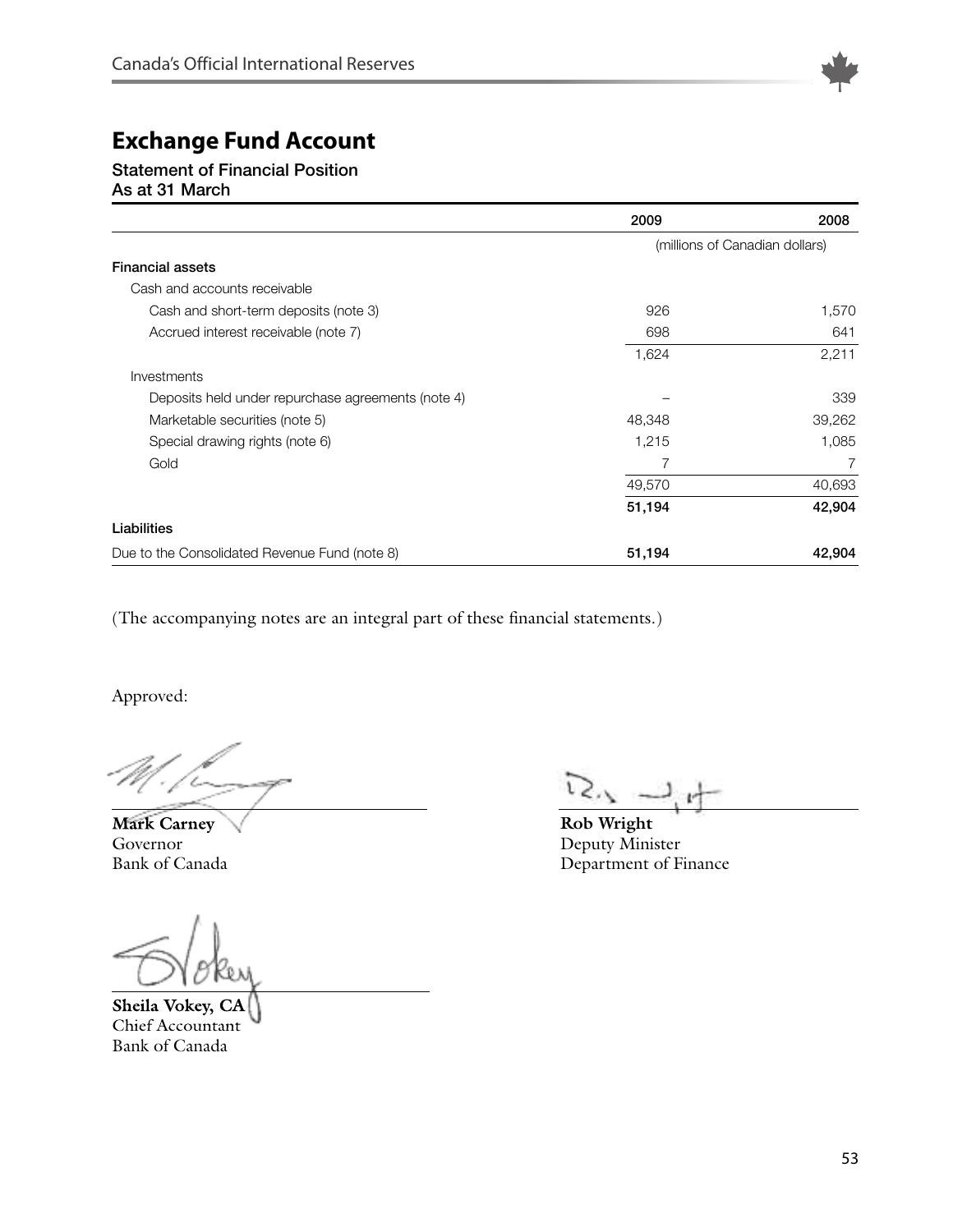# Exchange Fund Account

## Statement of Financial Position
### As at 31 March

| | 2009 | 2008 |
|---|---|---|
| | (millions of Canadian dollars) | |
| **Financial assets** | | |
| Cash and accounts receivable | | |
| Cash and short-term deposits (note 3) | 926 | 1,570 |
| Accrued interest receivable (note 7) | 698 | 641 |
| | 1,624 | 2,211 |
| Investments | | |
| Deposits held under repurchase agreements (note 4) | – | 339 |
| Marketable securities (note 5) | 48,348 | 39,262 |
| Special drawing rights (note 6) | 1,215 | 1,085 |
| Gold | 7 | 7 |
| | 49,570 | 40,693 |
| | **51,194** | **42,904** |
| **Liabilities** | | |
| Due to the Consolidated Revenue Fund (note 8) | **51,194** | **42,904** |

(The accompanying notes are an integral part of these financial statements.)

Approved:

**Mark Carney**
Governor
Bank of Canada

**Rob Wright**
Deputy Minister
Department of Finance

**Sheila Vokey, CA**
Chief Accountant
Bank of Canada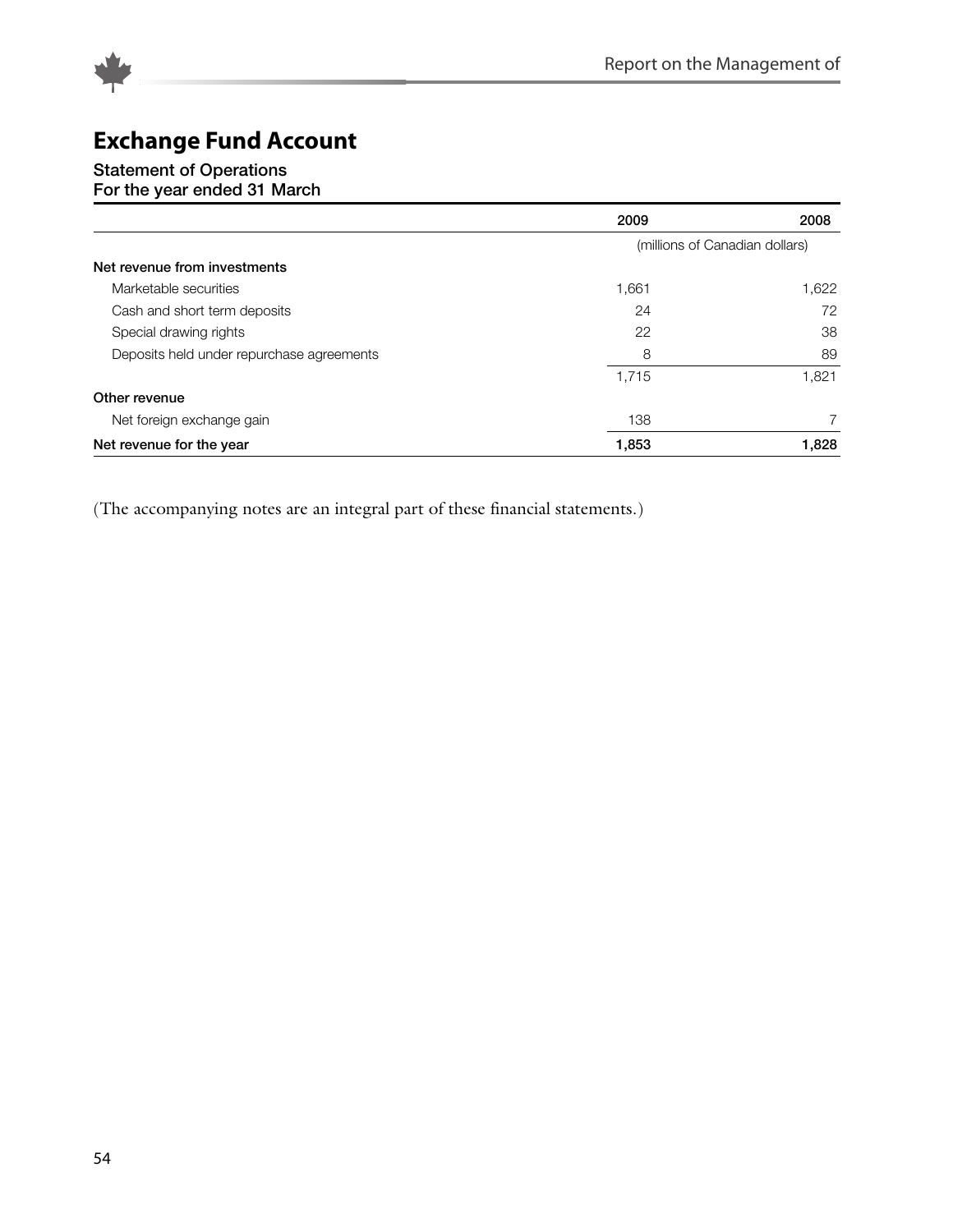## Exchange Fund Account

### Statement of Operations
### For the year ended 31 March

| | 2009 | 2008 |
|---|---|---|
| | (millions of Canadian dollars) | |
| **Net revenue from investments** | | |
| Marketable securities | 1,661 | 1,622 |
| Cash and short term deposits | 24 | 72 |
| Special drawing rights | 22 | 38 |
| Deposits held under repurchase agreements | 8 | 89 |
| | 1,715 | 1,821 |
| **Other revenue** | | |
| Net foreign exchange gain | 138 | 7 |
| **Net revenue for the year** | **1,853** | **1,828** |

(The accompanying notes are an integral part of these financial statements.)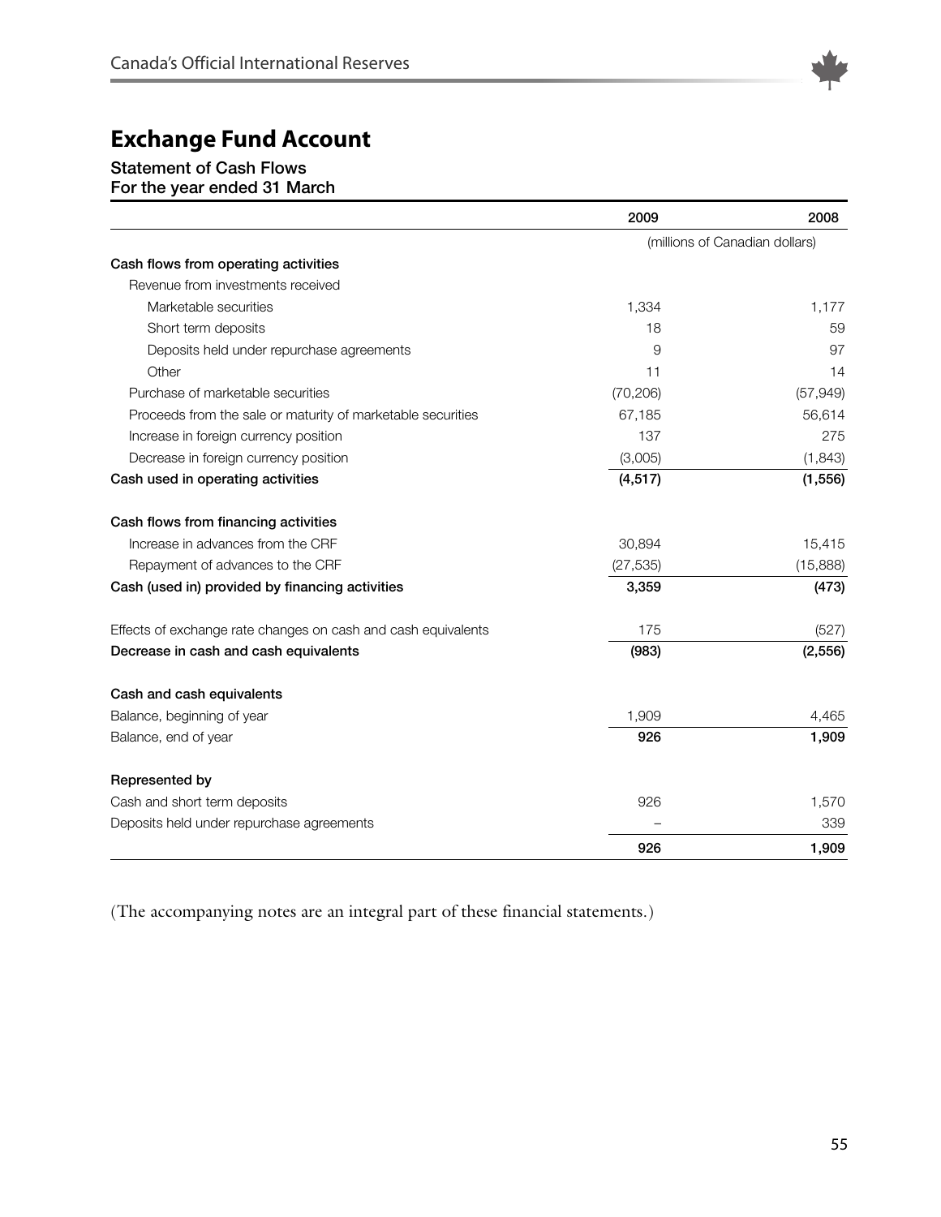# Exchange Fund Account

### Statement of Cash Flows
### For the year ended 31 March

| | 2009 | 2008 |
|---|---|---|
| | (millions of Canadian dollars) | |
| **Cash flows from operating activities** | | |
| Revenue from investments received | | |
| Marketable securities | 1,334 | 1,177 |
| Short term deposits | 18 | 59 |
| Deposits held under repurchase agreements | 9 | 97 |
| Other | 11 | 14 |
| Purchase of marketable securities | (70,206) | (57,949) |
| Proceeds from the sale or maturity of marketable securities | 67,185 | 56,614 |
| Increase in foreign currency position | 137 | 275 |
| Decrease in foreign currency position | (3,005) | (1,843) |
| **Cash used in operating activities** | **(4,517)** | **(1,556)** |
| **Cash flows from financing activities** | | |
| Increase in advances from the CRF | 30,894 | 15,415 |
| Repayment of advances to the CRF | (27,535) | (15,888) |
| **Cash (used in) provided by financing activities** | **3,359** | **(473)** |
| Effects of exchange rate changes on cash and cash equivalents | 175 | (527) |
| **Decrease in cash and cash equivalents** | **(983)** | **(2,556)** |
| **Cash and cash equivalents** | | |
| Balance, beginning of year | 1,909 | 4,465 |
| Balance, end of year | **926** | **1,909** |
| **Represented by** | | |
| Cash and short term deposits | 926 | 1,570 |
| Deposits held under repurchase agreements | – | 339 |
| | **926** | **1,909** |

(The accompanying notes are an integral part of these financial statements.)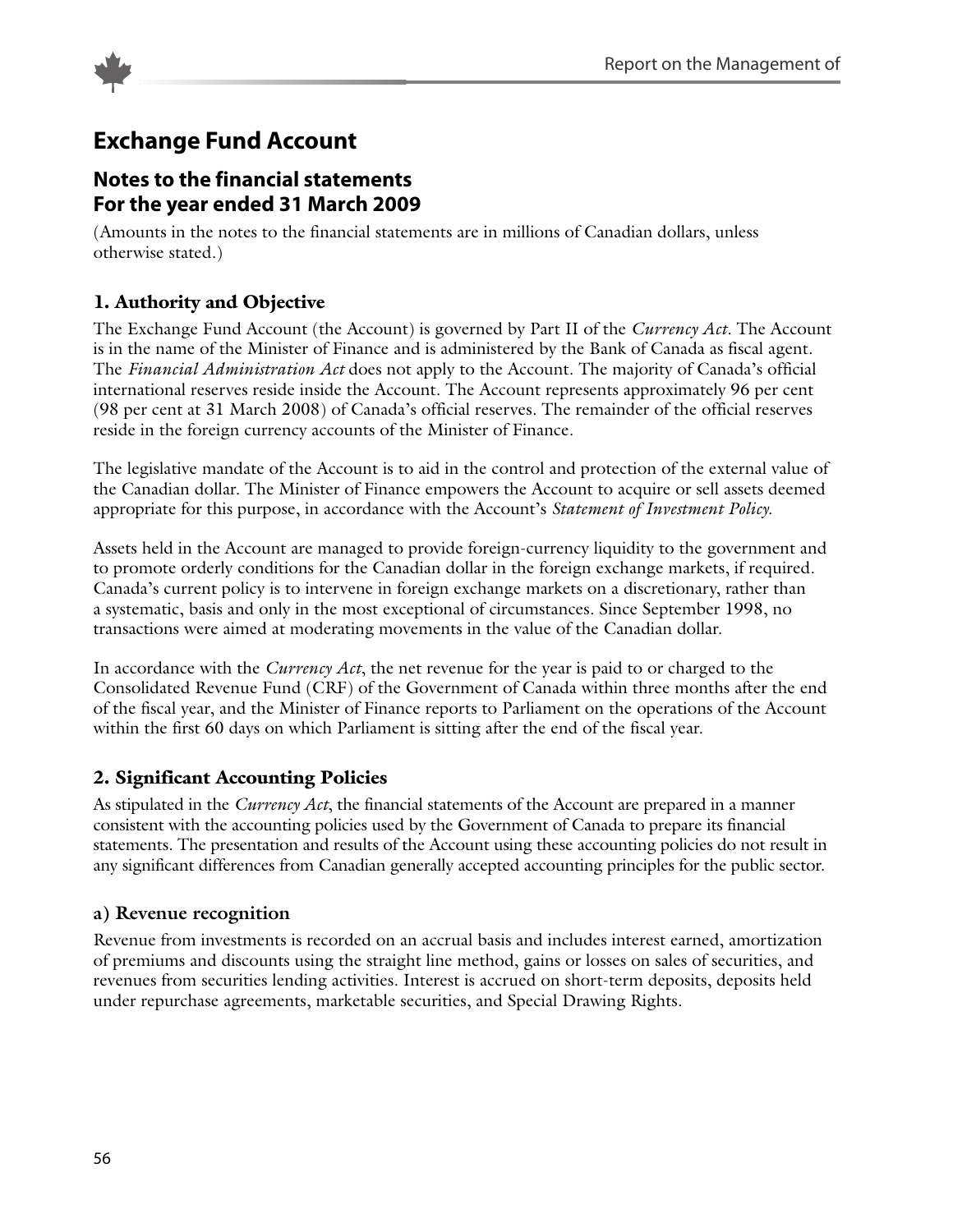# Exchange Fund Account

## Notes to the financial statements
## For the year ended 31 March 2009

(Amounts in the notes to the financial statements are in millions of Canadian dollars, unless otherwise stated.)

### 1. Authority and Objective

The Exchange Fund Account (the Account) is governed by Part II of the *Currency Act*. The Account is in the name of the Minister of Finance and is administered by the Bank of Canada as fiscal agent. The *Financial Administration Act* does not apply to the Account. The majority of Canada's official international reserves reside inside the Account. The Account represents approximately 96 per cent (98 per cent at 31 March 2008) of Canada's official reserves. The remainder of the official reserves reside in the foreign currency accounts of the Minister of Finance.

The legislative mandate of the Account is to aid in the control and protection of the external value of the Canadian dollar. The Minister of Finance empowers the Account to acquire or sell assets deemed appropriate for this purpose, in accordance with the Account's *Statement of Investment Policy.*

Assets held in the Account are managed to provide foreign-currency liquidity to the government and to promote orderly conditions for the Canadian dollar in the foreign exchange markets, if required. Canada's current policy is to intervene in foreign exchange markets on a discretionary, rather than a systematic, basis and only in the most exceptional of circumstances. Since September 1998, no transactions were aimed at moderating movements in the value of the Canadian dollar.

In accordance with the *Currency Act*, the net revenue for the year is paid to or charged to the Consolidated Revenue Fund (CRF) of the Government of Canada within three months after the end of the fiscal year, and the Minister of Finance reports to Parliament on the operations of the Account within the first 60 days on which Parliament is sitting after the end of the fiscal year.

### 2. Significant Accounting Policies

As stipulated in the *Currency Act*, the financial statements of the Account are prepared in a manner consistent with the accounting policies used by the Government of Canada to prepare its financial statements. The presentation and results of the Account using these accounting policies do not result in any significant differences from Canadian generally accepted accounting principles for the public sector.

#### a) Revenue recognition

Revenue from investments is recorded on an accrual basis and includes interest earned, amortization of premiums and discounts using the straight line method, gains or losses on sales of securities, and revenues from securities lending activities. Interest is accrued on short-term deposits, deposits held under repurchase agreements, marketable securities, and Special Drawing Rights.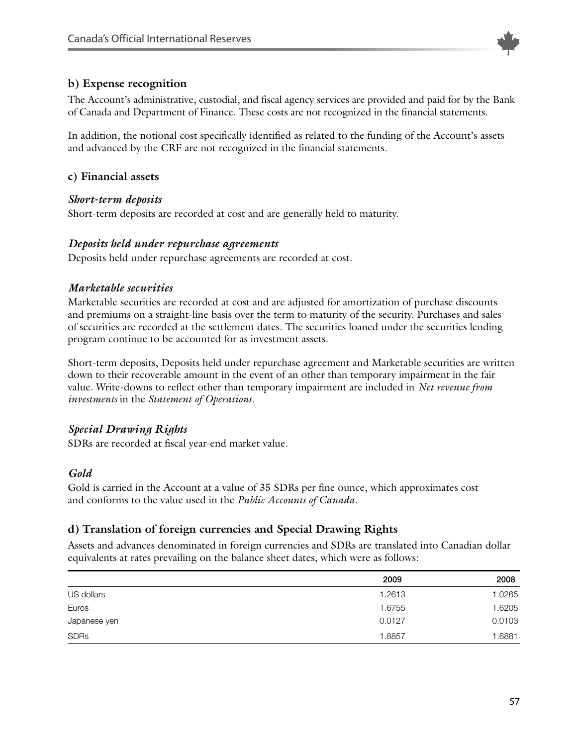### b) Expense recognition

The Account's administrative, custodial, and fiscal agency services are provided and paid for by the Bank of Canada and Department of Finance. These costs are not recognized in the financial statements.

In addition, the notional cost specifically identified as related to the funding of the Account's assets and advanced by the CRF are not recognized in the financial statements.

### c) Financial assets

#### *Short-term deposits*

Short-term deposits are recorded at cost and are generally held to maturity.

#### *Deposits held under repurchase agreements*

Deposits held under repurchase agreements are recorded at cost.

#### *Marketable securities*

Marketable securities are recorded at cost and are adjusted for amortization of purchase discounts and premiums on a straight-line basis over the term to maturity of the security. Purchases and sales of securities are recorded at the settlement dates. The securities loaned under the securities lending program continue to be accounted for as investment assets.

Short-term deposits, Deposits held under repurchase agreement and Marketable securities are written down to their recoverable amount in the event of an other than temporary impairment in the fair value. Write-downs to reflect other than temporary impairment are included in *Net revenue from investments* in the *Statement of Operations*.

#### *Special Drawing Rights*

SDRs are recorded at fiscal year-end market value.

#### *Gold*

Gold is carried in the Account at a value of 35 SDRs per fine ounce, which approximates cost and conforms to the value used in the *Public Accounts of Canada*.

### d) Translation of foreign currencies and Special Drawing Rights

Assets and advances denominated in foreign currencies and SDRs are translated into Canadian dollar equivalents at rates prevailing on the balance sheet dates, which were as follows:

| | 2009 | 2008 |
|---|---|---|
| US dollars | 1.2613 | 1.0265 |
| Euros | 1.6755 | 1.6205 |
| Japanese yen | 0.0127 | 0.0103 |
| SDRs | 1.8857 | 1.6881 |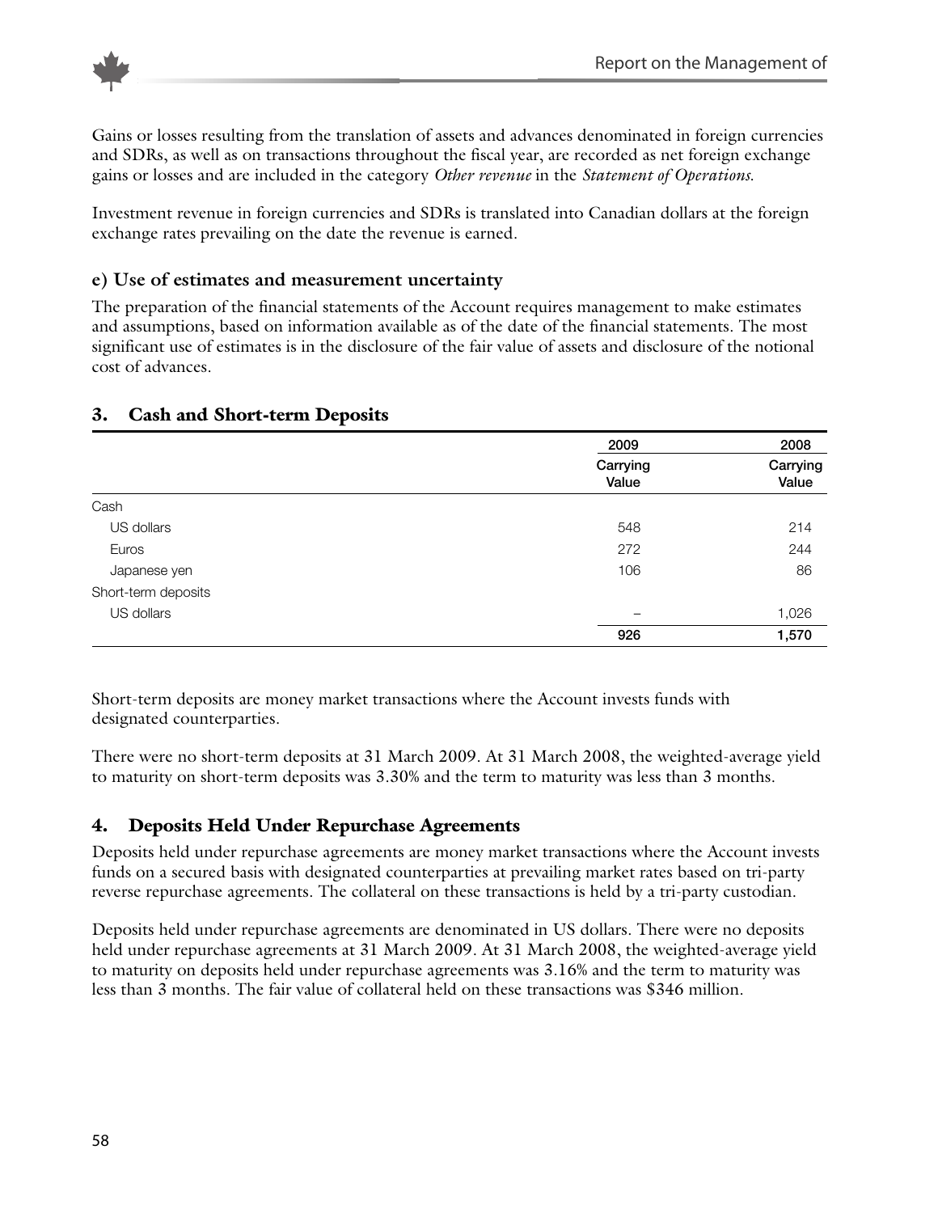Gains or losses resulting from the translation of assets and advances denominated in foreign currencies and SDRs, as well as on transactions throughout the fiscal year, are recorded as net foreign exchange gains or losses and are included in the category *Other revenue* in the *Statement of Operations.*

Investment revenue in foreign currencies and SDRs is translated into Canadian dollars at the foreign exchange rates prevailing on the date the revenue is earned.

### e) Use of estimates and measurement uncertainty

The preparation of the financial statements of the Account requires management to make estimates and assumptions, based on information available as of the date of the financial statements. The most significant use of estimates is in the disclosure of the fair value of assets and disclosure of the notional cost of advances.

## 3. Cash and Short-term Deposits

| | 2009 | 2008 |
|---|---|---|
| | Carrying Value | Carrying Value |
| Cash | | |
| US dollars | 548 | 214 |
| Euros | 272 | 244 |
| Japanese yen | 106 | 86 |
| Short-term deposits | | |
| US dollars | – | 1,026 |
| | **926** | **1,570** |

Short-term deposits are money market transactions where the Account invests funds with designated counterparties.

There were no short-term deposits at 31 March 2009. At 31 March 2008, the weighted-average yield to maturity on short-term deposits was 3.30% and the term to maturity was less than 3 months.

## 4. Deposits Held Under Repurchase Agreements

Deposits held under repurchase agreements are money market transactions where the Account invests funds on a secured basis with designated counterparties at prevailing market rates based on tri-party reverse repurchase agreements. The collateral on these transactions is held by a tri-party custodian.

Deposits held under repurchase agreements are denominated in US dollars. There were no deposits held under repurchase agreements at 31 March 2009. At 31 March 2008, the weighted-average yield to maturity on deposits held under repurchase agreements was 3.16% and the term to maturity was less than 3 months. The fair value of collateral held on these transactions was $346 million.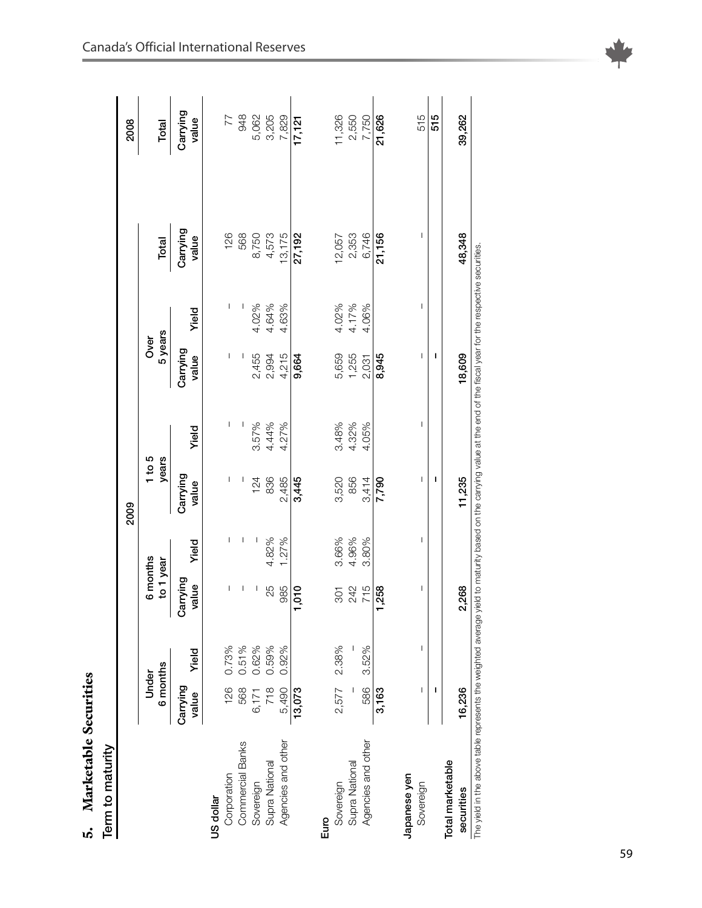## 5. Marketable Securities

### Term to maturity

| | 2009 | | | | | | | | | | 2008 |
|---|---|---|---|---|---|---|---|---|---|---|---|
| | Under 6 months | | 6 months to 1 year | | 1 to 5 years | | Over 5 years | | Total | | Total |
| | Carrying value | Yield | Carrying value | Yield | Carrying value | Yield | Carrying value | Yield | Carrying value | | Carrying value |
| **US dollar** | | | | | | | | | | | |
| Corporation | 126 | 0.73% | – | – | – | – | – | – | 126 | | 77 |
| Commercial Banks | 568 | 0.51% | – | – | – | – | – | – | 568 | | 948 |
| Sovereign | 6,171 | 0.62% | – | – | 124 | 3.57% | 2,455 | 4.02% | 8,750 | | 5,062 |
| Supra National | 718 | 0.59% | 25 | 4.82% | 836 | 4.44% | 2,994 | 4.64% | 4,573 | | 3,205 |
| Agencies and other | 5,490 | 0.92% | 985 | 1.27% | 2,485 | 4.27% | 4,215 | 4.63% | 13,175 | | 7,829 |
| | **13,073** | | **1,010** | | **3,445** | | **9,664** | | **27,192** | | **17,121** |
| **Euro** | | | | | | | | | | | |
| Sovereign | 2,577 | 2.38% | 301 | 3.66% | 3,520 | 3.48% | 5,659 | 4.02% | 12,057 | | 11,326 |
| Supra National | – | – | 242 | 4.96% | 856 | 4.32% | 1,255 | 4.17% | 2,353 | | 2,550 |
| Agencies and other | 586 | 3.52% | 715 | 3.80% | 3,414 | 4.05% | 2,031 | 4.06% | 6,746 | | 7,750 |
| | **3,163** | | **1,258** | | **7,790** | | **8,945** | | **21,156** | | **21,626** |
| **Japanese yen** | | | | | | | | | | | |
| Sovereign | – | – | – | – | – | – | – | – | – | | 515 |
| | **–** | | | | **–** | | **–** | | | | **515** |
| **Total marketable securities** | **16,236** | | **2,268** | | **11,235** | | **18,609** | | **48,348** | | **39,262** |

The yield in the above table represents the weighted average yield to maturity based on the carrying value at the end of the fiscal year for the respective securities.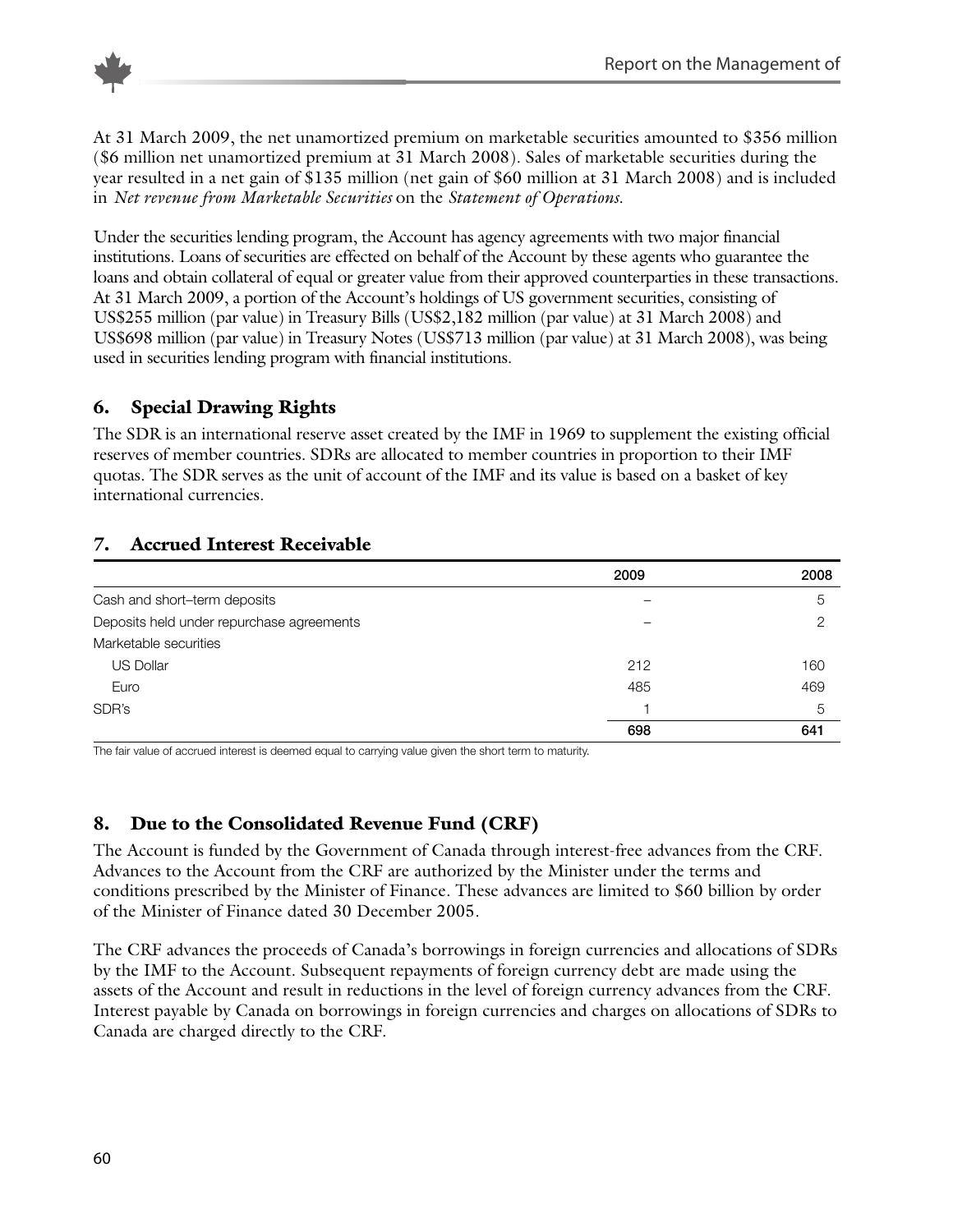At 31 March 2009, the net unamortized premium on marketable securities amounted to $356 million ($6 million net unamortized premium at 31 March 2008). Sales of marketable securities during the year resulted in a net gain of $135 million (net gain of $60 million at 31 March 2008) and is included in *Net revenue from Marketable Securities* on the *Statement of Operations*.

Under the securities lending program, the Account has agency agreements with two major financial institutions. Loans of securities are effected on behalf of the Account by these agents who guarantee the loans and obtain collateral of equal or greater value from their approved counterparties in these transactions. At 31 March 2009, a portion of the Account's holdings of US government securities, consisting of US$255 million (par value) in Treasury Bills (US$2,182 million (par value) at 31 March 2008) and US$698 million (par value) in Treasury Notes (US$713 million (par value) at 31 March 2008), was being used in securities lending program with financial institutions.

## 6. Special Drawing Rights

The SDR is an international reserve asset created by the IMF in 1969 to supplement the existing official reserves of member countries. SDRs are allocated to member countries in proportion to their IMF quotas. The SDR serves as the unit of account of the IMF and its value is based on a basket of key international currencies.

## 7. Accrued Interest Receivable

| | 2009 | 2008 |
|---|---|---|
| Cash and short–term deposits | – | 5 |
| Deposits held under repurchase agreements | – | 2 |
| Marketable securities | | |
| US Dollar | 212 | 160 |
| Euro | 485 | 469 |
| SDR's | 1 | 5 |
| | **698** | **641** |

The fair value of accrued interest is deemed equal to carrying value given the short term to maturity.

## 8. Due to the Consolidated Revenue Fund (CRF)

The Account is funded by the Government of Canada through interest-free advances from the CRF. Advances to the Account from the CRF are authorized by the Minister under the terms and conditions prescribed by the Minister of Finance. These advances are limited to $60 billion by order of the Minister of Finance dated 30 December 2005.

The CRF advances the proceeds of Canada's borrowings in foreign currencies and allocations of SDRs by the IMF to the Account. Subsequent repayments of foreign currency debt are made using the assets of the Account and result in reductions in the level of foreign currency advances from the CRF. Interest payable by Canada on borrowings in foreign currencies and charges on allocations of SDRs to Canada are charged directly to the CRF.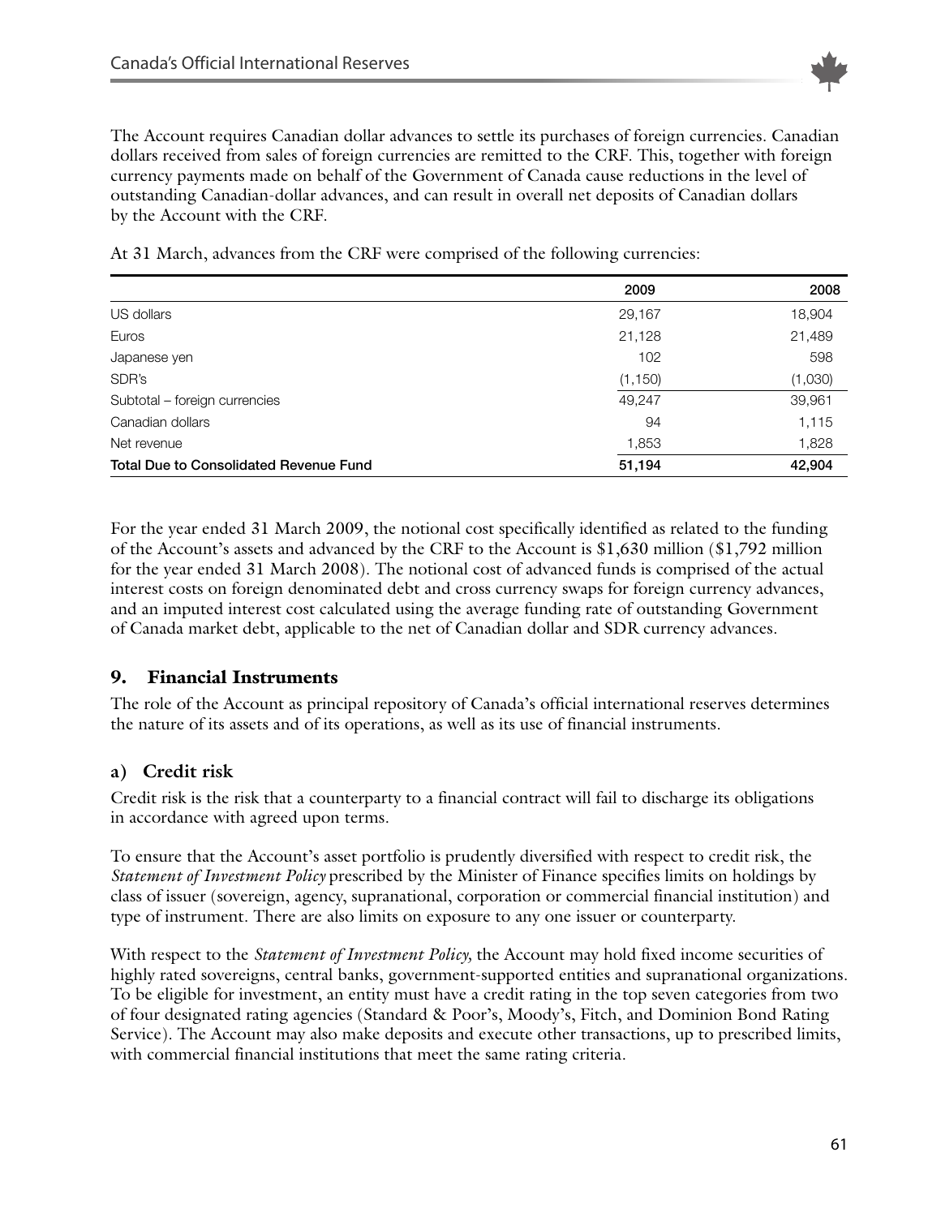The Account requires Canadian dollar advances to settle its purchases of foreign currencies. Canadian dollars received from sales of foreign currencies are remitted to the CRF. This, together with foreign currency payments made on behalf of the Government of Canada cause reductions in the level of outstanding Canadian-dollar advances, and can result in overall net deposits of Canadian dollars by the Account with the CRF.

At 31 March, advances from the CRF were comprised of the following currencies:

| | 2009 | 2008 |
|---|---|---|
| US dollars | 29,167 | 18,904 |
| Euros | 21,128 | 21,489 |
| Japanese yen | 102 | 598 |
| SDR's | (1,150) | (1,030) |
| Subtotal – foreign currencies | 49,247 | 39,961 |
| Canadian dollars | 94 | 1,115 |
| Net revenue | 1,853 | 1,828 |
| **Total Due to Consolidated Revenue Fund** | **51,194** | **42,904** |

For the year ended 31 March 2009, the notional cost specifically identified as related to the funding of the Account's assets and advanced by the CRF to the Account is $1,630 million ($1,792 million for the year ended 31 March 2008). The notional cost of advanced funds is comprised of the actual interest costs on foreign denominated debt and cross currency swaps for foreign currency advances, and an imputed interest cost calculated using the average funding rate of outstanding Government of Canada market debt, applicable to the net of Canadian dollar and SDR currency advances.

## 9. Financial Instruments

The role of the Account as principal repository of Canada's official international reserves determines the nature of its assets and of its operations, as well as its use of financial instruments.

### a) Credit risk

Credit risk is the risk that a counterparty to a financial contract will fail to discharge its obligations in accordance with agreed upon terms.

To ensure that the Account's asset portfolio is prudently diversified with respect to credit risk, the *Statement of Investment Policy* prescribed by the Minister of Finance specifies limits on holdings by class of issuer (sovereign, agency, supranational, corporation or commercial financial institution) and type of instrument. There are also limits on exposure to any one issuer or counterparty.

With respect to the *Statement of Investment Policy,* the Account may hold fixed income securities of highly rated sovereigns, central banks, government-supported entities and supranational organizations. To be eligible for investment, an entity must have a credit rating in the top seven categories from two of four designated rating agencies (Standard & Poor's, Moody's, Fitch, and Dominion Bond Rating Service). The Account may also make deposits and execute other transactions, up to prescribed limits, with commercial financial institutions that meet the same rating criteria.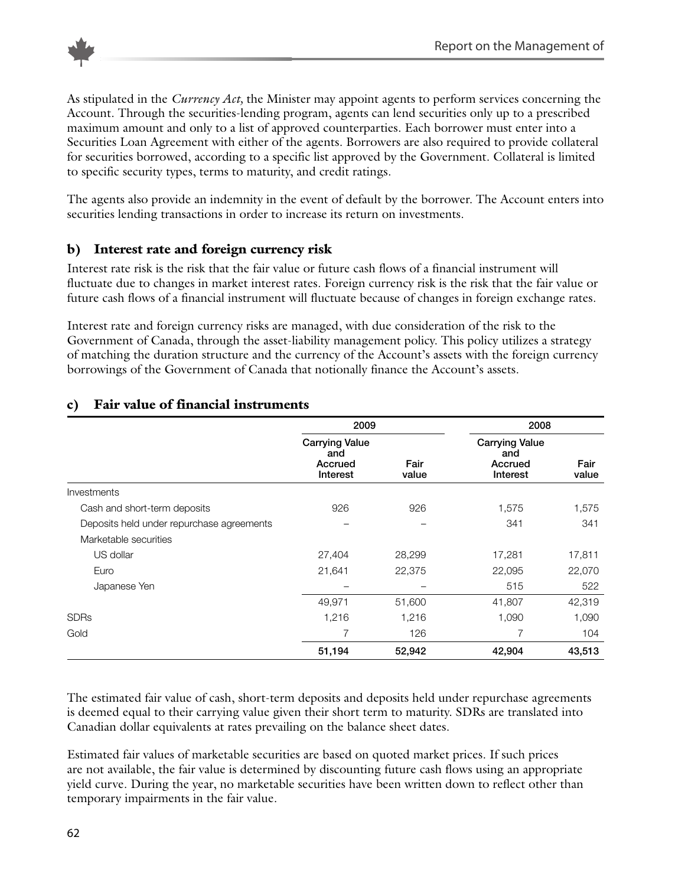As stipulated in the *Currency Act,* the Minister may appoint agents to perform services concerning the Account. Through the securities-lending program, agents can lend securities only up to a prescribed maximum amount and only to a list of approved counterparties. Each borrower must enter into a Securities Loan Agreement with either of the agents. Borrowers are also required to provide collateral for securities borrowed, according to a specific list approved by the Government. Collateral is limited to specific security types, terms to maturity, and credit ratings.

The agents also provide an indemnity in the event of default by the borrower. The Account enters into securities lending transactions in order to increase its return on investments.

## b) Interest rate and foreign currency risk

Interest rate risk is the risk that the fair value or future cash flows of a financial instrument will fluctuate due to changes in market interest rates. Foreign currency risk is the risk that the fair value or future cash flows of a financial instrument will fluctuate because of changes in foreign exchange rates.

Interest rate and foreign currency risks are managed, with due consideration of the risk to the Government of Canada, through the asset-liability management policy. This policy utilizes a strategy of matching the duration structure and the currency of the Account's assets with the foreign currency borrowings of the Government of Canada that notionally finance the Account's assets.

## c) Fair value of financial instruments

| | 2009 | | 2008 | |
|---|---|---|---|---|
| | Carrying Value and Accrued Interest | Fair value | Carrying Value and Accrued Interest | Fair value |
| Investments | | | | |
| Cash and short-term deposits | 926 | 926 | 1,575 | 1,575 |
| Deposits held under repurchase agreements | – | – | 341 | 341 |
| Marketable securities | | | | |
| US dollar | 27,404 | 28,299 | 17,281 | 17,811 |
| Euro | 21,641 | 22,375 | 22,095 | 22,070 |
| Japanese Yen | – | – | 515 | 522 |
| | 49,971 | 51,600 | 41,807 | 42,319 |
| SDRs | 1,216 | 1,216 | 1,090 | 1,090 |
| Gold | 7 | 126 | 7 | 104 |
| | **51,194** | **52,942** | **42,904** | **43,513** |

The estimated fair value of cash, short-term deposits and deposits held under repurchase agreements is deemed equal to their carrying value given their short term to maturity. SDRs are translated into Canadian dollar equivalents at rates prevailing on the balance sheet dates.

Estimated fair values of marketable securities are based on quoted market prices. If such prices are not available, the fair value is determined by discounting future cash flows using an appropriate yield curve. During the year, no marketable securities have been written down to reflect other than temporary impairments in the fair value.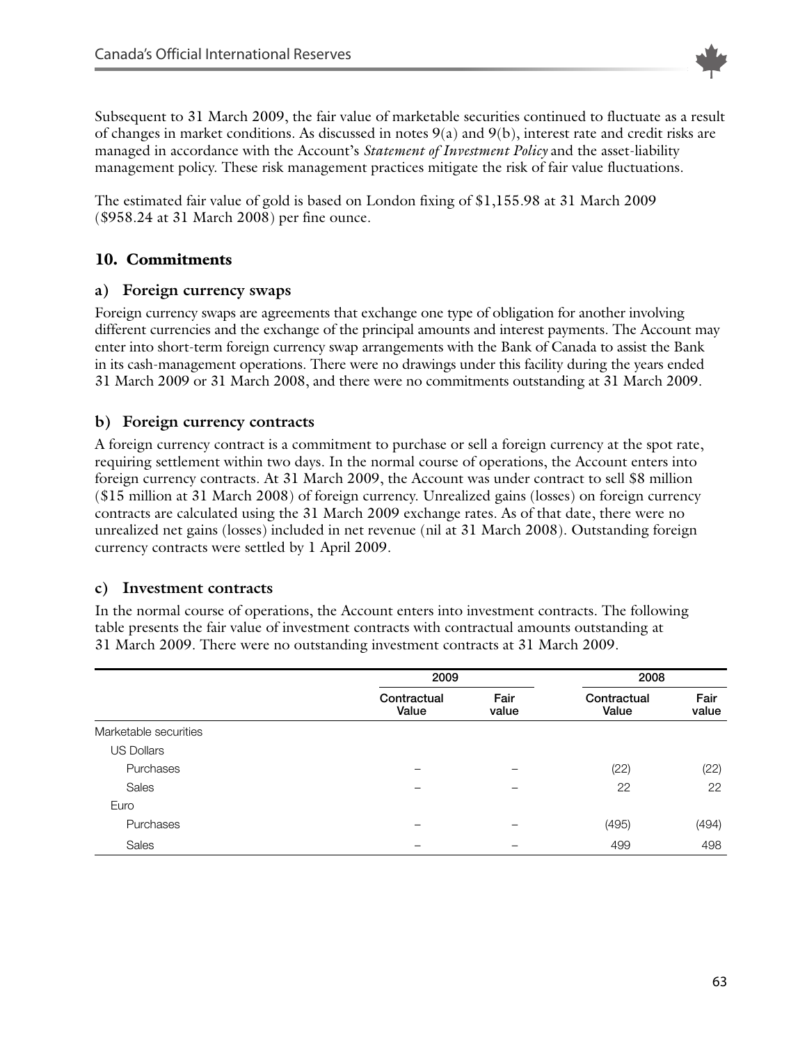Subsequent to 31 March 2009, the fair value of marketable securities continued to fluctuate as a result of changes in market conditions. As discussed in notes 9(a) and 9(b), interest rate and credit risks are managed in accordance with the Account's *Statement of Investment Policy* and the asset-liability management policy. These risk management practices mitigate the risk of fair value fluctuations.

The estimated fair value of gold is based on London fixing of $1,155.98 at 31 March 2009 ($958.24 at 31 March 2008) per fine ounce.

## 10. Commitments

### a) Foreign currency swaps

Foreign currency swaps are agreements that exchange one type of obligation for another involving different currencies and the exchange of the principal amounts and interest payments. The Account may enter into short-term foreign currency swap arrangements with the Bank of Canada to assist the Bank in its cash-management operations. There were no drawings under this facility during the years ended 31 March 2009 or 31 March 2008, and there were no commitments outstanding at 31 March 2009.

### b) Foreign currency contracts

A foreign currency contract is a commitment to purchase or sell a foreign currency at the spot rate, requiring settlement within two days. In the normal course of operations, the Account enters into foreign currency contracts. At 31 March 2009, the Account was under contract to sell $8 million ($15 million at 31 March 2008) of foreign currency. Unrealized gains (losses) on foreign currency contracts are calculated using the 31 March 2009 exchange rates. As of that date, there were no unrealized net gains (losses) included in net revenue (nil at 31 March 2008). Outstanding foreign currency contracts were settled by 1 April 2009.

### c) Investment contracts

In the normal course of operations, the Account enters into investment contracts. The following table presents the fair value of investment contracts with contractual amounts outstanding at 31 March 2009. There were no outstanding investment contracts at 31 March 2009.

| | 2009 | | 2008 | |
|---|---|---|---|---|
| | Contractual Value | Fair value | Contractual Value | Fair value |
| Marketable securities | | | | |
| US Dollars | | | | |
| Purchases | – | – | (22) | (22) |
| Sales | – | – | 22 | 22 |
| Euro | | | | |
| Purchases | – | – | (495) | (494) |
| Sales | – | – | 499 | 498 |